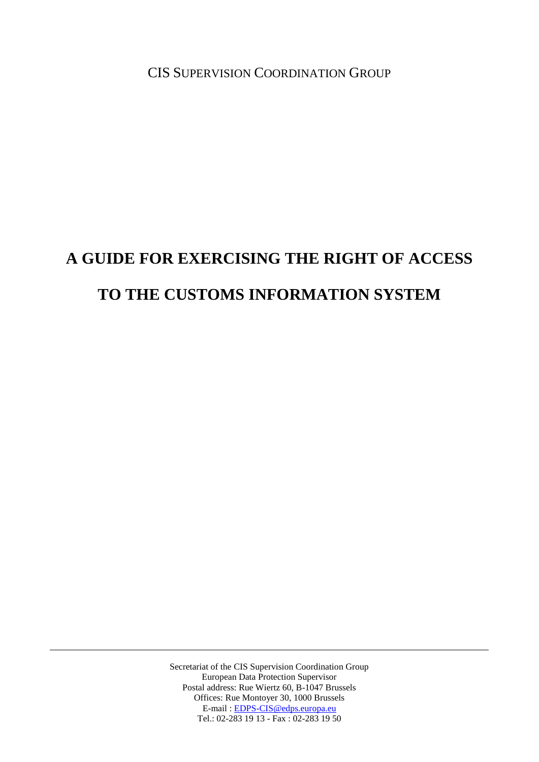CIS SUPERVISION COORDINATION GROUP

# A GUIDE FOR EXERCISING THE RIGHT OF ACCESS

# TO THE CUSTOMS INFORMATION SYSTEM

---

Secretariat of the CIS Supervision Coordination Group
European Data Protection Supervisor
Postal address: Rue Wiertz 60, B-1047 Brussels
Offices: Rue Montoyer 30, 1000 Brussels
E-mail : EDPS-CIS@edps.europa.eu
Tel.: 02-283 19 13 - Fax : 02-283 19 50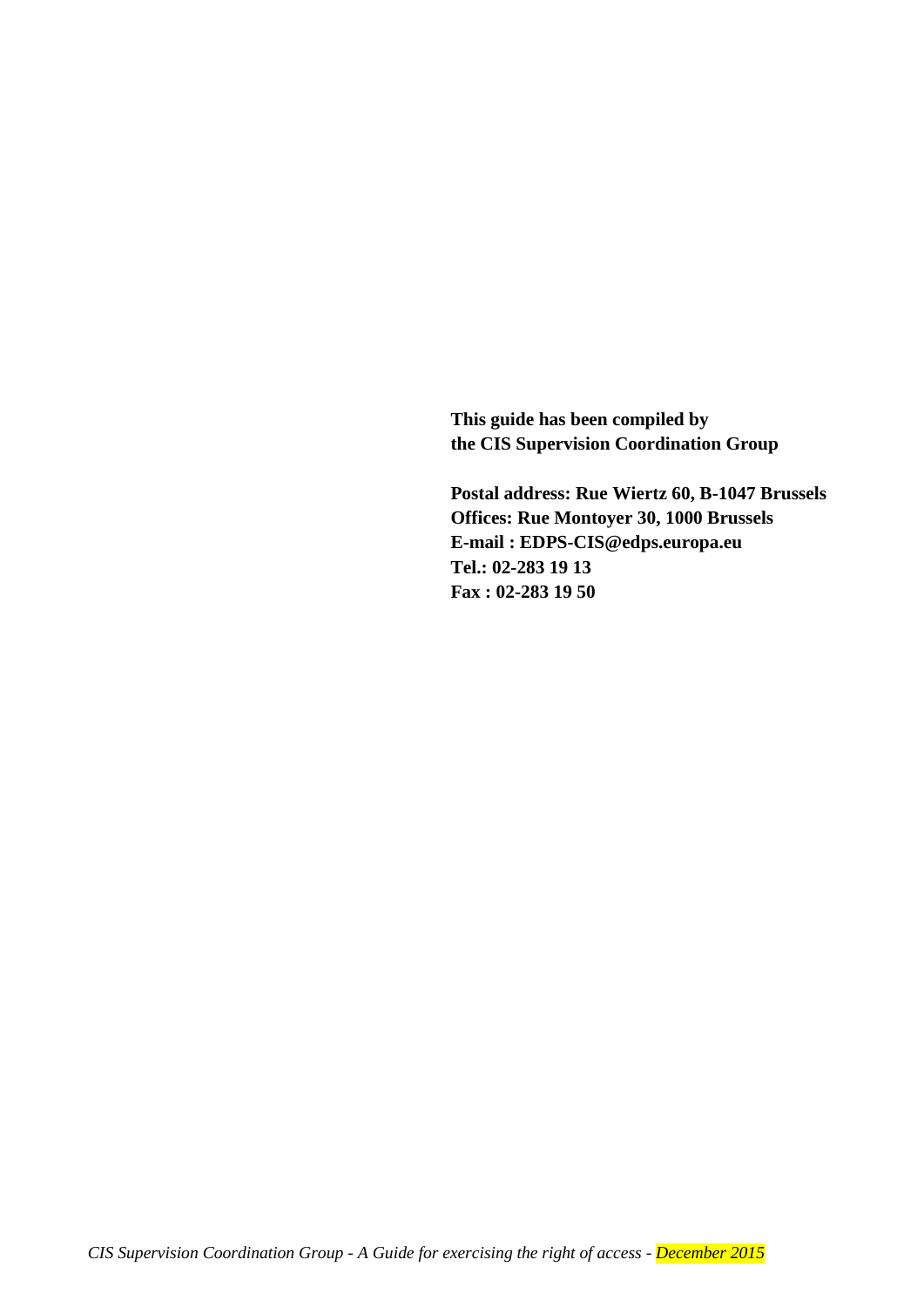**This guide has been compiled by**
**the CIS Supervision Coordination Group**

**Postal address: Rue Wiertz 60, B-1047 Brussels**
**Offices: Rue Montoyer 30, 1000 Brussels**
**E-mail : EDPS-CIS@edps.europa.eu**
**Tel.: 02-283 19 13**
**Fax : 02-283 19 50**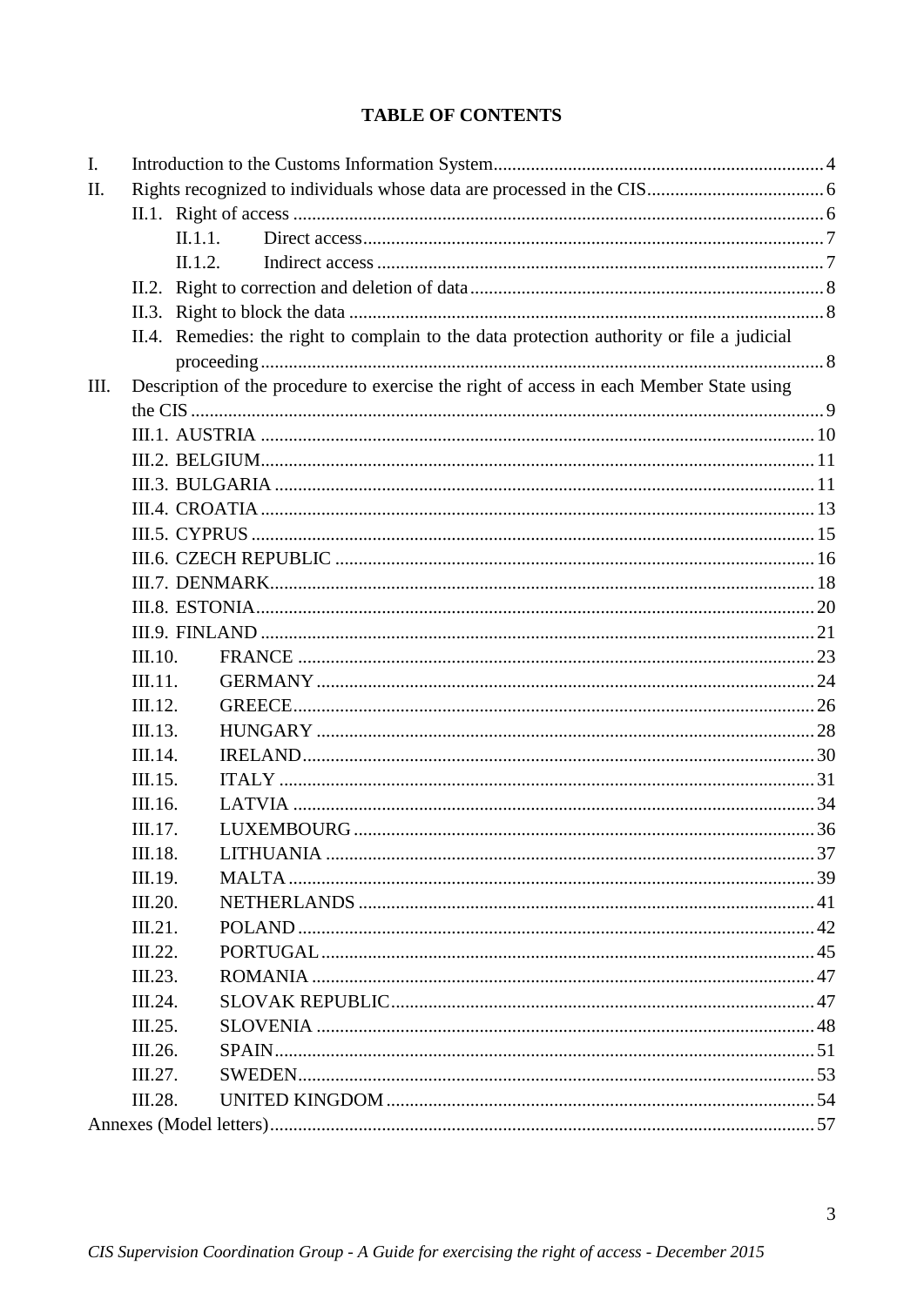## TABLE OF CONTENTS

- I. Introduction to the Customs Information System ..... 4
- II. Rights recognized to individuals whose data are processed in the CIS ..... 6
  - II.1. Right of access ..... 6
    - II.1.1. Direct access ..... 7
    - II.1.2. Indirect access ..... 7
  - II.2. Right to correction and deletion of data ..... 8
  - II.3. Right to block the data ..... 8
  - II.4. Remedies: the right to complain to the data protection authority or file a judicial proceeding ..... 8
- III. Description of the procedure to exercise the right of access in each Member State using the CIS ..... 9
  - III.1. AUSTRIA ..... 10
  - III.2. BELGIUM ..... 11
  - III.3. BULGARIA ..... 11
  - III.4. CROATIA ..... 13
  - III.5. CYPRUS ..... 15
  - III.6. CZECH REPUBLIC ..... 16
  - III.7. DENMARK ..... 18
  - III.8. ESTONIA ..... 20
  - III.9. FINLAND ..... 21
  - III.10. FRANCE ..... 23
  - III.11. GERMANY ..... 24
  - III.12. GREECE ..... 26
  - III.13. HUNGARY ..... 28
  - III.14. IRELAND ..... 30
  - III.15. ITALY ..... 31
  - III.16. LATVIA ..... 34
  - III.17. LUXEMBOURG ..... 36
  - III.18. LITHUANIA ..... 37
  - III.19. MALTA ..... 39
  - III.20. NETHERLANDS ..... 41
  - III.21. POLAND ..... 42
  - III.22. PORTUGAL ..... 45
  - III.23. ROMANIA ..... 47
  - III.24. SLOVAK REPUBLIC ..... 47
  - III.25. SLOVENIA ..... 48
  - III.26. SPAIN ..... 51
  - III.27. SWEDEN ..... 53
  - III.28. UNITED KINGDOM ..... 54
- Annexes (Model letters) ..... 57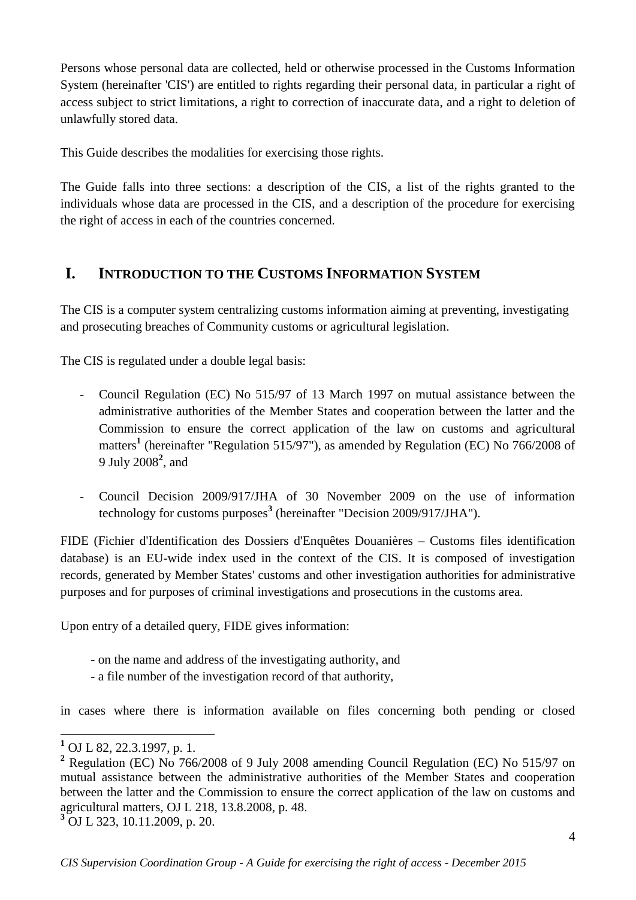Persons whose personal data are collected, held or otherwise processed in the Customs Information System (hereinafter 'CIS') are entitled to rights regarding their personal data, in particular a right of access subject to strict limitations, a right to correction of inaccurate data, and a right to deletion of unlawfully stored data.

This Guide describes the modalities for exercising those rights.

The Guide falls into three sections: a description of the CIS, a list of the rights granted to the individuals whose data are processed in the CIS, and a description of the procedure for exercising the right of access in each of the countries concerned.

## I. INTRODUCTION TO THE CUSTOMS INFORMATION SYSTEM

The CIS is a computer system centralizing customs information aiming at preventing, investigating and prosecuting breaches of Community customs or agricultural legislation.

The CIS is regulated under a double legal basis:

- Council Regulation (EC) No 515/97 of 13 March 1997 on mutual assistance between the administrative authorities of the Member States and cooperation between the latter and the Commission to ensure the correct application of the law on customs and agricultural matters[1] (hereinafter "Regulation 515/97"), as amended by Regulation (EC) No 766/2008 of 9 July 2008[2], and

- Council Decision 2009/917/JHA of 30 November 2009 on the use of information technology for customs purposes[3] (hereinafter "Decision 2009/917/JHA").

FIDE (Fichier d'Identification des Dossiers d'Enquêtes Douanières – Customs files identification database) is an EU-wide index used in the context of the CIS. It is composed of investigation records, generated by Member States' customs and other investigation authorities for administrative purposes and for purposes of criminal investigations and prosecutions in the customs area.

Upon entry of a detailed query, FIDE gives information:

- on the name and address of the investigating authority, and
- a file number of the investigation record of that authority,

in cases where there is information available on files concerning both pending or closed

---

[1] OJ L 82, 22.3.1997, p. 1.

[2] Regulation (EC) No 766/2008 of 9 July 2008 amending Council Regulation (EC) No 515/97 on mutual assistance between the administrative authorities of the Member States and cooperation between the latter and the Commission to ensure the correct application of the law on customs and agricultural matters, OJ L 218, 13.8.2008, p. 48.

[3] OJ L 323, 10.11.2009, p. 20.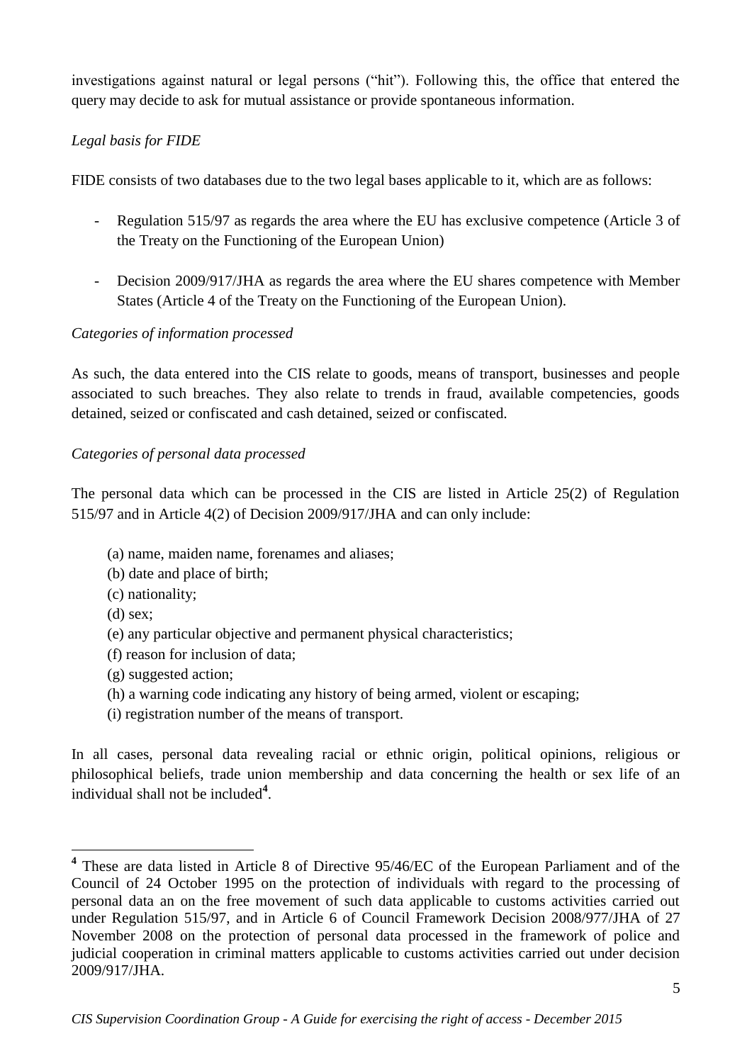investigations against natural or legal persons ("hit"). Following this, the office that entered the query may decide to ask for mutual assistance or provide spontaneous information.

*Legal basis for FIDE*

FIDE consists of two databases due to the two legal bases applicable to it, which are as follows:

- Regulation 515/97 as regards the area where the EU has exclusive competence (Article 3 of the Treaty on the Functioning of the European Union)

- Decision 2009/917/JHA as regards the area where the EU shares competence with Member States (Article 4 of the Treaty on the Functioning of the European Union).

*Categories of information processed*

As such, the data entered into the CIS relate to goods, means of transport, businesses and people associated to such breaches. They also relate to trends in fraud, available competencies, goods detained, seized or confiscated and cash detained, seized or confiscated.

*Categories of personal data processed*

The personal data which can be processed in the CIS are listed in Article 25(2) of Regulation 515/97 and in Article 4(2) of Decision 2009/917/JHA and can only include:

(a) name, maiden name, forenames and aliases;
(b) date and place of birth;
(c) nationality;
(d) sex;
(e) any particular objective and permanent physical characteristics;
(f) reason for inclusion of data;
(g) suggested action;
(h) a warning code indicating any history of being armed, violent or escaping;
(i) registration number of the means of transport.

In all cases, personal data revealing racial or ethnic origin, political opinions, religious or philosophical beliefs, trade union membership and data concerning the health or sex life of an individual shall not be included[4].

[4] These are data listed in Article 8 of Directive 95/46/EC of the European Parliament and of the Council of 24 October 1995 on the protection of individuals with regard to the processing of personal data an on the free movement of such data applicable to customs activities carried out under Regulation 515/97, and in Article 6 of Council Framework Decision 2008/977/JHA of 27 November 2008 on the protection of personal data processed in the framework of police and judicial cooperation in criminal matters applicable to customs activities carried out under decision 2009/917/JHA.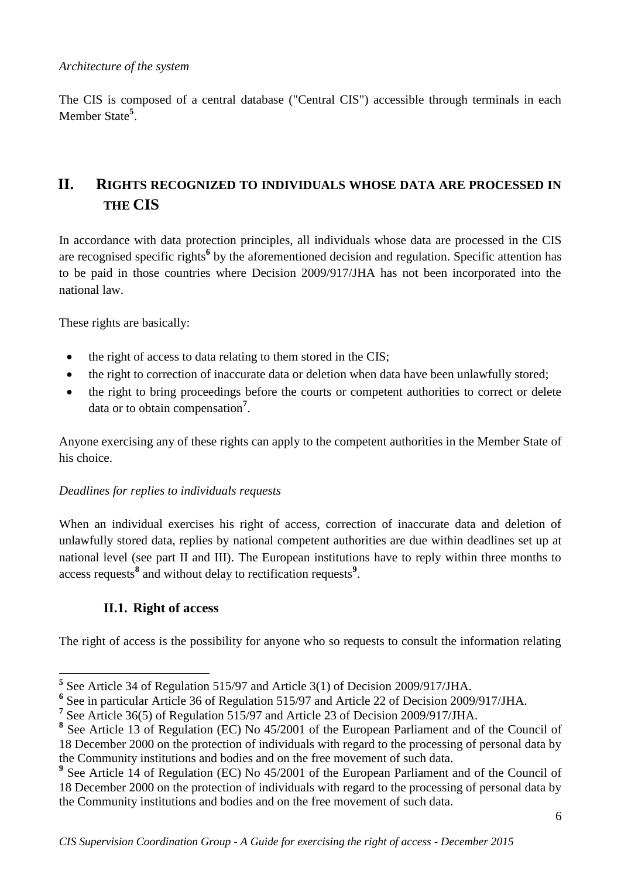*Architecture of the system*

The CIS is composed of a central database ("Central CIS") accessible through terminals in each Member State[5].

## II. RIGHTS RECOGNIZED TO INDIVIDUALS WHOSE DATA ARE PROCESSED IN THE CIS

In accordance with data protection principles, all individuals whose data are processed in the CIS are recognised specific rights[6] by the aforementioned decision and regulation. Specific attention has to be paid in those countries where Decision 2009/917/JHA has not been incorporated into the national law.

These rights are basically:

- the right of access to data relating to them stored in the CIS;
- the right to correction of inaccurate data or deletion when data have been unlawfully stored;
- the right to bring proceedings before the courts or competent authorities to correct or delete data or to obtain compensation[7].

Anyone exercising any of these rights can apply to the competent authorities in the Member State of his choice.

*Deadlines for replies to individuals requests*

When an individual exercises his right of access, correction of inaccurate data and deletion of unlawfully stored data, replies by national competent authorities are due within deadlines set up at national level (see part II and III). The European institutions have to reply within three months to access requests[8] and without delay to rectification requests[9].

### II.1. Right of access

The right of access is the possibility for anyone who so requests to consult the information relating

---

[5] See Article 34 of Regulation 515/97 and Article 3(1) of Decision 2009/917/JHA.

[6] See in particular Article 36 of Regulation 515/97 and Article 22 of Decision 2009/917/JHA.

[7] See Article 36(5) of Regulation 515/97 and Article 23 of Decision 2009/917/JHA.

[8] See Article 13 of Regulation (EC) No 45/2001 of the European Parliament and of the Council of 18 December 2000 on the protection of individuals with regard to the processing of personal data by the Community institutions and bodies and on the free movement of such data.

[9] See Article 14 of Regulation (EC) No 45/2001 of the European Parliament and of the Council of 18 December 2000 on the protection of individuals with regard to the processing of personal data by the Community institutions and bodies and on the free movement of such data.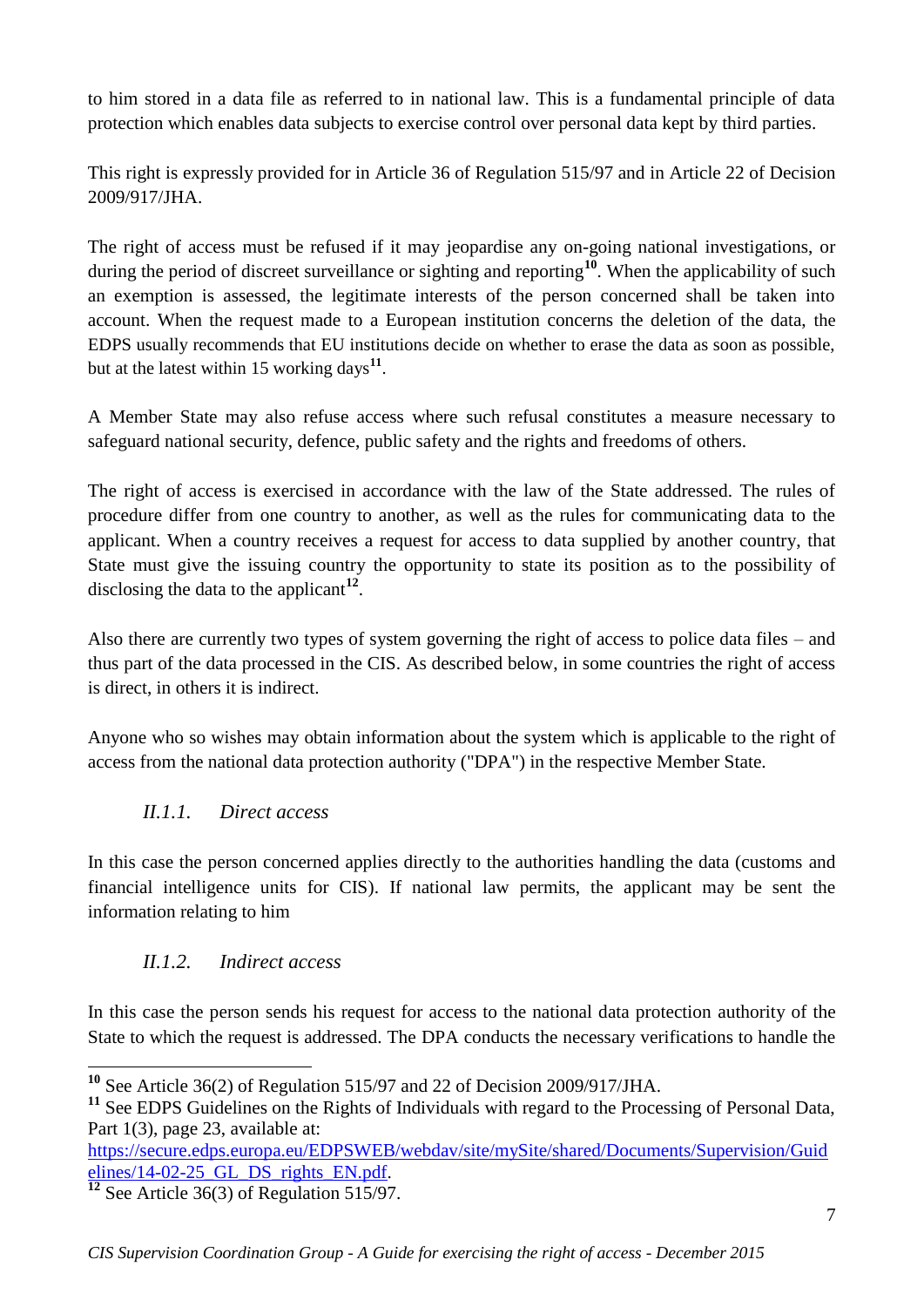to him stored in a data file as referred to in national law. This is a fundamental principle of data protection which enables data subjects to exercise control over personal data kept by third parties.

This right is expressly provided for in Article 36 of Regulation 515/97 and in Article 22 of Decision 2009/917/JHA.

The right of access must be refused if it may jeopardise any on-going national investigations, or during the period of discreet surveillance or sighting and reporting[10]. When the applicability of such an exemption is assessed, the legitimate interests of the person concerned shall be taken into account. When the request made to a European institution concerns the deletion of the data, the EDPS usually recommends that EU institutions decide on whether to erase the data as soon as possible, but at the latest within 15 working days[11].

A Member State may also refuse access where such refusal constitutes a measure necessary to safeguard national security, defence, public safety and the rights and freedoms of others.

The right of access is exercised in accordance with the law of the State addressed. The rules of procedure differ from one country to another, as well as the rules for communicating data to the applicant. When a country receives a request for access to data supplied by another country, that State must give the issuing country the opportunity to state its position as to the possibility of disclosing the data to the applicant[12].

Also there are currently two types of system governing the right of access to police data files – and thus part of the data processed in the CIS. As described below, in some countries the right of access is direct, in others it is indirect.

Anyone who so wishes may obtain information about the system which is applicable to the right of access from the national data protection authority ("DPA") in the respective Member State.

### *II.1.1. Direct access*

In this case the person concerned applies directly to the authorities handling the data (customs and financial intelligence units for CIS). If national law permits, the applicant may be sent the information relating to him

### *II.1.2. Indirect access*

In this case the person sends his request for access to the national data protection authority of the State to which the request is addressed. The DPA conducts the necessary verifications to handle the

---

[10] See Article 36(2) of Regulation 515/97 and 22 of Decision 2009/917/JHA.

[11] See EDPS Guidelines on the Rights of Individuals with regard to the Processing of Personal Data, Part 1(3), page 23, available at: https://secure.edps.europa.eu/EDPSWEB/webdav/site/mySite/shared/Documents/Supervision/Guidelines/14-02-25_GL_DS_rights_EN.pdf.

[12] See Article 36(3) of Regulation 515/97.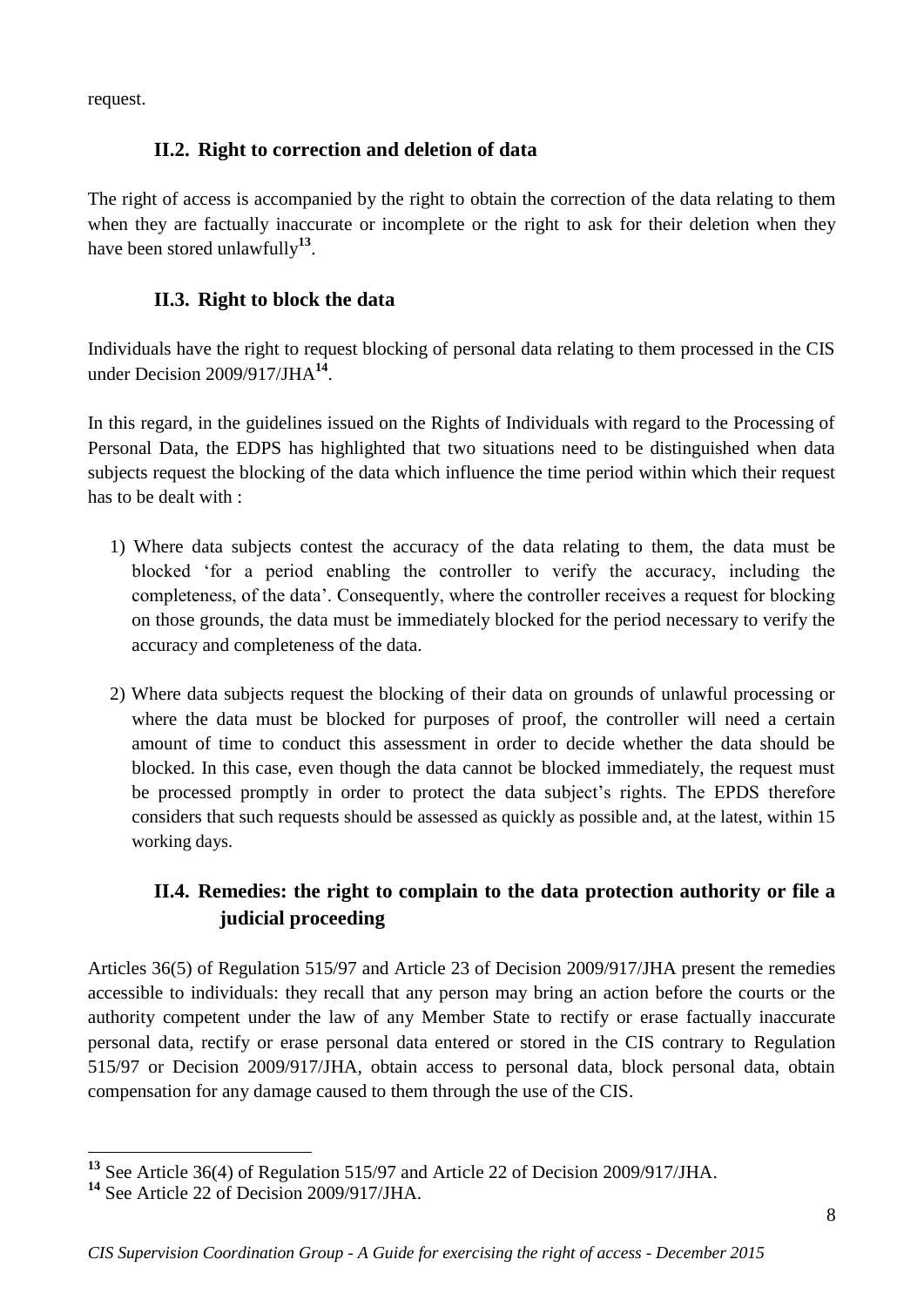request.

### II.2. Right to correction and deletion of data

The right of access is accompanied by the right to obtain the correction of the data relating to them when they are factually inaccurate or incomplete or the right to ask for their deletion when they have been stored unlawfully[13].

### II.3. Right to block the data

Individuals have the right to request blocking of personal data relating to them processed in the CIS under Decision 2009/917/JHA[14].

In this regard, in the guidelines issued on the Rights of Individuals with regard to the Processing of Personal Data, the EDPS has highlighted that two situations need to be distinguished when data subjects request the blocking of the data which influence the time period within which their request has to be dealt with :

1) Where data subjects contest the accuracy of the data relating to them, the data must be blocked 'for a period enabling the controller to verify the accuracy, including the completeness, of the data'. Consequently, where the controller receives a request for blocking on those grounds, the data must be immediately blocked for the period necessary to verify the accuracy and completeness of the data.

2) Where data subjects request the blocking of their data on grounds of unlawful processing or where the data must be blocked for purposes of proof, the controller will need a certain amount of time to conduct this assessment in order to decide whether the data should be blocked. In this case, even though the data cannot be blocked immediately, the request must be processed promptly in order to protect the data subject's rights. The EPDS therefore considers that such requests should be assessed as quickly as possible and, at the latest, within 15 working days.

### II.4. Remedies: the right to complain to the data protection authority or file a judicial proceeding

Articles 36(5) of Regulation 515/97 and Article 23 of Decision 2009/917/JHA present the remedies accessible to individuals: they recall that any person may bring an action before the courts or the authority competent under the law of any Member State to rectify or erase factually inaccurate personal data, rectify or erase personal data entered or stored in the CIS contrary to Regulation 515/97 or Decision 2009/917/JHA, obtain access to personal data, block personal data, obtain compensation for any damage caused to them through the use of the CIS.

---

[13] See Article 36(4) of Regulation 515/97 and Article 22 of Decision 2009/917/JHA.

[14] See Article 22 of Decision 2009/917/JHA.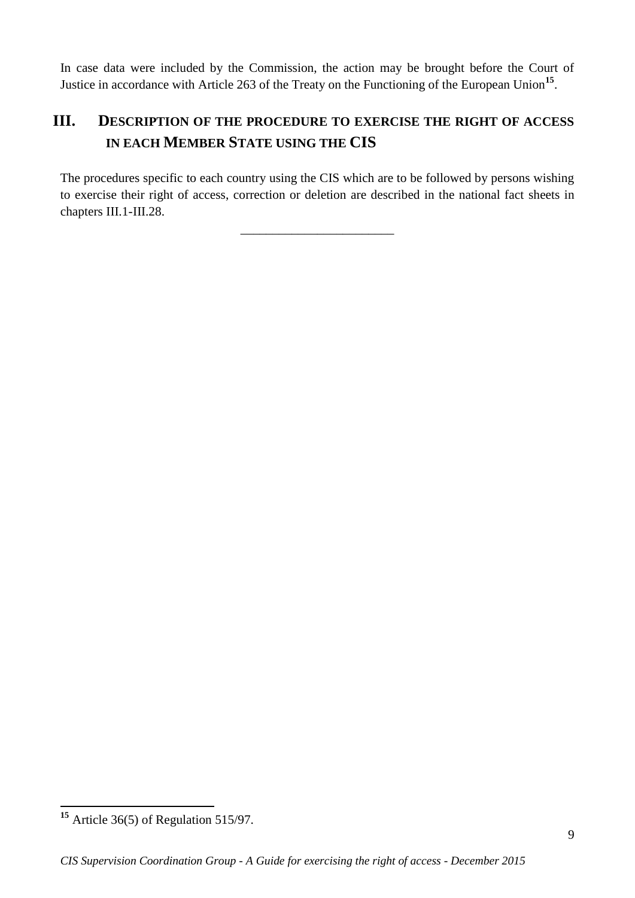In case data were included by the Commission, the action may be brought before the Court of Justice in accordance with Article 263 of the Treaty on the Functioning of the European Union[15].

# III. DESCRIPTION OF THE PROCEDURE TO EXERCISE THE RIGHT OF ACCESS IN EACH MEMBER STATE USING THE CIS

The procedures specific to each country using the CIS which are to be followed by persons wishing to exercise their right of access, correction or deletion are described in the national fact sheets in chapters III.1-III.28.

________________________

[15] Article 36(5) of Regulation 515/97.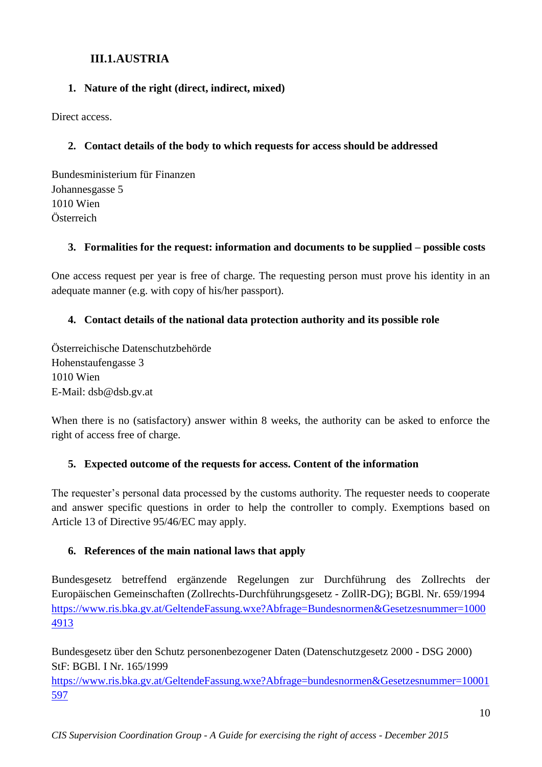## III.1.AUSTRIA

### 1. Nature of the right (direct, indirect, mixed)

Direct access.

### 2. Contact details of the body to which requests for access should be addressed

Bundesministerium für Finanzen
Johannesgasse 5
1010 Wien
Österreich

### 3. Formalities for the request: information and documents to be supplied – possible costs

One access request per year is free of charge. The requesting person must prove his identity in an adequate manner (e.g. with copy of his/her passport).

### 4. Contact details of the national data protection authority and its possible role

Österreichische Datenschutzbehörde
Hohenstaufengasse 3
1010 Wien
E-Mail: dsb@dsb.gv.at

When there is no (satisfactory) answer within 8 weeks, the authority can be asked to enforce the right of access free of charge.

### 5. Expected outcome of the requests for access. Content of the information

The requester's personal data processed by the customs authority. The requester needs to cooperate and answer specific questions in order to help the controller to comply. Exemptions based on Article 13 of Directive 95/46/EC may apply.

### 6. References of the main national laws that apply

Bundesgesetz betreffend ergänzende Regelungen zur Durchführung des Zollrechts der Europäischen Gemeinschaften (Zollrechts-Durchführungsgesetz - ZollR-DG); BGBl. Nr. 659/1994
https://www.ris.bka.gv.at/GeltendeFassung.wxe?Abfrage=Bundesnormen&Gesetzesnummer=10004913

Bundesgesetz über den Schutz personenbezogener Daten (Datenschutzgesetz 2000 - DSG 2000) StF: BGBl. I Nr. 165/1999
https://www.ris.bka.gv.at/GeltendeFassung.wxe?Abfrage=bundesnormen&Gesetzesnummer=10001597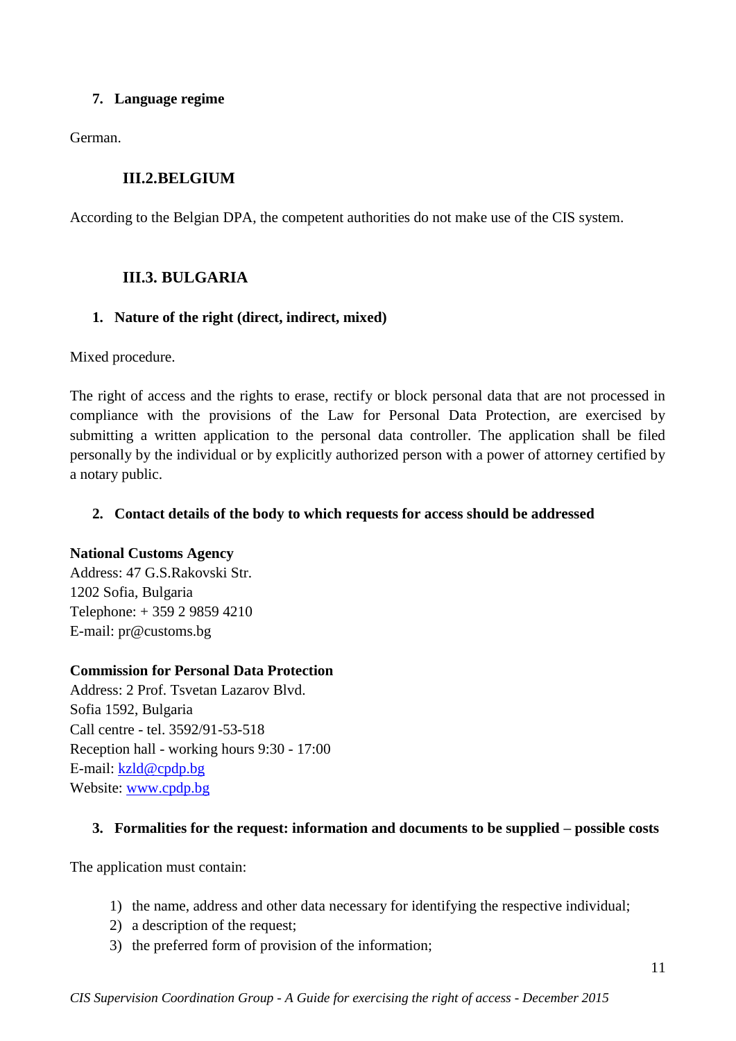#### 7. Language regime

German.

### III.2.BELGIUM

According to the Belgian DPA, the competent authorities do not make use of the CIS system.

### III.3. BULGARIA

#### 1. Nature of the right (direct, indirect, mixed)

Mixed procedure.

The right of access and the rights to erase, rectify or block personal data that are not processed in compliance with the provisions of the Law for Personal Data Protection, are exercised by submitting a written application to the personal data controller. The application shall be filed personally by the individual or by explicitly authorized person with a power of attorney certified by a notary public.

#### 2. Contact details of the body to which requests for access should be addressed

**National Customs Agency**
Address: 47 G.S.Rakovski Str.
1202 Sofia, Bulgaria
Telephone: + 359 2 9859 4210
E-mail: pr@customs.bg

**Commission for Personal Data Protection**
Address: 2 Prof. Tsvetan Lazarov Blvd.
Sofia 1592, Bulgaria
Call centre - tel. 3592/91-53-518
Reception hall - working hours 9:30 - 17:00
E-mail: kzld@cpdp.bg
Website: www.cpdp.bg

#### 3. Formalities for the request: information and documents to be supplied – possible costs

The application must contain:

1) the name, address and other data necessary for identifying the respective individual;
2) a description of the request;
3) the preferred form of provision of the information;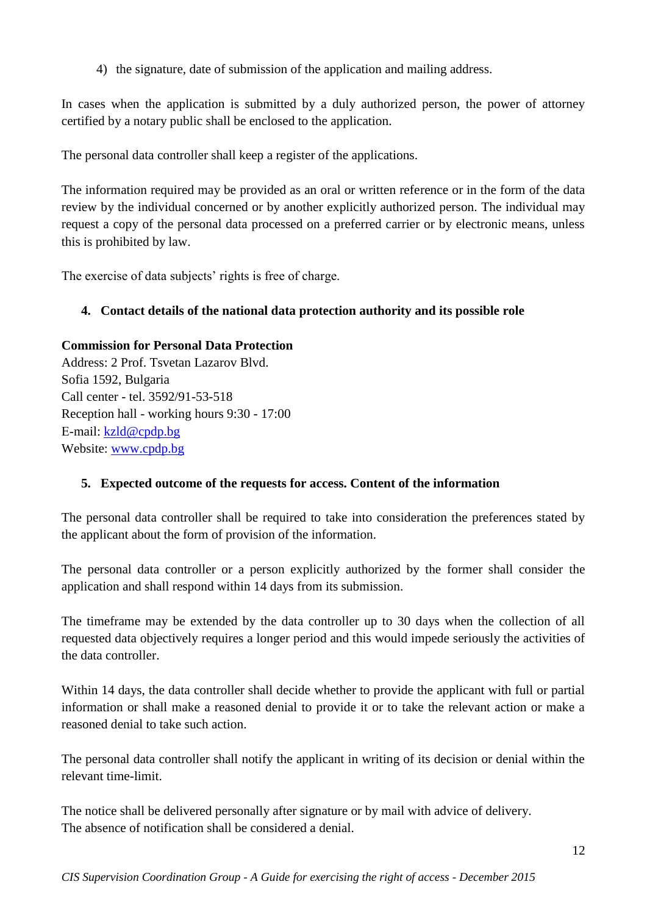4) the signature, date of submission of the application and mailing address.

In cases when the application is submitted by a duly authorized person, the power of attorney certified by a notary public shall be enclosed to the application.

The personal data controller shall keep a register of the applications.

The information required may be provided as an oral or written reference or in the form of the data review by the individual concerned or by another explicitly authorized person. The individual may request a copy of the personal data processed on a preferred carrier or by electronic means, unless this is prohibited by law.

The exercise of data subjects' rights is free of charge.

## 4. Contact details of the national data protection authority and its possible role

**Commission for Personal Data Protection**
Address: 2 Prof. Tsvetan Lazarov Blvd.
Sofia 1592, Bulgaria
Call center - tel. 3592/91-53-518
Reception hall - working hours 9:30 - 17:00
E-mail: kzld@cpdp.bg
Website: www.cpdp.bg

## 5. Expected outcome of the requests for access. Content of the information

The personal data controller shall be required to take into consideration the preferences stated by the applicant about the form of provision of the information.

The personal data controller or a person explicitly authorized by the former shall consider the application and shall respond within 14 days from its submission.

The timeframe may be extended by the data controller up to 30 days when the collection of all requested data objectively requires a longer period and this would impede seriously the activities of the data controller.

Within 14 days, the data controller shall decide whether to provide the applicant with full or partial information or shall make a reasoned denial to provide it or to take the relevant action or make a reasoned denial to take such action.

The personal data controller shall notify the applicant in writing of its decision or denial within the relevant time-limit.

The notice shall be delivered personally after signature or by mail with advice of delivery.
The absence of notification shall be considered a denial.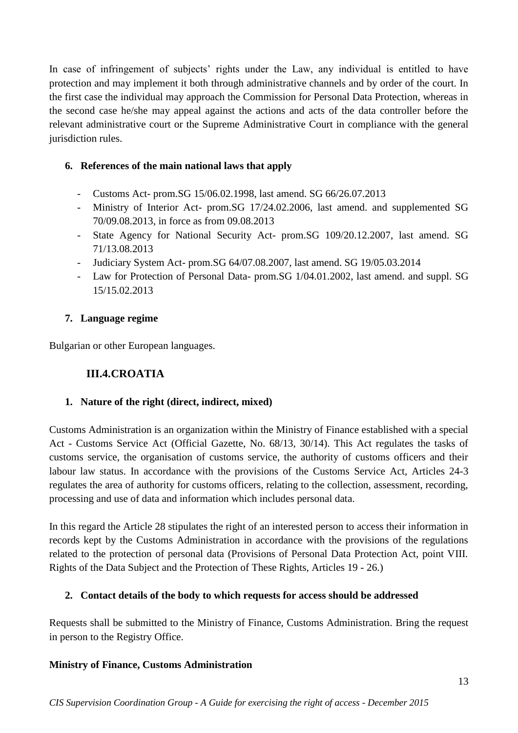In case of infringement of subjects' rights under the Law, any individual is entitled to have protection and may implement it both through administrative channels and by order of the court. In the first case the individual may approach the Commission for Personal Data Protection, whereas in the second case he/she may appeal against the actions and acts of the data controller before the relevant administrative court or the Supreme Administrative Court in compliance with the general jurisdiction rules.

### 6. References of the main national laws that apply

- Customs Act- prom.SG 15/06.02.1998, last amend. SG 66/26.07.2013
- Ministry of Interior Act- prom.SG 17/24.02.2006, last amend. and supplemented SG 70/09.08.2013, in force as from 09.08.2013
- State Agency for National Security Act- prom.SG 109/20.12.2007, last amend. SG 71/13.08.2013
- Judiciary System Act- prom.SG 64/07.08.2007, last amend. SG 19/05.03.2014
- Law for Protection of Personal Data- prom.SG 1/04.01.2002, last amend. and suppl. SG 15/15.02.2013

### 7. Language regime

Bulgarian or other European languages.

## III.4.CROATIA

### 1. Nature of the right (direct, indirect, mixed)

Customs Administration is an organization within the Ministry of Finance established with a special Act - Customs Service Act (Official Gazette, No. 68/13, 30/14). This Act regulates the tasks of customs service, the organisation of customs service, the authority of customs officers and their labour law status. In accordance with the provisions of the Customs Service Act, Articles 24-3 regulates the area of authority for customs officers, relating to the collection, assessment, recording, processing and use of data and information which includes personal data.

In this regard the Article 28 stipulates the right of an interested person to access their information in records kept by the Customs Administration in accordance with the provisions of the regulations related to the protection of personal data (Provisions of Personal Data Protection Act, point VIII. Rights of the Data Subject and the Protection of These Rights, Articles 19 - 26.)

### 2. Contact details of the body to which requests for access should be addressed

Requests shall be submitted to the Ministry of Finance, Customs Administration. Bring the request in person to the Registry Office.

**Ministry of Finance, Customs Administration**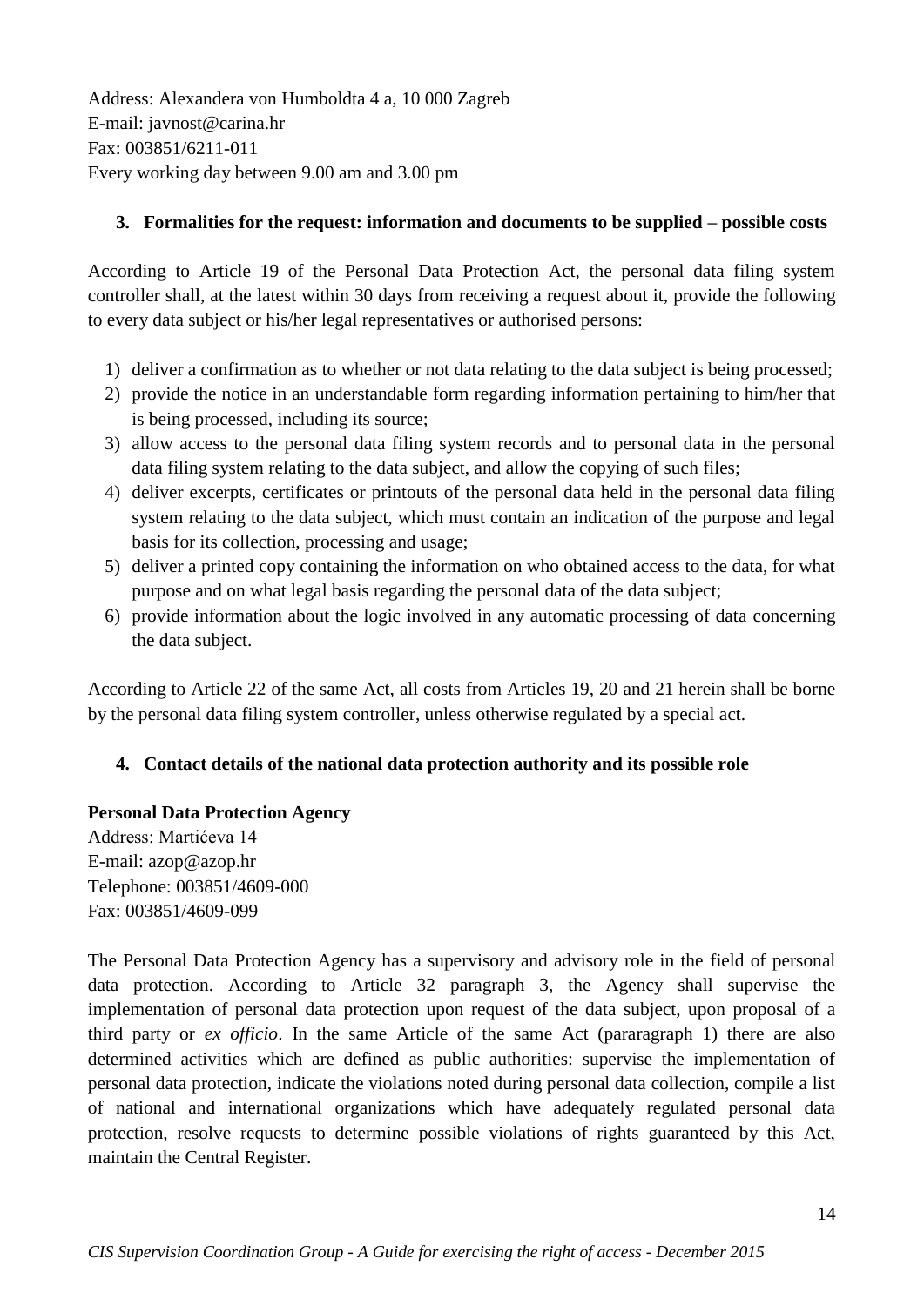Address: Alexandera von Humboldta 4 a, 10 000 Zagreb
E-mail: javnost@carina.hr
Fax: 003851/6211-011
Every working day between 9.00 am and 3.00 pm

### 3. Formalities for the request: information and documents to be supplied – possible costs

According to Article 19 of the Personal Data Protection Act, the personal data filing system controller shall, at the latest within 30 days from receiving a request about it, provide the following to every data subject or his/her legal representatives or authorised persons:

1) deliver a confirmation as to whether or not data relating to the data subject is being processed;
2) provide the notice in an understandable form regarding information pertaining to him/her that is being processed, including its source;
3) allow access to the personal data filing system records and to personal data in the personal data filing system relating to the data subject, and allow the copying of such files;
4) deliver excerpts, certificates or printouts of the personal data held in the personal data filing system relating to the data subject, which must contain an indication of the purpose and legal basis for its collection, processing and usage;
5) deliver a printed copy containing the information on who obtained access to the data, for what purpose and on what legal basis regarding the personal data of the data subject;
6) provide information about the logic involved in any automatic processing of data concerning the data subject.

According to Article 22 of the same Act, all costs from Articles 19, 20 and 21 herein shall be borne by the personal data filing system controller, unless otherwise regulated by a special act.

### 4. Contact details of the national data protection authority and its possible role

**Personal Data Protection Agency**
Address: Martićeva 14
E-mail: azop@azop.hr
Telephone: 003851/4609-000
Fax: 003851/4609-099

The Personal Data Protection Agency has a supervisory and advisory role in the field of personal data protection. According to Article 32 paragraph 3, the Agency shall supervise the implementation of personal data protection upon request of the data subject, upon proposal of a third party or *ex officio*. In the same Article of the same Act (pararagraph 1) there are also determined activities which are defined as public authorities: supervise the implementation of personal data protection, indicate the violations noted during personal data collection, compile a list of national and international organizations which have adequately regulated personal data protection, resolve requests to determine possible violations of rights guaranteed by this Act, maintain the Central Register.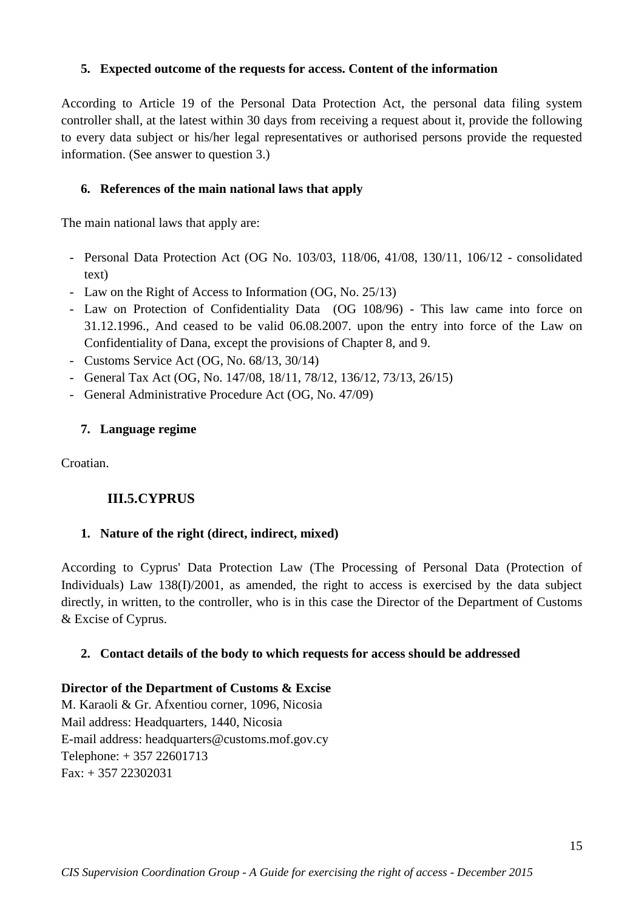### 5. Expected outcome of the requests for access. Content of the information

According to Article 19 of the Personal Data Protection Act, the personal data filing system controller shall, at the latest within 30 days from receiving a request about it, provide the following to every data subject or his/her legal representatives or authorised persons provide the requested information. (See answer to question 3.)

### 6. References of the main national laws that apply

The main national laws that apply are:

- Personal Data Protection Act (OG No. 103/03, 118/06, 41/08, 130/11, 106/12 - consolidated text)
- Law on the Right of Access to Information (OG, No. 25/13)
- Law on Protection of Confidentiality Data (OG 108/96) - This law came into force on 31.12.1996., And ceased to be valid 06.08.2007. upon the entry into force of the Law on Confidentiality of Dana, except the provisions of Chapter 8, and 9.
- Customs Service Act (OG, No. 68/13, 30/14)
- General Tax Act (OG, No. 147/08, 18/11, 78/12, 136/12, 73/13, 26/15)
- General Administrative Procedure Act (OG, No. 47/09)

### 7. Language regime

Croatian.

## III.5. CYPRUS

### 1. Nature of the right (direct, indirect, mixed)

According to Cyprus' Data Protection Law (The Processing of Personal Data (Protection of Individuals) Law 138(I)/2001, as amended, the right to access is exercised by the data subject directly, in written, to the controller, who is in this case the Director of the Department of Customs & Excise of Cyprus.

### 2. Contact details of the body to which requests for access should be addressed

**Director of the Department of Customs & Excise**
M. Karaoli & Gr. Afxentiou corner, 1096, Nicosia
Mail address: Headquarters, 1440, Nicosia
E-mail address: headquarters@customs.mof.gov.cy
Telephone: + 357 22601713
Fax: + 357 22302031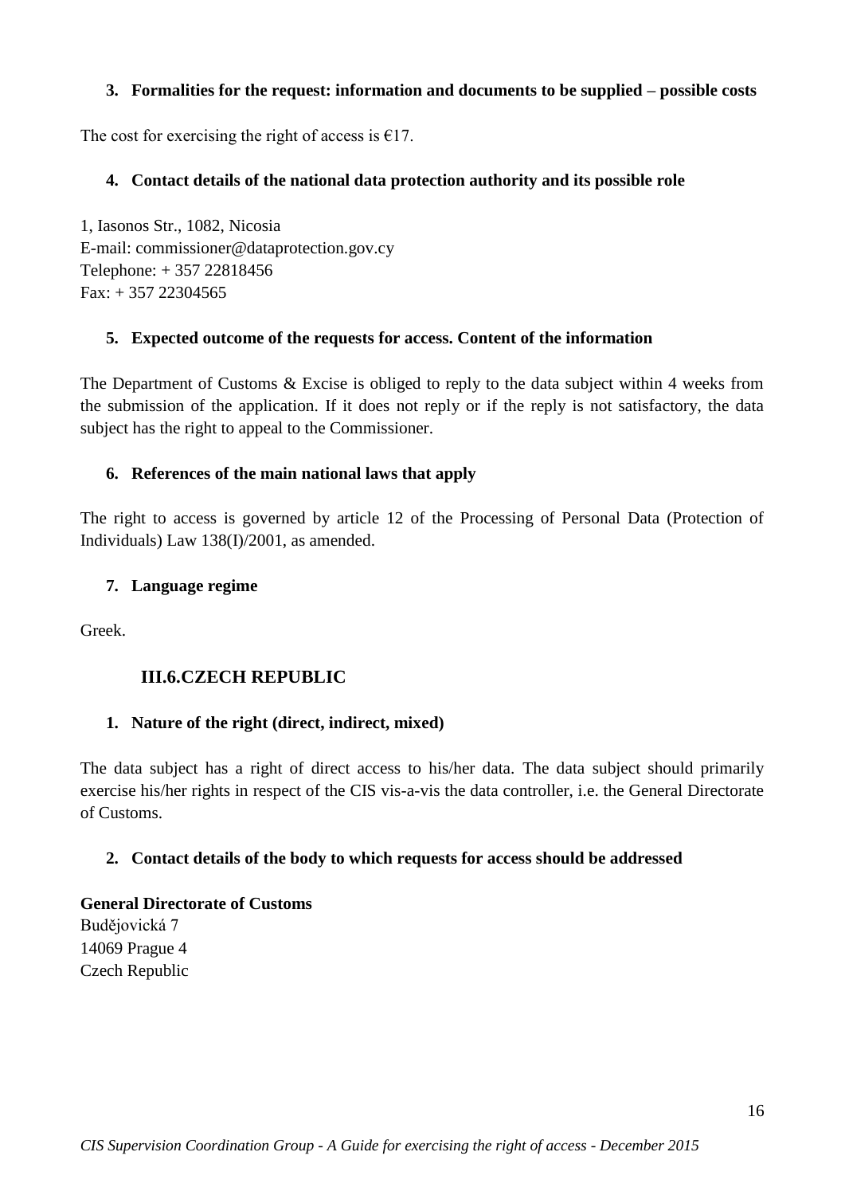### 3. Formalities for the request: information and documents to be supplied – possible costs

The cost for exercising the right of access is €17.

### 4. Contact details of the national data protection authority and its possible role

1, Iasonos Str., 1082, Nicosia
E-mail: commissioner@dataprotection.gov.cy
Telephone: + 357 22818456
Fax: + 357 22304565

### 5. Expected outcome of the requests for access. Content of the information

The Department of Customs & Excise is obliged to reply to the data subject within 4 weeks from the submission of the application. If it does not reply or if the reply is not satisfactory, the data subject has the right to appeal to the Commissioner.

### 6. References of the main national laws that apply

The right to access is governed by article 12 of the Processing of Personal Data (Protection of Individuals) Law 138(I)/2001, as amended.

### 7. Language regime

Greek.

## III.6.CZECH REPUBLIC

### 1. Nature of the right (direct, indirect, mixed)

The data subject has a right of direct access to his/her data. The data subject should primarily exercise his/her rights in respect of the CIS vis-a-vis the data controller, i.e. the General Directorate of Customs.

### 2. Contact details of the body to which requests for access should be addressed

**General Directorate of Customs**
Budějovická 7
14069 Prague 4
Czech Republic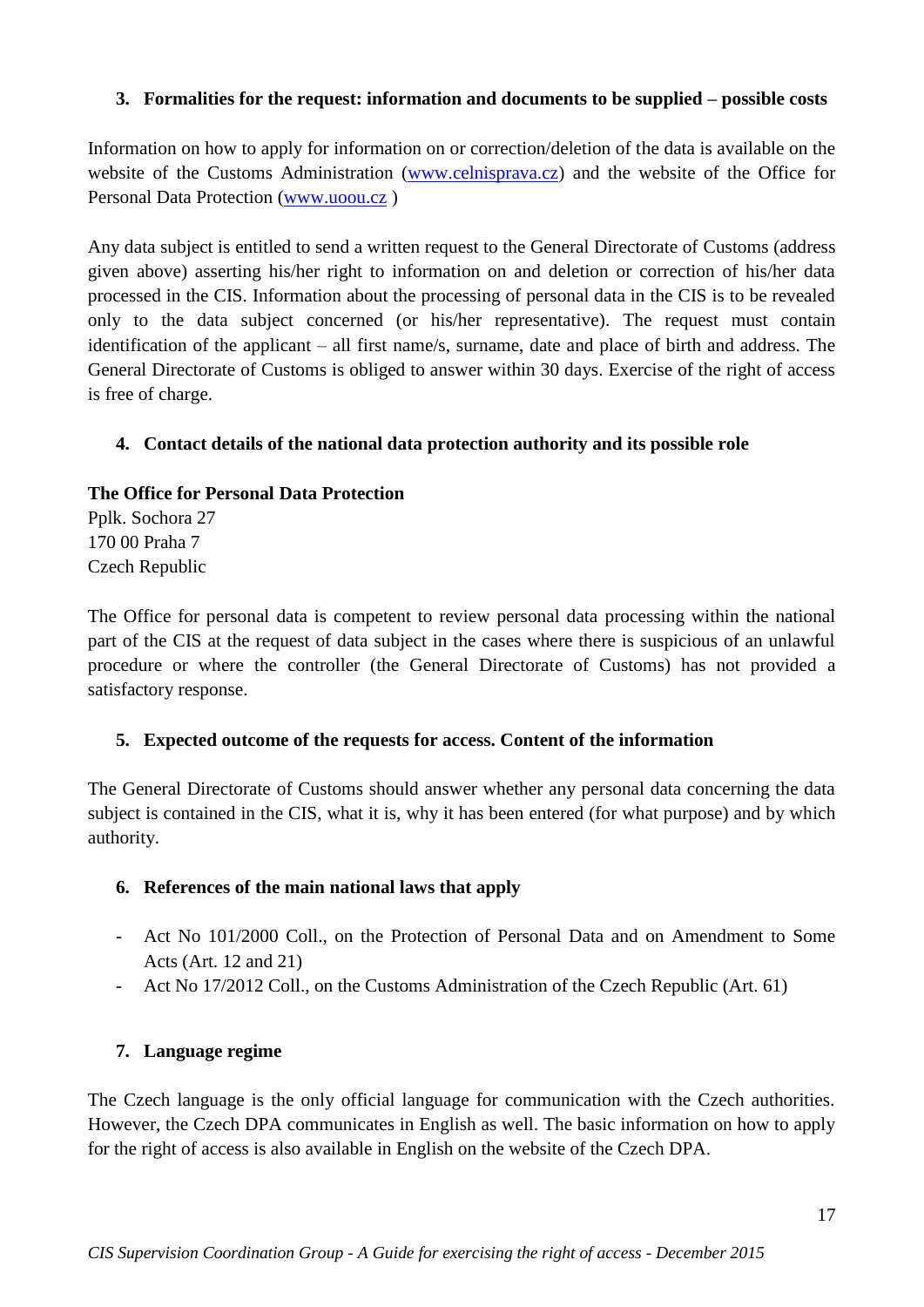### 3. Formalities for the request: information and documents to be supplied – possible costs

Information on how to apply for information on or correction/deletion of the data is available on the website of the Customs Administration (www.celnisprava.cz) and the website of the Office for Personal Data Protection (www.uoou.cz )

Any data subject is entitled to send a written request to the General Directorate of Customs (address given above) asserting his/her right to information on and deletion or correction of his/her data processed in the CIS. Information about the processing of personal data in the CIS is to be revealed only to the data subject concerned (or his/her representative). The request must contain identification of the applicant – all first name/s, surname, date and place of birth and address. The General Directorate of Customs is obliged to answer within 30 days. Exercise of the right of access is free of charge.

### 4. Contact details of the national data protection authority and its possible role

**The Office for Personal Data Protection**
Pplk. Sochora 27
170 00 Praha 7
Czech Republic

The Office for personal data is competent to review personal data processing within the national part of the CIS at the request of data subject in the cases where there is suspicious of an unlawful procedure or where the controller (the General Directorate of Customs) has not provided a satisfactory response.

### 5. Expected outcome of the requests for access. Content of the information

The General Directorate of Customs should answer whether any personal data concerning the data subject is contained in the CIS, what it is, why it has been entered (for what purpose) and by which authority.

### 6. References of the main national laws that apply

- Act No 101/2000 Coll., on the Protection of Personal Data and on Amendment to Some Acts (Art. 12 and 21)
- Act No 17/2012 Coll., on the Customs Administration of the Czech Republic (Art. 61)

### 7. Language regime

The Czech language is the only official language for communication with the Czech authorities. However, the Czech DPA communicates in English as well. The basic information on how to apply for the right of access is also available in English on the website of the Czech DPA.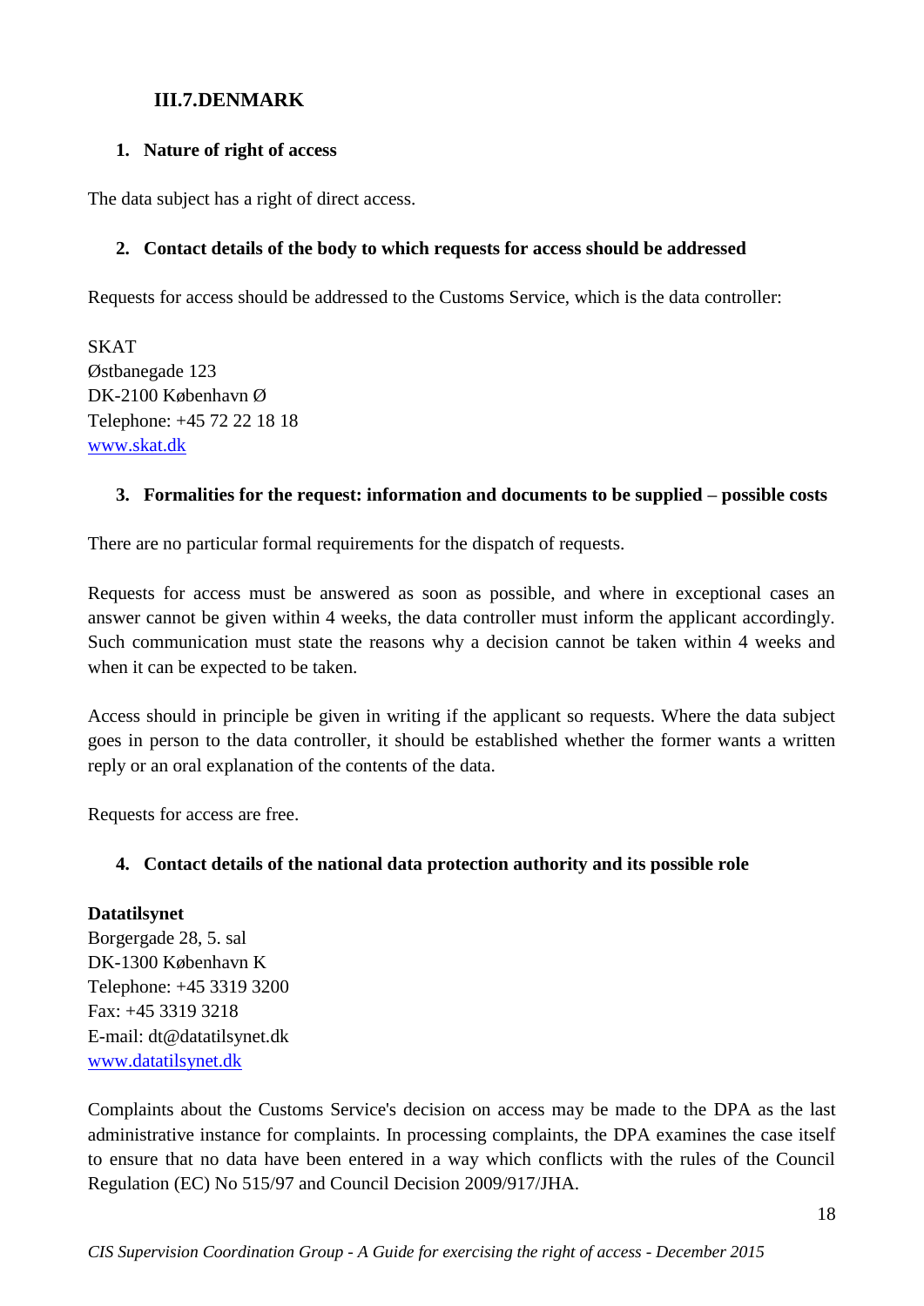## III.7. DENMARK

### 1. Nature of right of access

The data subject has a right of direct access.

### 2. Contact details of the body to which requests for access should be addressed

Requests for access should be addressed to the Customs Service, which is the data controller:

SKAT
Østbanegade 123
DK-2100 København Ø
Telephone: +45 72 22 18 18
www.skat.dk

### 3. Formalities for the request: information and documents to be supplied – possible costs

There are no particular formal requirements for the dispatch of requests.

Requests for access must be answered as soon as possible, and where in exceptional cases an answer cannot be given within 4 weeks, the data controller must inform the applicant accordingly. Such communication must state the reasons why a decision cannot be taken within 4 weeks and when it can be expected to be taken.

Access should in principle be given in writing if the applicant so requests. Where the data subject goes in person to the data controller, it should be established whether the former wants a written reply or an oral explanation of the contents of the data.

Requests for access are free.

### 4. Contact details of the national data protection authority and its possible role

**Datatilsynet**
Borgergade 28, 5. sal
DK-1300 København K
Telephone: +45 3319 3200
Fax: +45 3319 3218
E-mail: dt@datatilsynet.dk
www.datatilsynet.dk

Complaints about the Customs Service's decision on access may be made to the DPA as the last administrative instance for complaints. In processing complaints, the DPA examines the case itself to ensure that no data have been entered in a way which conflicts with the rules of the Council Regulation (EC) No 515/97 and Council Decision 2009/917/JHA.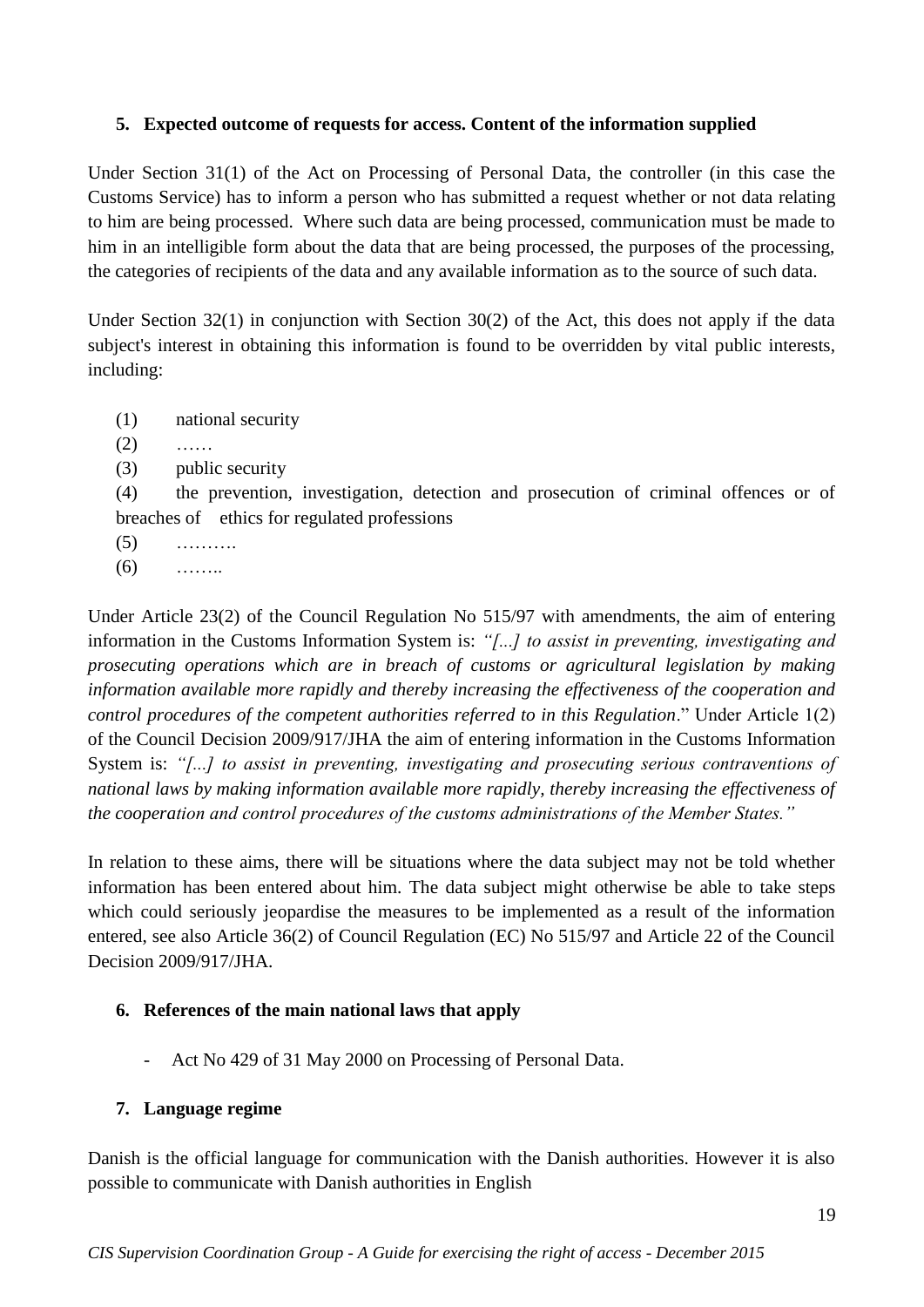## 5. Expected outcome of requests for access. Content of the information supplied

Under Section 31(1) of the Act on Processing of Personal Data, the controller (in this case the Customs Service) has to inform a person who has submitted a request whether or not data relating to him are being processed. Where such data are being processed, communication must be made to him in an intelligible form about the data that are being processed, the purposes of the processing, the categories of recipients of the data and any available information as to the source of such data.

Under Section 32(1) in conjunction with Section 30(2) of the Act, this does not apply if the data subject's interest in obtaining this information is found to be overridden by vital public interests, including:

(1) national security

(2) ……

(3) public security

(4) the prevention, investigation, detection and prosecution of criminal offences or of breaches of ethics for regulated professions

(5) ……….

(6) ……..

Under Article 23(2) of the Council Regulation No 515/97 with amendments, the aim of entering information in the Customs Information System is: *"[...] to assist in preventing, investigating and prosecuting operations which are in breach of customs or agricultural legislation by making information available more rapidly and thereby increasing the effectiveness of the cooperation and control procedures of the competent authorities referred to in this Regulation*." Under Article 1(2) of the Council Decision 2009/917/JHA the aim of entering information in the Customs Information System is: *"[...] to assist in preventing, investigating and prosecuting serious contraventions of national laws by making information available more rapidly, thereby increasing the effectiveness of the cooperation and control procedures of the customs administrations of the Member States."*

In relation to these aims, there will be situations where the data subject may not be told whether information has been entered about him. The data subject might otherwise be able to take steps which could seriously jeopardise the measures to be implemented as a result of the information entered, see also Article 36(2) of Council Regulation (EC) No 515/97 and Article 22 of the Council Decision 2009/917/JHA.

## 6. References of the main national laws that apply

- Act No 429 of 31 May 2000 on Processing of Personal Data.

## 7. Language regime

Danish is the official language for communication with the Danish authorities. However it is also possible to communicate with Danish authorities in English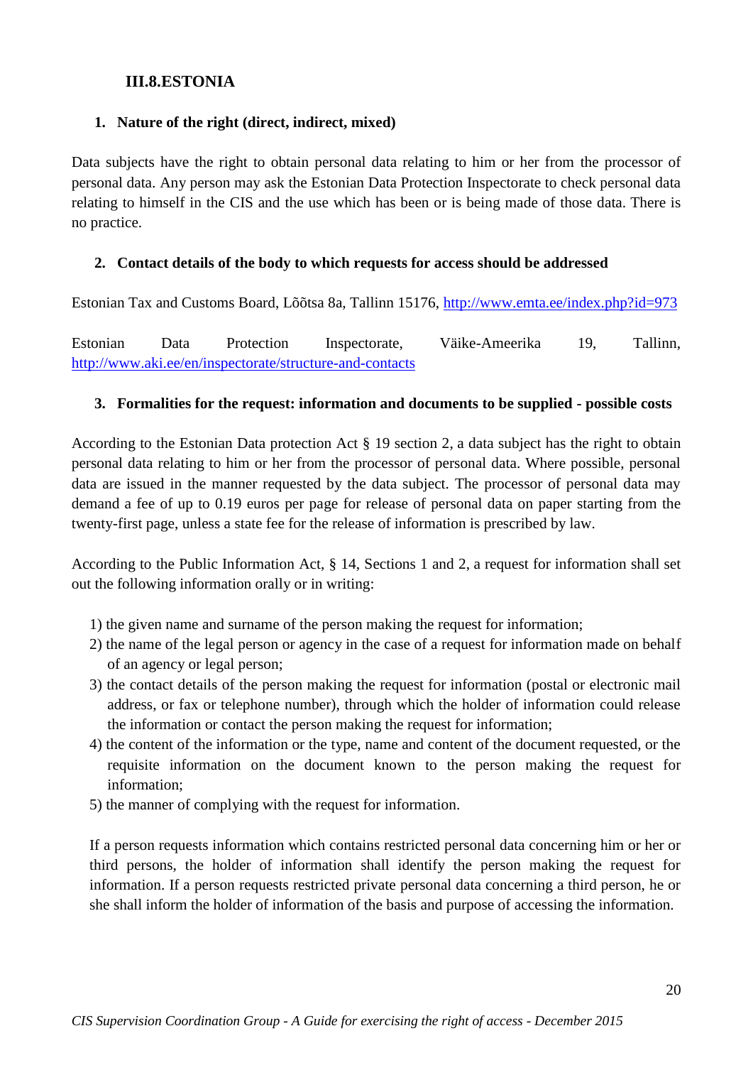## III.8. ESTONIA

### 1. Nature of the right (direct, indirect, mixed)

Data subjects have the right to obtain personal data relating to him or her from the processor of personal data. Any person may ask the Estonian Data Protection Inspectorate to check personal data relating to himself in the CIS and the use which has been or is being made of those data. There is no practice.

### 2. Contact details of the body to which requests for access should be addressed

Estonian Tax and Customs Board, Lõõtsa 8a, Tallinn 15176, http://www.emta.ee/index.php?id=973

Estonian Data Protection Inspectorate, Väike-Ameerika 19, Tallinn, http://www.aki.ee/en/inspectorate/structure-and-contacts

### 3. Formalities for the request: information and documents to be supplied - possible costs

According to the Estonian Data protection Act § 19 section 2, a data subject has the right to obtain personal data relating to him or her from the processor of personal data. Where possible, personal data are issued in the manner requested by the data subject. The processor of personal data may demand a fee of up to 0.19 euros per page for release of personal data on paper starting from the twenty-first page, unless a state fee for the release of information is prescribed by law.

According to the Public Information Act, § 14, Sections 1 and 2, a request for information shall set out the following information orally or in writing:

1) the given name and surname of the person making the request for information;
2) the name of the legal person or agency in the case of a request for information made on behalf of an agency or legal person;
3) the contact details of the person making the request for information (postal or electronic mail address, or fax or telephone number), through which the holder of information could release the information or contact the person making the request for information;
4) the content of the information or the type, name and content of the document requested, or the requisite information on the document known to the person making the request for information;
5) the manner of complying with the request for information.

If a person requests information which contains restricted personal data concerning him or her or third persons, the holder of information shall identify the person making the request for information. If a person requests restricted private personal data concerning a third person, he or she shall inform the holder of information of the basis and purpose of accessing the information.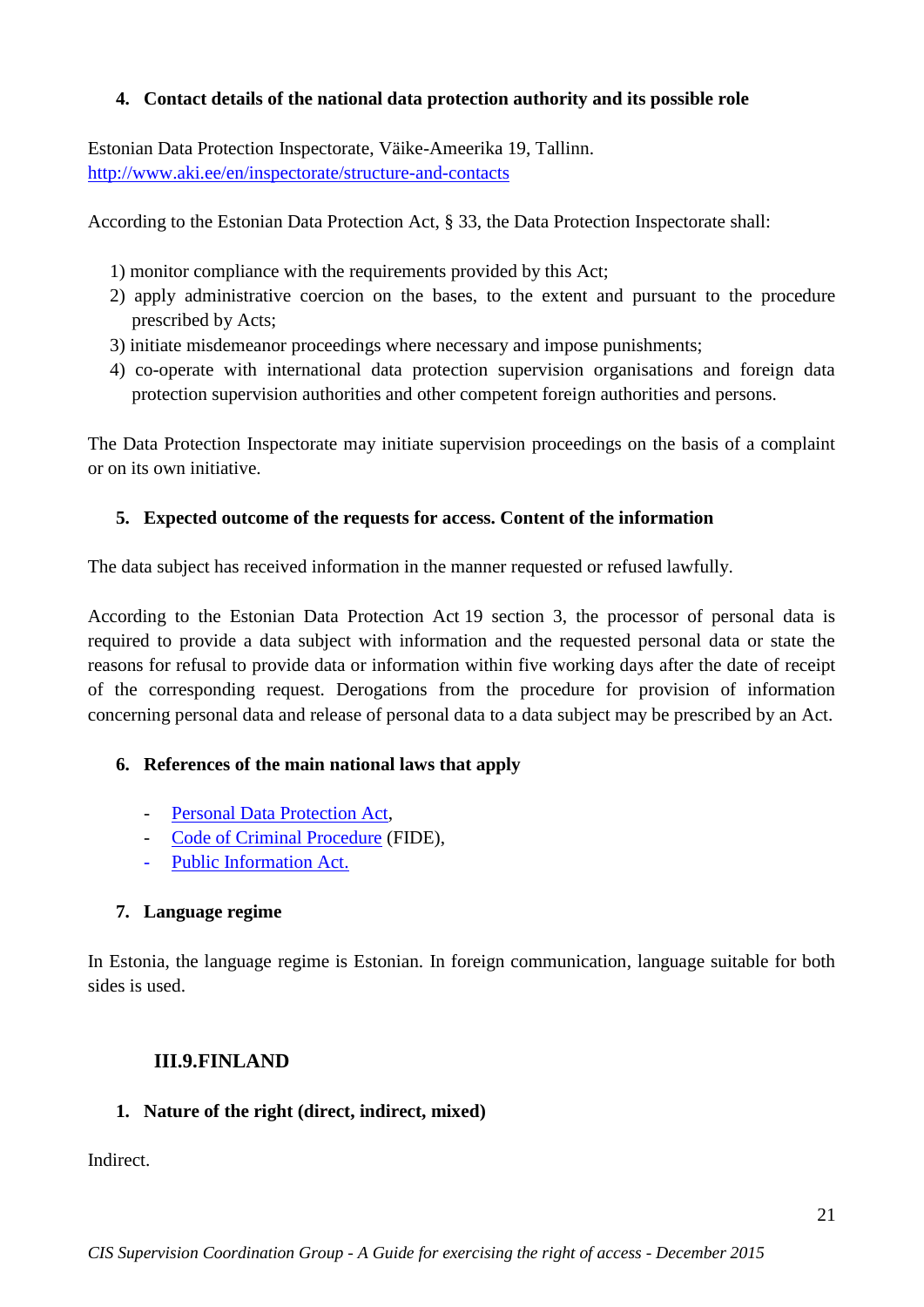### 4. Contact details of the national data protection authority and its possible role

Estonian Data Protection Inspectorate, Väike-Ameerika 19, Tallinn.
[http://www.aki.ee/en/inspectorate/structure-and-contacts](http://www.aki.ee/en/inspectorate/structure-and-contacts)

According to the Estonian Data Protection Act, § 33, the Data Protection Inspectorate shall:

1) monitor compliance with the requirements provided by this Act;
2) apply administrative coercion on the bases, to the extent and pursuant to the procedure prescribed by Acts;
3) initiate misdemeanor proceedings where necessary and impose punishments;
4) co-operate with international data protection supervision organisations and foreign data protection supervision authorities and other competent foreign authorities and persons.

The Data Protection Inspectorate may initiate supervision proceedings on the basis of a complaint or on its own initiative.

### 5. Expected outcome of the requests for access. Content of the information

The data subject has received information in the manner requested or refused lawfully.

According to the Estonian Data Protection Act 19 section 3, the processor of personal data is required to provide a data subject with information and the requested personal data or state the reasons for refusal to provide data or information within five working days after the date of receipt of the corresponding request. Derogations from the procedure for provision of information concerning personal data and release of personal data to a data subject may be prescribed by an Act.

### 6. References of the main national laws that apply

- Personal Data Protection Act,
- Code of Criminal Procedure (FIDE),
- Public Information Act.

### 7. Language regime

In Estonia, the language regime is Estonian. In foreign communication, language suitable for both sides is used.

## III.9. FINLAND

### 1. Nature of the right (direct, indirect, mixed)

Indirect.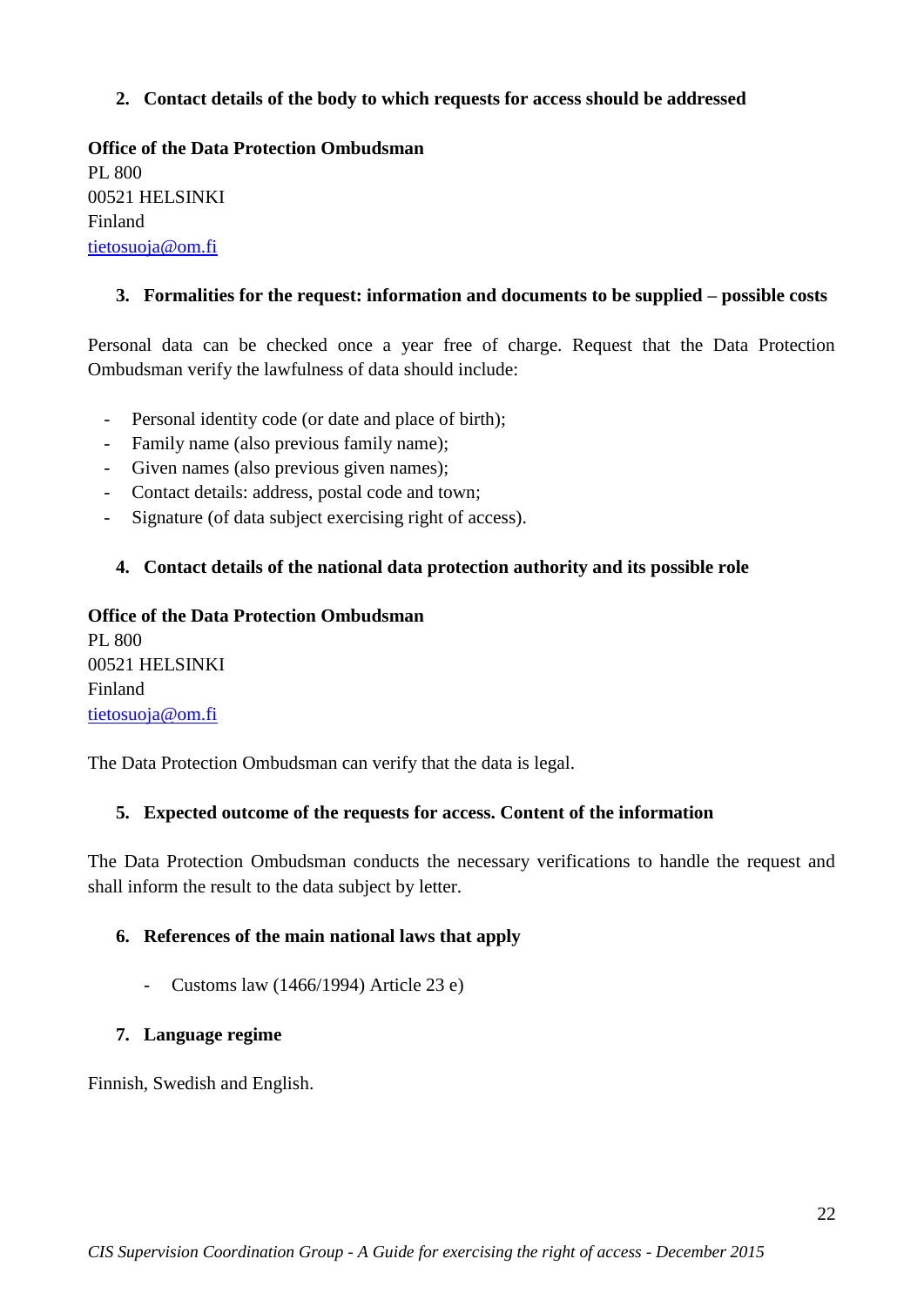## 2. Contact details of the body to which requests for access should be addressed

**Office of the Data Protection Ombudsman**
PL 800
00521 HELSINKI
Finland
tietosuoja@om.fi

## 3. Formalities for the request: information and documents to be supplied – possible costs

Personal data can be checked once a year free of charge. Request that the Data Protection Ombudsman verify the lawfulness of data should include:

- Personal identity code (or date and place of birth);
- Family name (also previous family name);
- Given names (also previous given names);
- Contact details: address, postal code and town;
- Signature (of data subject exercising right of access).

## 4. Contact details of the national data protection authority and its possible role

**Office of the Data Protection Ombudsman**
PL 800
00521 HELSINKI
Finland
tietosuoja@om.fi

The Data Protection Ombudsman can verify that the data is legal.

## 5. Expected outcome of the requests for access. Content of the information

The Data Protection Ombudsman conducts the necessary verifications to handle the request and shall inform the result to the data subject by letter.

## 6. References of the main national laws that apply

- Customs law (1466/1994) Article 23 e)

## 7. Language regime

Finnish, Swedish and English.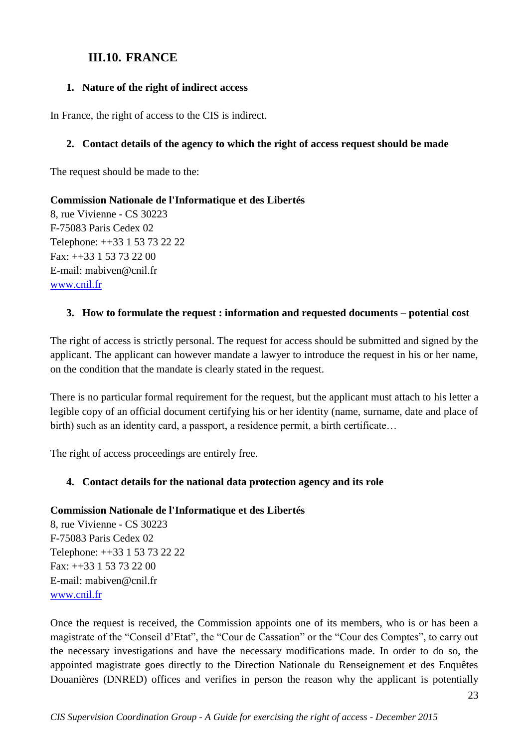## III.10. FRANCE

### 1. Nature of the right of indirect access

In France, the right of access to the CIS is indirect.

### 2. Contact details of the agency to which the right of access request should be made

The request should be made to the:

**Commission Nationale de l'Informatique et des Libertés**
8, rue Vivienne - CS 30223
F-75083 Paris Cedex 02
Telephone: ++33 1 53 73 22 22
Fax: ++33 1 53 73 22 00
E-mail: mabiven@cnil.fr
www.cnil.fr

### 3. How to formulate the request : information and requested documents – potential cost

The right of access is strictly personal. The request for access should be submitted and signed by the applicant. The applicant can however mandate a lawyer to introduce the request in his or her name, on the condition that the mandate is clearly stated in the request.

There is no particular formal requirement for the request, but the applicant must attach to his letter a legible copy of an official document certifying his or her identity (name, surname, date and place of birth) such as an identity card, a passport, a residence permit, a birth certificate…

The right of access proceedings are entirely free.

### 4. Contact details for the national data protection agency and its role

**Commission Nationale de l'Informatique et des Libertés**
8, rue Vivienne - CS 30223
F-75083 Paris Cedex 02
Telephone: ++33 1 53 73 22 22
Fax: ++33 1 53 73 22 00
E-mail: mabiven@cnil.fr
www.cnil.fr

Once the request is received, the Commission appoints one of its members, who is or has been a magistrate of the "Conseil d'Etat", the "Cour de Cassation" or the "Cour des Comptes", to carry out the necessary investigations and have the necessary modifications made. In order to do so, the appointed magistrate goes directly to the Direction Nationale du Renseignement et des Enquêtes Douanières (DNRED) offices and verifies in person the reason why the applicant is potentially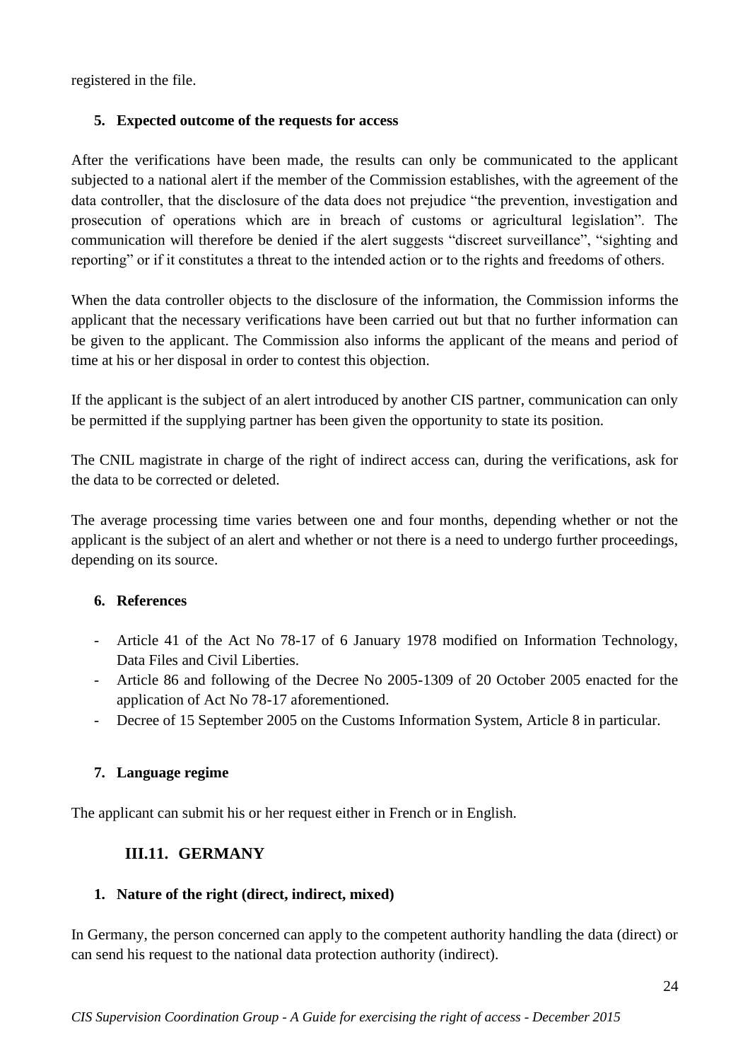registered in the file.

### 5. Expected outcome of the requests for access

After the verifications have been made, the results can only be communicated to the applicant subjected to a national alert if the member of the Commission establishes, with the agreement of the data controller, that the disclosure of the data does not prejudice "the prevention, investigation and prosecution of operations which are in breach of customs or agricultural legislation". The communication will therefore be denied if the alert suggests "discreet surveillance", "sighting and reporting" or if it constitutes a threat to the intended action or to the rights and freedoms of others.

When the data controller objects to the disclosure of the information, the Commission informs the applicant that the necessary verifications have been carried out but that no further information can be given to the applicant. The Commission also informs the applicant of the means and period of time at his or her disposal in order to contest this objection.

If the applicant is the subject of an alert introduced by another CIS partner, communication can only be permitted if the supplying partner has been given the opportunity to state its position.

The CNIL magistrate in charge of the right of indirect access can, during the verifications, ask for the data to be corrected or deleted.

The average processing time varies between one and four months, depending whether or not the applicant is the subject of an alert and whether or not there is a need to undergo further proceedings, depending on its source.

### 6. References

- Article 41 of the Act No 78-17 of 6 January 1978 modified on Information Technology, Data Files and Civil Liberties.
- Article 86 and following of the Decree No 2005-1309 of 20 October 2005 enacted for the application of Act No 78-17 aforementioned.
- Decree of 15 September 2005 on the Customs Information System, Article 8 in particular.

### 7. Language regime

The applicant can submit his or her request either in French or in English.

## III.11. GERMANY

### 1. Nature of the right (direct, indirect, mixed)

In Germany, the person concerned can apply to the competent authority handling the data (direct) or can send his request to the national data protection authority (indirect).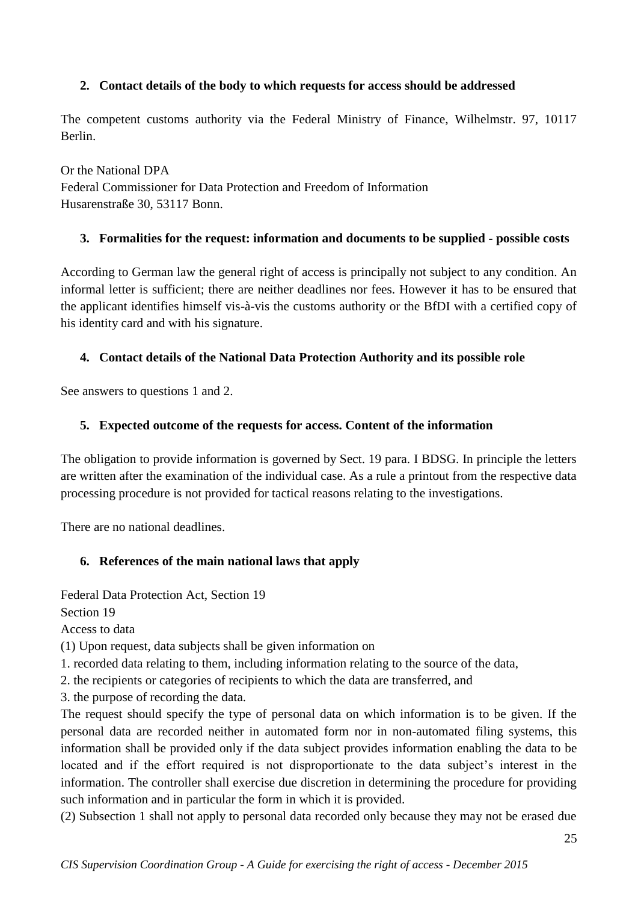2. **Contact details of the body to which requests for access should be addressed**

The competent customs authority via the Federal Ministry of Finance, Wilhelmstr. 97, 10117 Berlin.

Or the National DPA
Federal Commissioner for Data Protection and Freedom of Information
Husarenstraße 30, 53117 Bonn.

3. **Formalities for the request: information and documents to be supplied - possible costs**

According to German law the general right of access is principally not subject to any condition. An informal letter is sufficient; there are neither deadlines nor fees. However it has to be ensured that the applicant identifies himself vis-à-vis the customs authority or the BfDI with a certified copy of his identity card and with his signature.

4. **Contact details of the National Data Protection Authority and its possible role**

See answers to questions 1 and 2.

5. **Expected outcome of the requests for access. Content of the information**

The obligation to provide information is governed by Sect. 19 para. I BDSG. In principle the letters are written after the examination of the individual case. As a rule a printout from the respective data processing procedure is not provided for tactical reasons relating to the investigations.

There are no national deadlines.

6. **References of the main national laws that apply**

Federal Data Protection Act, Section 19
Section 19
Access to data
(1) Upon request, data subjects shall be given information on
1. recorded data relating to them, including information relating to the source of the data,
2. the recipients or categories of recipients to which the data are transferred, and
3. the purpose of recording the data.
The request should specify the type of personal data on which information is to be given. If the personal data are recorded neither in automated form nor in non-automated filing systems, this information shall be provided only if the data subject provides information enabling the data to be located and if the effort required is not disproportionate to the data subject's interest in the information. The controller shall exercise due discretion in determining the procedure for providing such information and in particular the form in which it is provided.
(2) Subsection 1 shall not apply to personal data recorded only because they may not be erased due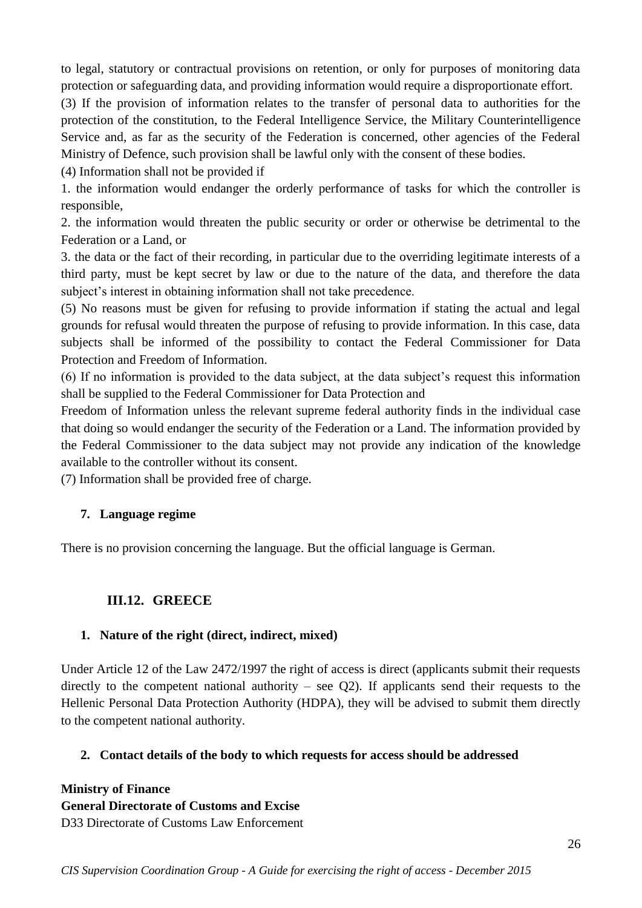to legal, statutory or contractual provisions on retention, or only for purposes of monitoring data protection or safeguarding data, and providing information would require a disproportionate effort.

(3) If the provision of information relates to the transfer of personal data to authorities for the protection of the constitution, to the Federal Intelligence Service, the Military Counterintelligence Service and, as far as the security of the Federation is concerned, other agencies of the Federal Ministry of Defence, such provision shall be lawful only with the consent of these bodies.

(4) Information shall not be provided if

1. the information would endanger the orderly performance of tasks for which the controller is responsible,

2. the information would threaten the public security or order or otherwise be detrimental to the Federation or a Land, or

3. the data or the fact of their recording, in particular due to the overriding legitimate interests of a third party, must be kept secret by law or due to the nature of the data, and therefore the data subject's interest in obtaining information shall not take precedence.

(5) No reasons must be given for refusing to provide information if stating the actual and legal grounds for refusal would threaten the purpose of refusing to provide information. In this case, data subjects shall be informed of the possibility to contact the Federal Commissioner for Data Protection and Freedom of Information.

(6) If no information is provided to the data subject, at the data subject's request this information shall be supplied to the Federal Commissioner for Data Protection and Freedom of Information unless the relevant supreme federal authority finds in the individual case that doing so would endanger the security of the Federation or a Land. The information provided by the Federal Commissioner to the data subject may not provide any indication of the knowledge available to the controller without its consent.

(7) Information shall be provided free of charge.

### 7. Language regime

There is no provision concerning the language. But the official language is German.

## III.12. GREECE

### 1. Nature of the right (direct, indirect, mixed)

Under Article 12 of the Law 2472/1997 the right of access is direct (applicants submit their requests directly to the competent national authority – see Q2). If applicants send their requests to the Hellenic Personal Data Protection Authority (HDPA), they will be advised to submit them directly to the competent national authority.

### 2. Contact details of the body to which requests for access should be addressed

**Ministry of Finance**
**General Directorate of Customs and Excise**
D33 Directorate of Customs Law Enforcement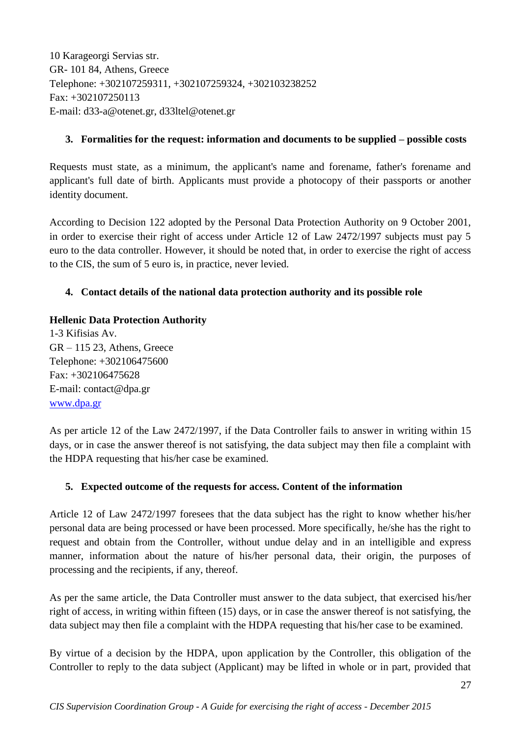10 Karageorgi Servias str.
GR- 101 84, Athens, Greece
Telephone: +302107259311, +302107259324, +302103238252
Fax: +302107250113
E-mail: d33-a@otenet.gr, d33ltel@otenet.gr

3. **Formalities for the request: information and documents to be supplied – possible costs**

Requests must state, as a minimum, the applicant's name and forename, father's forename and applicant's full date of birth. Applicants must provide a photocopy of their passports or another identity document.

According to Decision 122 adopted by the Personal Data Protection Authority on 9 October 2001, in order to exercise their right of access under Article 12 of Law 2472/1997 subjects must pay 5 euro to the data controller. However, it should be noted that, in order to exercise the right of access to the CIS, the sum of 5 euro is, in practice, never levied.

4. **Contact details of the national data protection authority and its possible role**

**Hellenic Data Protection Authority**
1-3 Kifisias Av.
GR – 115 23, Athens, Greece
Telephone: +302106475600
Fax: +302106475628
E-mail: contact@dpa.gr
www.dpa.gr

As per article 12 of the Law 2472/1997, if the Data Controller fails to answer in writing within 15 days, or in case the answer thereof is not satisfying, the data subject may then file a complaint with the HDPA requesting that his/her case be examined.

5. **Expected outcome of the requests for access. Content of the information**

Article 12 of Law 2472/1997 foresees that the data subject has the right to know whether his/her personal data are being processed or have been processed. More specifically, he/she has the right to request and obtain from the Controller, without undue delay and in an intelligible and express manner, information about the nature of his/her personal data, their origin, the purposes of processing and the recipients, if any, thereof.

As per the same article, the Data Controller must answer to the data subject, that exercised his/her right of access, in writing within fifteen (15) days, or in case the answer thereof is not satisfying, the data subject may then file a complaint with the HDPA requesting that his/her case to be examined.

By virtue of a decision by the HDPA, upon application by the Controller, this obligation of the Controller to reply to the data subject (Applicant) may be lifted in whole or in part, provided that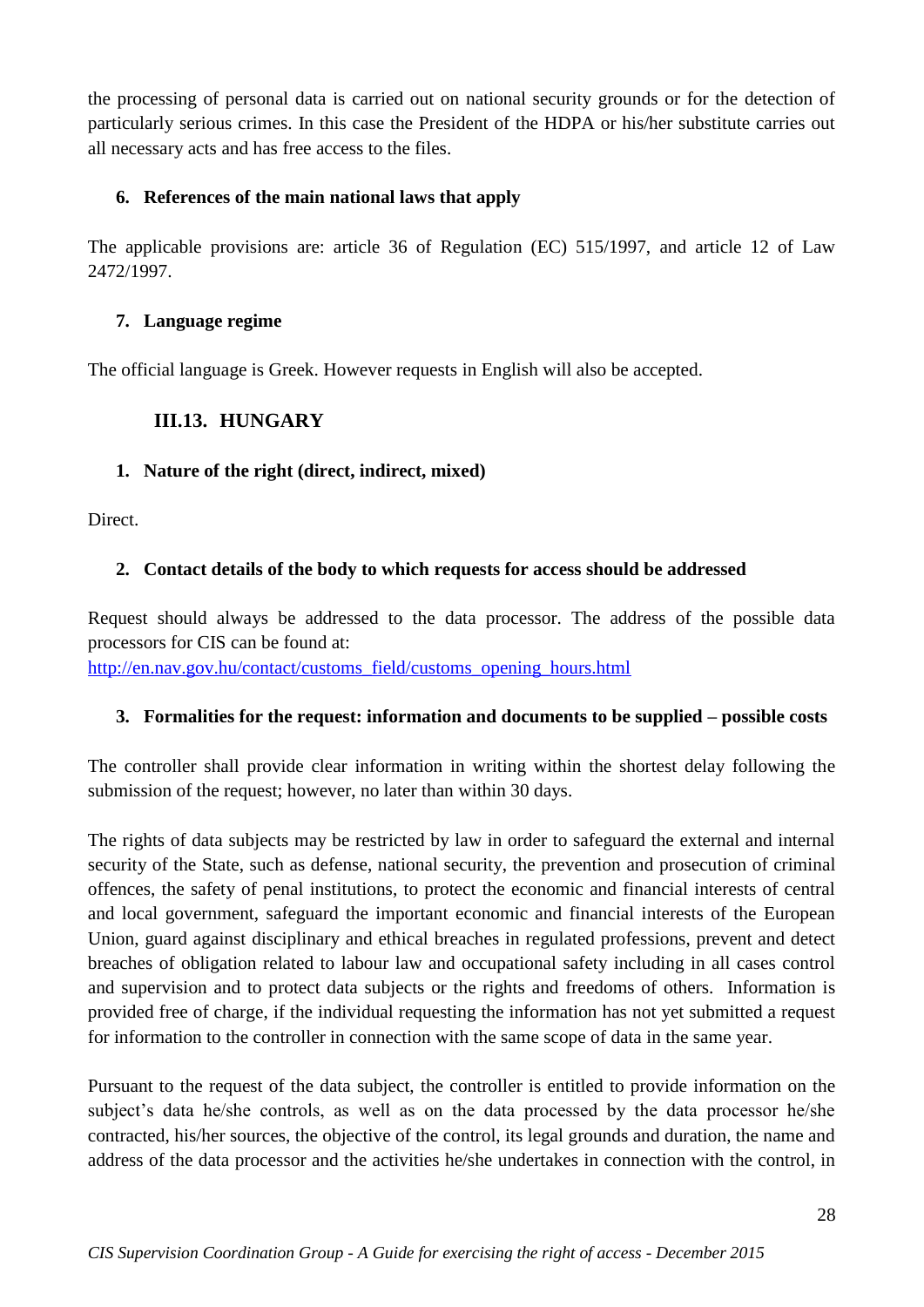the processing of personal data is carried out on national security grounds or for the detection of particularly serious crimes. In this case the President of the HDPA or his/her substitute carries out all necessary acts and has free access to the files.

### 6. References of the main national laws that apply

The applicable provisions are: article 36 of Regulation (EC) 515/1997, and article 12 of Law 2472/1997.

### 7. Language regime

The official language is Greek. However requests in English will also be accepted.

## III.13. HUNGARY

### 1. Nature of the right (direct, indirect, mixed)

Direct.

### 2. Contact details of the body to which requests for access should be addressed

Request should always be addressed to the data processor. The address of the possible data processors for CIS can be found at:
[http://en.nav.gov.hu/contact/customs_field/customs_opening_hours.html](http://en.nav.gov.hu/contact/customs_field/customs_opening_hours.html)

### 3. Formalities for the request: information and documents to be supplied – possible costs

The controller shall provide clear information in writing within the shortest delay following the submission of the request; however, no later than within 30 days.

The rights of data subjects may be restricted by law in order to safeguard the external and internal security of the State, such as defense, national security, the prevention and prosecution of criminal offences, the safety of penal institutions, to protect the economic and financial interests of central and local government, safeguard the important economic and financial interests of the European Union, guard against disciplinary and ethical breaches in regulated professions, prevent and detect breaches of obligation related to labour law and occupational safety including in all cases control and supervision and to protect data subjects or the rights and freedoms of others. Information is provided free of charge, if the individual requesting the information has not yet submitted a request for information to the controller in connection with the same scope of data in the same year.

Pursuant to the request of the data subject, the controller is entitled to provide information on the subject's data he/she controls, as well as on the data processed by the data processor he/she contracted, his/her sources, the objective of the control, its legal grounds and duration, the name and address of the data processor and the activities he/she undertakes in connection with the control, in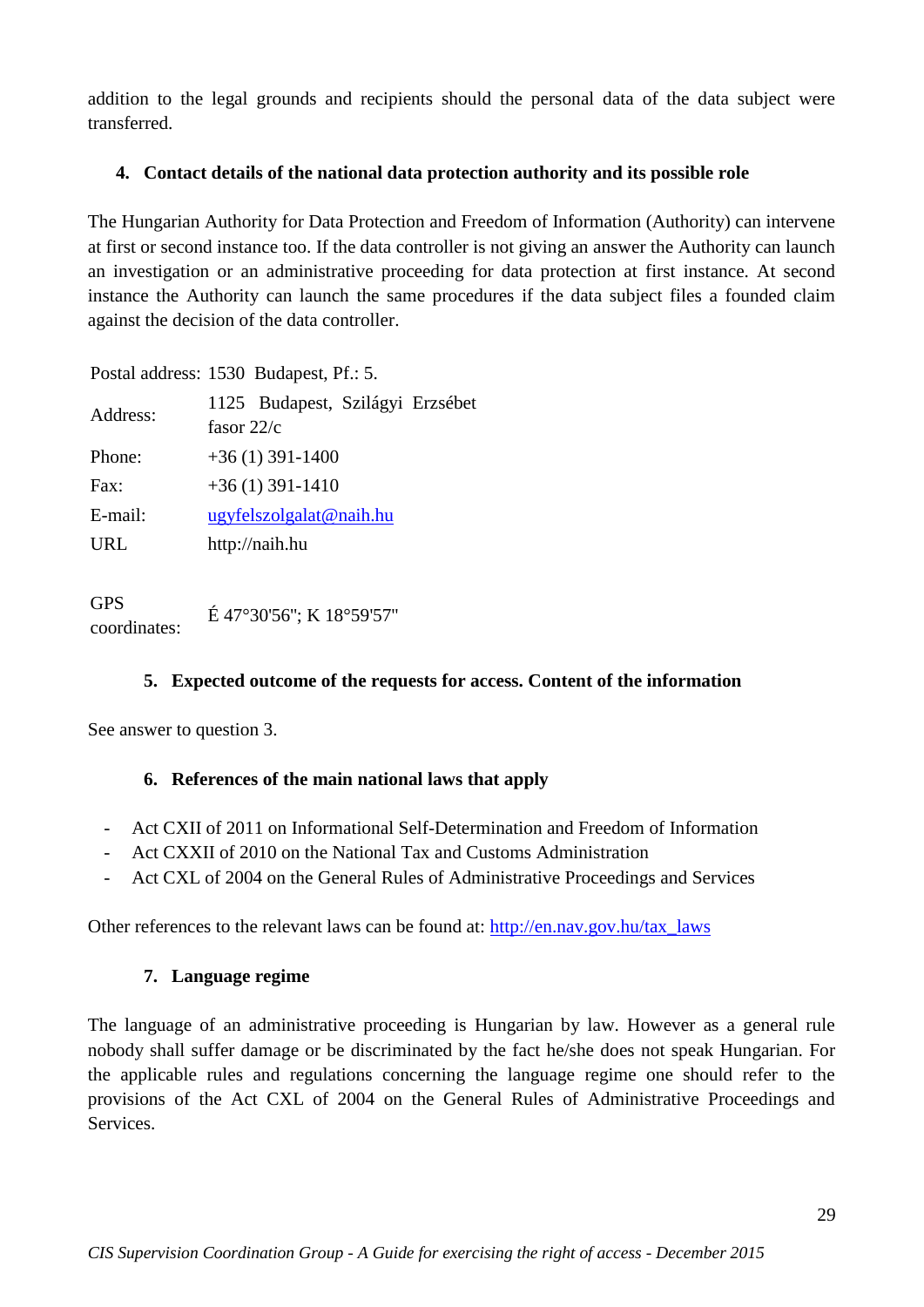addition to the legal grounds and recipients should the personal data of the data subject were transferred.

## 4. Contact details of the national data protection authority and its possible role

The Hungarian Authority for Data Protection and Freedom of Information (Authority) can intervene at first or second instance too. If the data controller is not giving an answer the Authority can launch an investigation or an administrative proceeding for data protection at first instance. At second instance the Authority can launch the same procedures if the data subject files a founded claim against the decision of the data controller.

| | |
|---|---|
| Postal address: | 1530 Budapest, Pf.: 5. |
| Address: | 1125 Budapest, Szilágyi Erzsébet fasor 22/c |
| Phone: | +36 (1) 391-1400 |
| Fax: | +36 (1) 391-1410 |
| E-mail: | ugyfelszolgalat@naih.hu |
| URL | http://naih.hu |
| GPS coordinates: | É 47°30'56"; K 18°59'57" |

## 5. Expected outcome of the requests for access. Content of the information

See answer to question 3.

## 6. References of the main national laws that apply

- Act CXII of 2011 on Informational Self-Determination and Freedom of Information
- Act CXXII of 2010 on the National Tax and Customs Administration
- Act CXL of 2004 on the General Rules of Administrative Proceedings and Services

Other references to the relevant laws can be found at: http://en.nav.gov.hu/tax_laws

## 7. Language regime

The language of an administrative proceeding is Hungarian by law. However as a general rule nobody shall suffer damage or be discriminated by the fact he/she does not speak Hungarian. For the applicable rules and regulations concerning the language regime one should refer to the provisions of the Act CXL of 2004 on the General Rules of Administrative Proceedings and Services.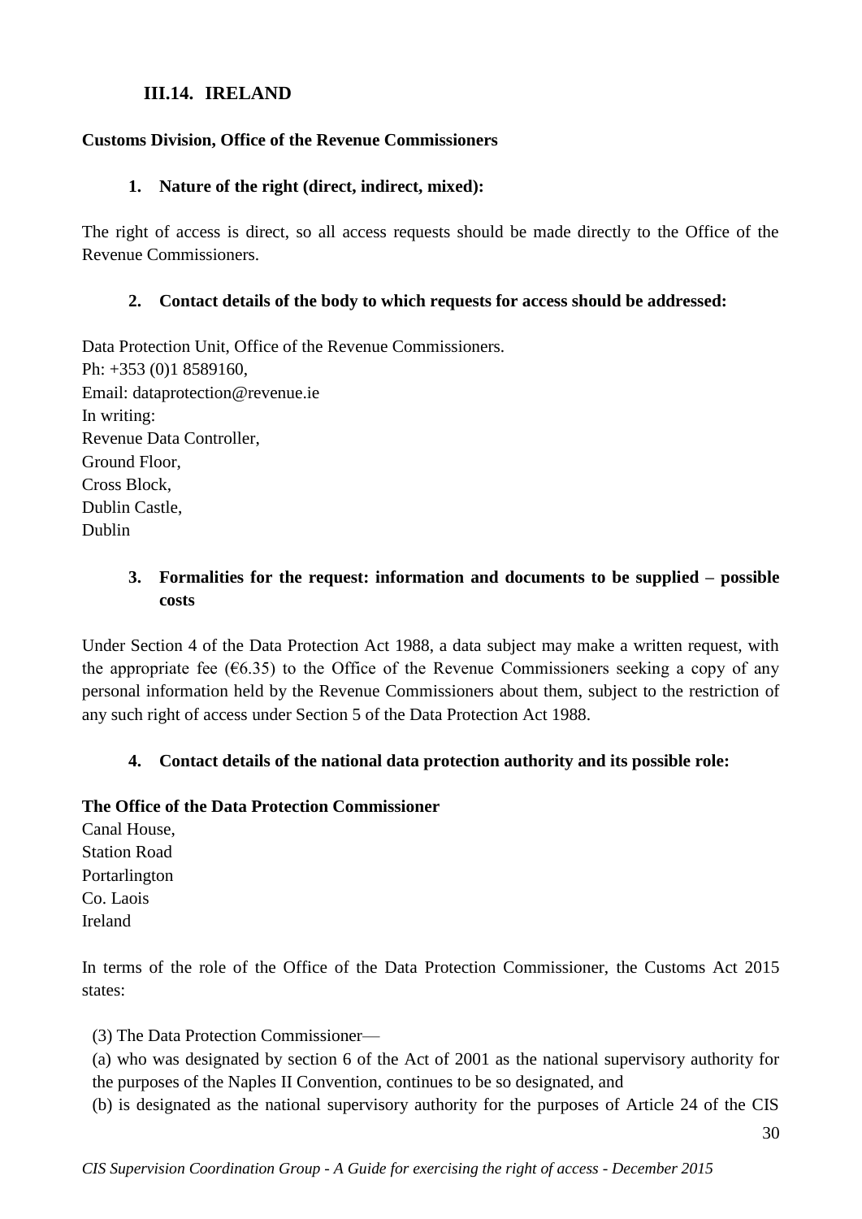## III.14. IRELAND

**Customs Division, Office of the Revenue Commissioners**

1. **Nature of the right (direct, indirect, mixed):**

The right of access is direct, so all access requests should be made directly to the Office of the Revenue Commissioners.

2. **Contact details of the body to which requests for access should be addressed:**

Data Protection Unit, Office of the Revenue Commissioners.
Ph: +353 (0)1 8589160,
Email: dataprotection@revenue.ie
In writing:
Revenue Data Controller,
Ground Floor,
Cross Block,
Dublin Castle,
Dublin

3. **Formalities for the request: information and documents to be supplied – possible costs**

Under Section 4 of the Data Protection Act 1988, a data subject may make a written request, with the appropriate fee (€6.35) to the Office of the Revenue Commissioners seeking a copy of any personal information held by the Revenue Commissioners about them, subject to the restriction of any such right of access under Section 5 of the Data Protection Act 1988.

4. **Contact details of the national data protection authority and its possible role:**

**The Office of the Data Protection Commissioner**
Canal House,
Station Road
Portarlington
Co. Laois
Ireland

In terms of the role of the Office of the Data Protection Commissioner, the Customs Act 2015 states:

(3) The Data Protection Commissioner—

(a) who was designated by section 6 of the Act of 2001 as the national supervisory authority for the purposes of the Naples II Convention, continues to be so designated, and

(b) is designated as the national supervisory authority for the purposes of Article 24 of the CIS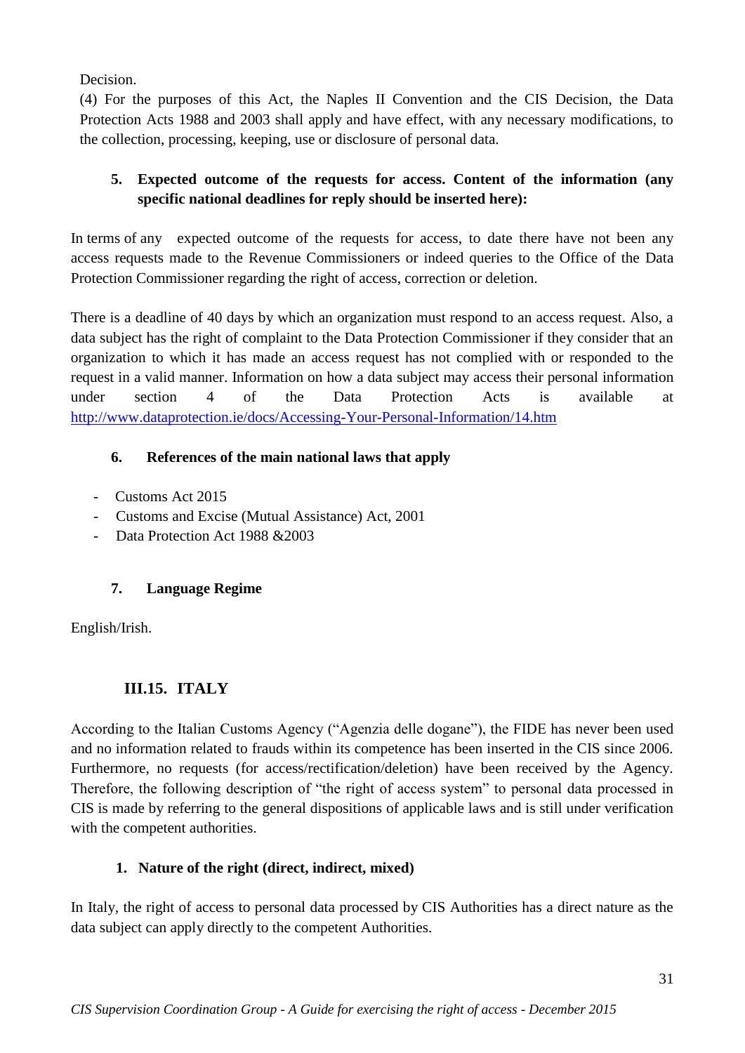Decision.

(4) For the purposes of this Act, the Naples II Convention and the CIS Decision, the Data Protection Acts 1988 and 2003 shall apply and have effect, with any necessary modifications, to the collection, processing, keeping, use or disclosure of personal data.

### 5. Expected outcome of the requests for access. Content of the information (any specific national deadlines for reply should be inserted here):

In terms of any expected outcome of the requests for access, to date there have not been any access requests made to the Revenue Commissioners or indeed queries to the Office of the Data Protection Commissioner regarding the right of access, correction or deletion.

There is a deadline of 40 days by which an organization must respond to an access request. Also, a data subject has the right of complaint to the Data Protection Commissioner if they consider that an organization to which it has made an access request has not complied with or responded to the request in a valid manner. Information on how a data subject may access their personal information under section 4 of the Data Protection Acts is available at http://www.dataprotection.ie/docs/Accessing-Your-Personal-Information/14.htm

### 6. References of the main national laws that apply

- Customs Act 2015
- Customs and Excise (Mutual Assistance) Act, 2001
- Data Protection Act 1988 &2003

### 7. Language Regime

English/Irish.

## III.15. ITALY

According to the Italian Customs Agency ("Agenzia delle dogane"), the FIDE has never been used and no information related to frauds within its competence has been inserted in the CIS since 2006. Furthermore, no requests (for access/rectification/deletion) have been received by the Agency. Therefore, the following description of "the right of access system" to personal data processed in CIS is made by referring to the general dispositions of applicable laws and is still under verification with the competent authorities.

### 1. Nature of the right (direct, indirect, mixed)

In Italy, the right of access to personal data processed by CIS Authorities has a direct nature as the data subject can apply directly to the competent Authorities.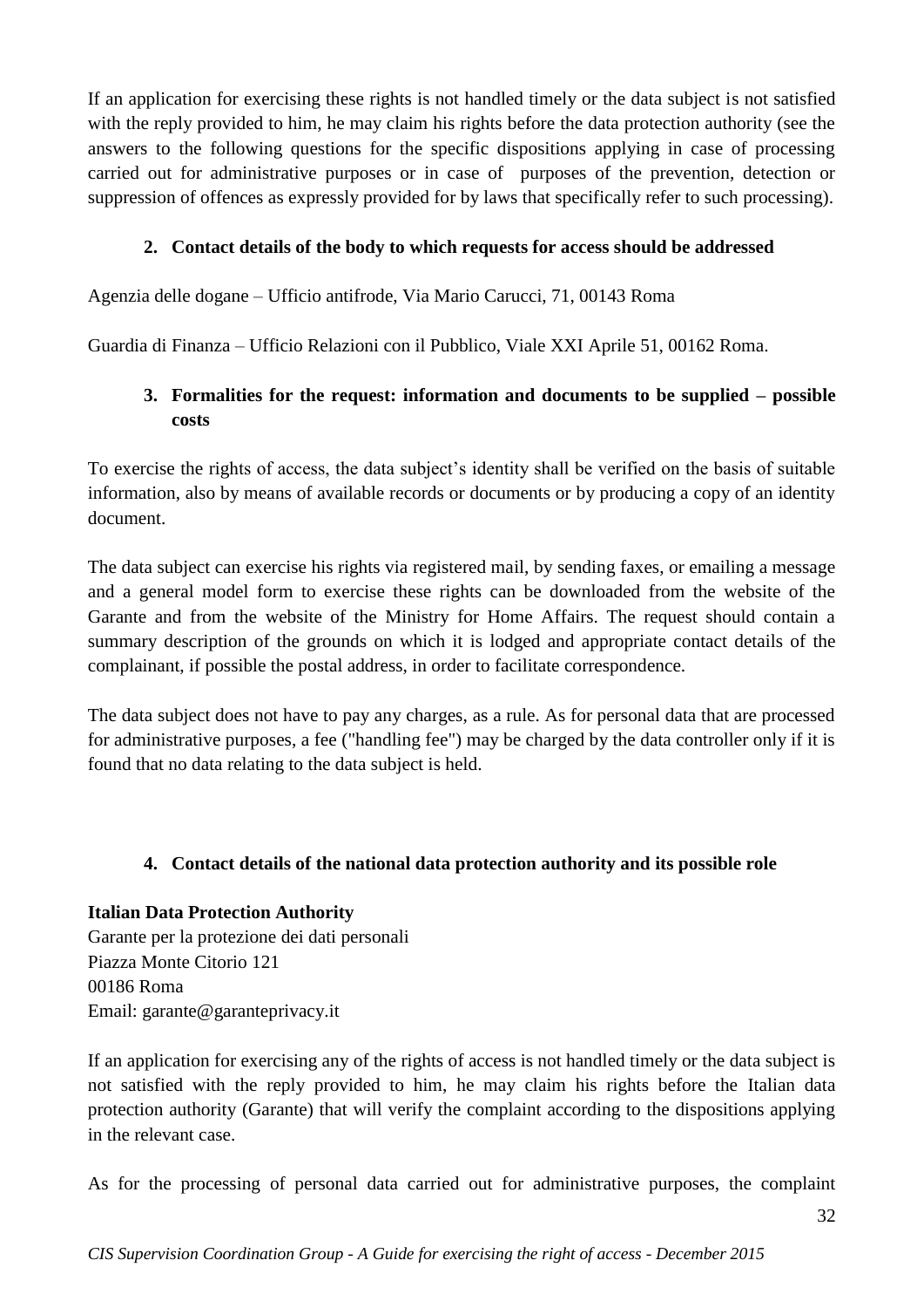If an application for exercising these rights is not handled timely or the data subject is not satisfied with the reply provided to him, he may claim his rights before the data protection authority (see the answers to the following questions for the specific dispositions applying in case of processing carried out for administrative purposes or in case of purposes of the prevention, detection or suppression of offences as expressly provided for by laws that specifically refer to such processing).

### 2. Contact details of the body to which requests for access should be addressed

Agenzia delle dogane – Ufficio antifrode, Via Mario Carucci, 71, 00143 Roma

Guardia di Finanza – Ufficio Relazioni con il Pubblico, Viale XXI Aprile 51, 00162 Roma.

### 3. Formalities for the request: information and documents to be supplied – possible costs

To exercise the rights of access, the data subject's identity shall be verified on the basis of suitable information, also by means of available records or documents or by producing a copy of an identity document.

The data subject can exercise his rights via registered mail, by sending faxes, or emailing a message and a general model form to exercise these rights can be downloaded from the website of the Garante and from the website of the Ministry for Home Affairs. The request should contain a summary description of the grounds on which it is lodged and appropriate contact details of the complainant, if possible the postal address, in order to facilitate correspondence.

The data subject does not have to pay any charges, as a rule. As for personal data that are processed for administrative purposes, a fee ("handling fee") may be charged by the data controller only if it is found that no data relating to the data subject is held.

### 4. Contact details of the national data protection authority and its possible role

**Italian Data Protection Authority**
Garante per la protezione dei dati personali
Piazza Monte Citorio 121
00186 Roma
Email: garante@garanteprivacy.it

If an application for exercising any of the rights of access is not handled timely or the data subject is not satisfied with the reply provided to him, he may claim his rights before the Italian data protection authority (Garante) that will verify the complaint according to the dispositions applying in the relevant case.

As for the processing of personal data carried out for administrative purposes, the complaint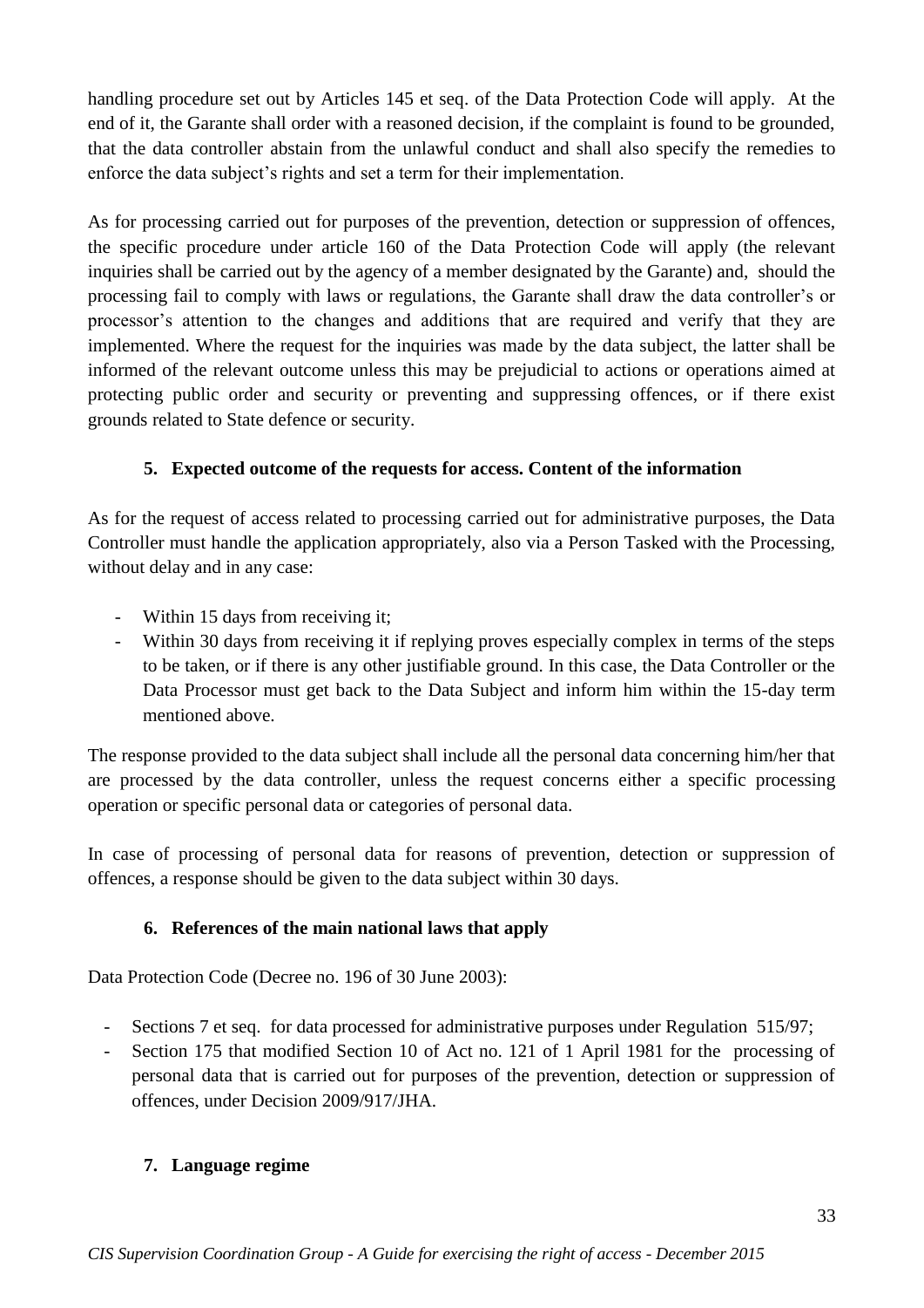handling procedure set out by Articles 145 et seq. of the Data Protection Code will apply. At the end of it, the Garante shall order with a reasoned decision, if the complaint is found to be grounded, that the data controller abstain from the unlawful conduct and shall also specify the remedies to enforce the data subject's rights and set a term for their implementation.

As for processing carried out for purposes of the prevention, detection or suppression of offences, the specific procedure under article 160 of the Data Protection Code will apply (the relevant inquiries shall be carried out by the agency of a member designated by the Garante) and, should the processing fail to comply with laws or regulations, the Garante shall draw the data controller's or processor's attention to the changes and additions that are required and verify that they are implemented. Where the request for the inquiries was made by the data subject, the latter shall be informed of the relevant outcome unless this may be prejudicial to actions or operations aimed at protecting public order and security or preventing and suppressing offences, or if there exist grounds related to State defence or security.

### 5. Expected outcome of the requests for access. Content of the information

As for the request of access related to processing carried out for administrative purposes, the Data Controller must handle the application appropriately, also via a Person Tasked with the Processing, without delay and in any case:

- Within 15 days from receiving it;
- Within 30 days from receiving it if replying proves especially complex in terms of the steps to be taken, or if there is any other justifiable ground. In this case, the Data Controller or the Data Processor must get back to the Data Subject and inform him within the 15-day term mentioned above.

The response provided to the data subject shall include all the personal data concerning him/her that are processed by the data controller, unless the request concerns either a specific processing operation or specific personal data or categories of personal data.

In case of processing of personal data for reasons of prevention, detection or suppression of offences, a response should be given to the data subject within 30 days.

### 6. References of the main national laws that apply

Data Protection Code (Decree no. 196 of 30 June 2003):

- Sections 7 et seq. for data processed for administrative purposes under Regulation 515/97;
- Section 175 that modified Section 10 of Act no. 121 of 1 April 1981 for the processing of personal data that is carried out for purposes of the prevention, detection or suppression of offences, under Decision 2009/917/JHA.

### 7. Language regime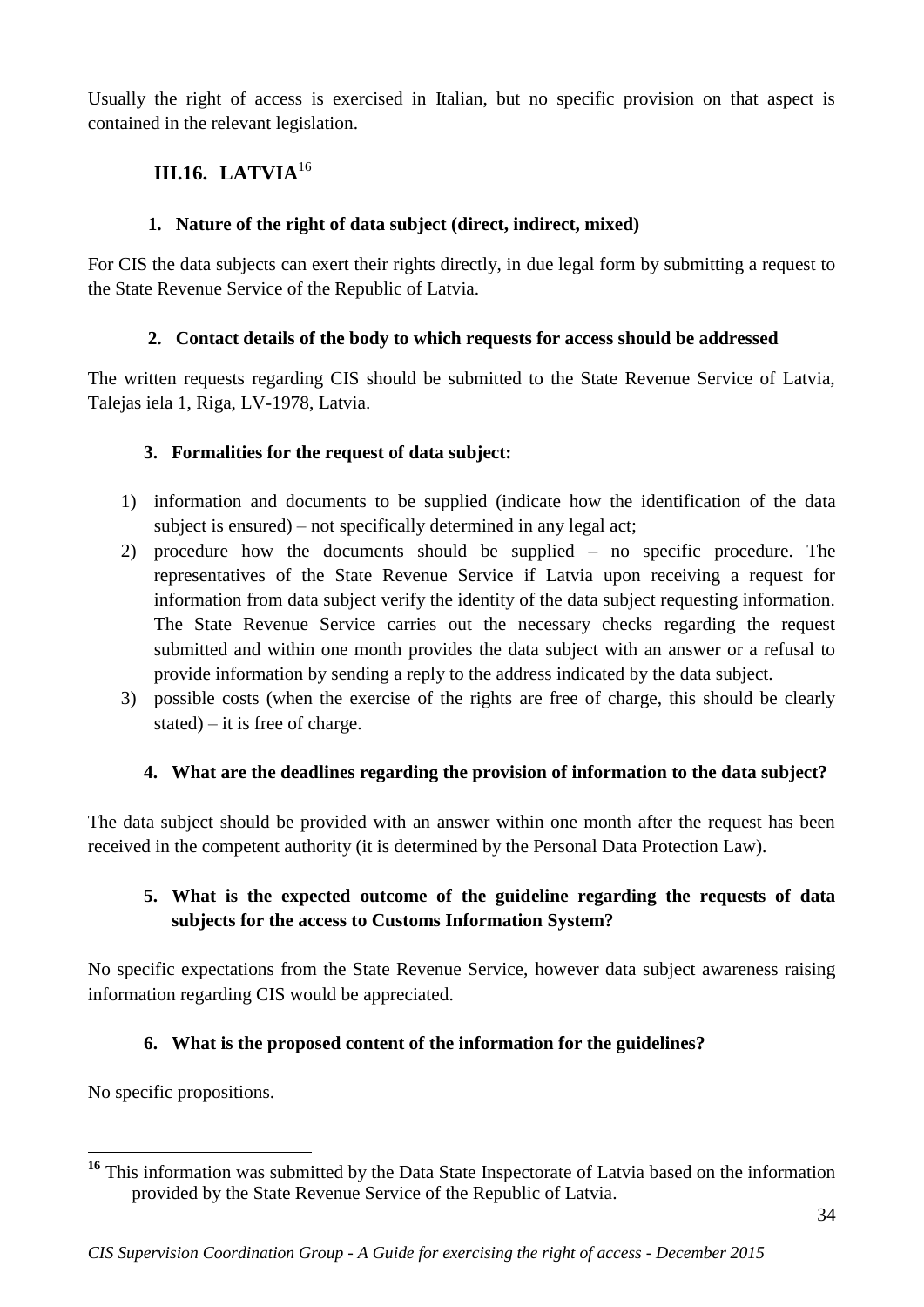Usually the right of access is exercised in Italian, but no specific provision on that aspect is contained in the relevant legislation.

## III.16. LATVIA[16]

### 1. Nature of the right of data subject (direct, indirect, mixed)

For CIS the data subjects can exert their rights directly, in due legal form by submitting a request to the State Revenue Service of the Republic of Latvia.

### 2. Contact details of the body to which requests for access should be addressed

The written requests regarding CIS should be submitted to the State Revenue Service of Latvia, Talejas iela 1, Riga, LV-1978, Latvia.

### 3. Formalities for the request of data subject:

1) information and documents to be supplied (indicate how the identification of the data subject is ensured) – not specifically determined in any legal act;
2) procedure how the documents should be supplied – no specific procedure. The representatives of the State Revenue Service if Latvia upon receiving a request for information from data subject verify the identity of the data subject requesting information. The State Revenue Service carries out the necessary checks regarding the request submitted and within one month provides the data subject with an answer or a refusal to provide information by sending a reply to the address indicated by the data subject.
3) possible costs (when the exercise of the rights are free of charge, this should be clearly stated) – it is free of charge.

### 4. What are the deadlines regarding the provision of information to the data subject?

The data subject should be provided with an answer within one month after the request has been received in the competent authority (it is determined by the Personal Data Protection Law).

### 5. What is the expected outcome of the guideline regarding the requests of data subjects for the access to Customs Information System?

No specific expectations from the State Revenue Service, however data subject awareness raising information regarding CIS would be appreciated.

### 6. What is the proposed content of the information for the guidelines?

No specific propositions.

---

[16] This information was submitted by the Data State Inspectorate of Latvia based on the information provided by the State Revenue Service of the Republic of Latvia.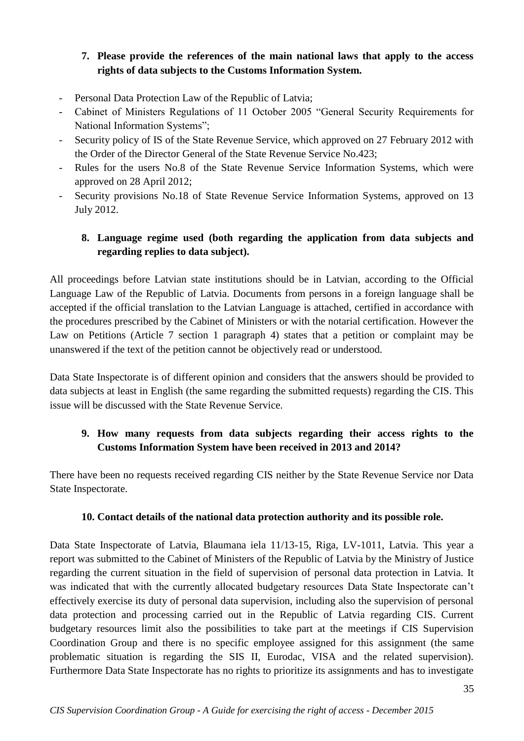**7. Please provide the references of the main national laws that apply to the access rights of data subjects to the Customs Information System.**

- Personal Data Protection Law of the Republic of Latvia;
- Cabinet of Ministers Regulations of 11 October 2005 "General Security Requirements for National Information Systems";
- Security policy of IS of the State Revenue Service, which approved on 27 February 2012 with the Order of the Director General of the State Revenue Service No.423;
- Rules for the users No.8 of the State Revenue Service Information Systems, which were approved on 28 April 2012;
- Security provisions No.18 of State Revenue Service Information Systems, approved on 13 July 2012.

**8. Language regime used (both regarding the application from data subjects and regarding replies to data subject).**

All proceedings before Latvian state institutions should be in Latvian, according to the Official Language Law of the Republic of Latvia. Documents from persons in a foreign language shall be accepted if the official translation to the Latvian Language is attached, certified in accordance with the procedures prescribed by the Cabinet of Ministers or with the notarial certification. However the Law on Petitions (Article 7 section 1 paragraph 4) states that a petition or complaint may be unanswered if the text of the petition cannot be objectively read or understood.

Data State Inspectorate is of different opinion and considers that the answers should be provided to data subjects at least in English (the same regarding the submitted requests) regarding the CIS. This issue will be discussed with the State Revenue Service.

**9. How many requests from data subjects regarding their access rights to the Customs Information System have been received in 2013 and 2014?**

There have been no requests received regarding CIS neither by the State Revenue Service nor Data State Inspectorate.

**10. Contact details of the national data protection authority and its possible role.**

Data State Inspectorate of Latvia, Blaumana iela 11/13-15, Riga, LV-1011, Latvia. This year a report was submitted to the Cabinet of Ministers of the Republic of Latvia by the Ministry of Justice regarding the current situation in the field of supervision of personal data protection in Latvia. It was indicated that with the currently allocated budgetary resources Data State Inspectorate can't effectively exercise its duty of personal data supervision, including also the supervision of personal data protection and processing carried out in the Republic of Latvia regarding CIS. Current budgetary resources limit also the possibilities to take part at the meetings if CIS Supervision Coordination Group and there is no specific employee assigned for this assignment (the same problematic situation is regarding the SIS II, Eurodac, VISA and the related supervision). Furthermore Data State Inspectorate has no rights to prioritize its assignments and has to investigate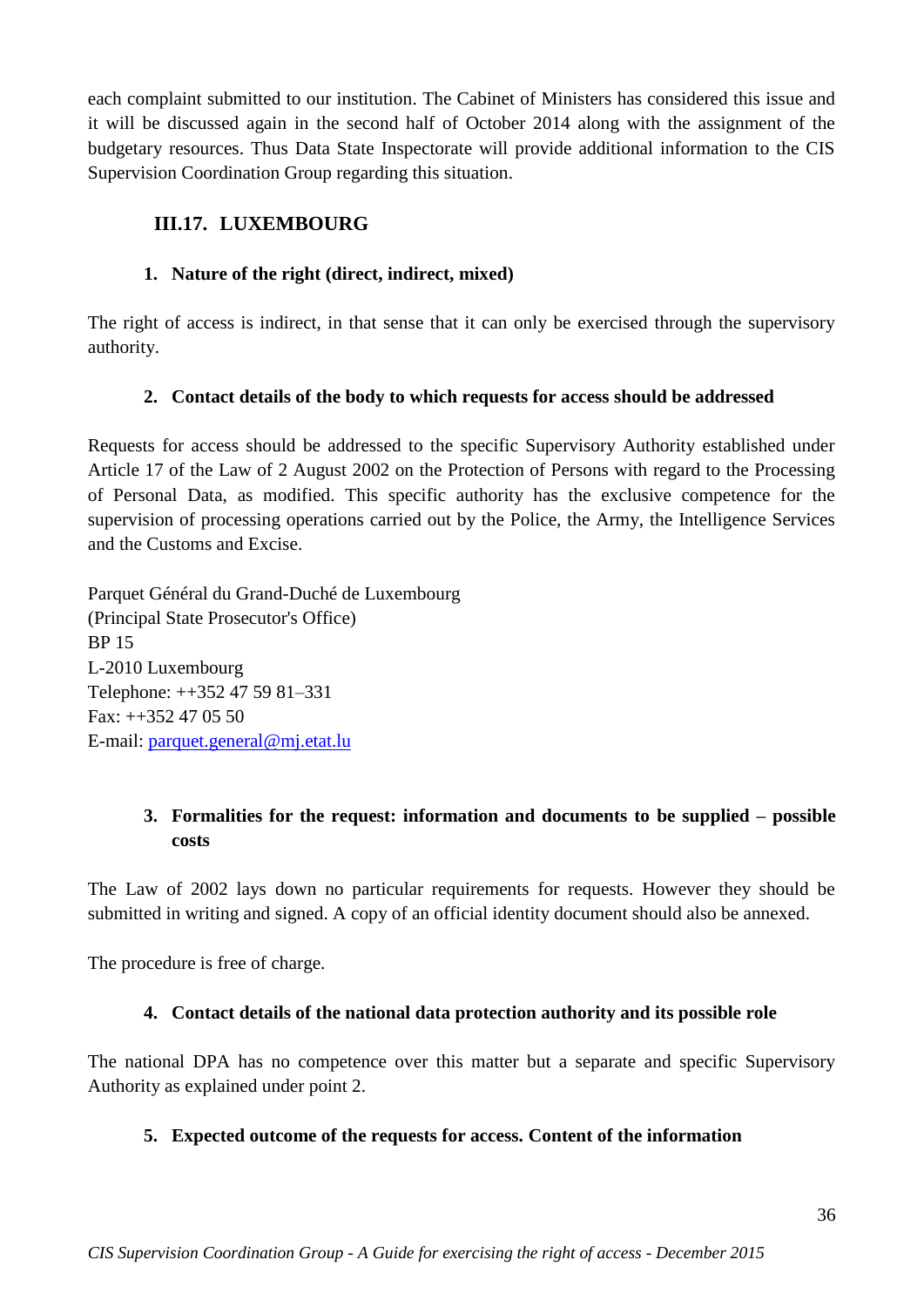each complaint submitted to our institution. The Cabinet of Ministers has considered this issue and it will be discussed again in the second half of October 2014 along with the assignment of the budgetary resources. Thus Data State Inspectorate will provide additional information to the CIS Supervision Coordination Group regarding this situation.

## III.17. LUXEMBOURG

### 1. Nature of the right (direct, indirect, mixed)

The right of access is indirect, in that sense that it can only be exercised through the supervisory authority.

### 2. Contact details of the body to which requests for access should be addressed

Requests for access should be addressed to the specific Supervisory Authority established under Article 17 of the Law of 2 August 2002 on the Protection of Persons with regard to the Processing of Personal Data, as modified. This specific authority has the exclusive competence for the supervision of processing operations carried out by the Police, the Army, the Intelligence Services and the Customs and Excise.

Parquet Général du Grand-Duché de Luxembourg
(Principal State Prosecutor's Office)
BP 15
L-2010 Luxembourg
Telephone: ++352 47 59 81–331
Fax: ++352 47 05 50
E-mail: parquet.general@mj.etat.lu

### 3. Formalities for the request: information and documents to be supplied – possible costs

The Law of 2002 lays down no particular requirements for requests. However they should be submitted in writing and signed. A copy of an official identity document should also be annexed.

The procedure is free of charge.

### 4. Contact details of the national data protection authority and its possible role

The national DPA has no competence over this matter but a separate and specific Supervisory Authority as explained under point 2.

### 5. Expected outcome of the requests for access. Content of the information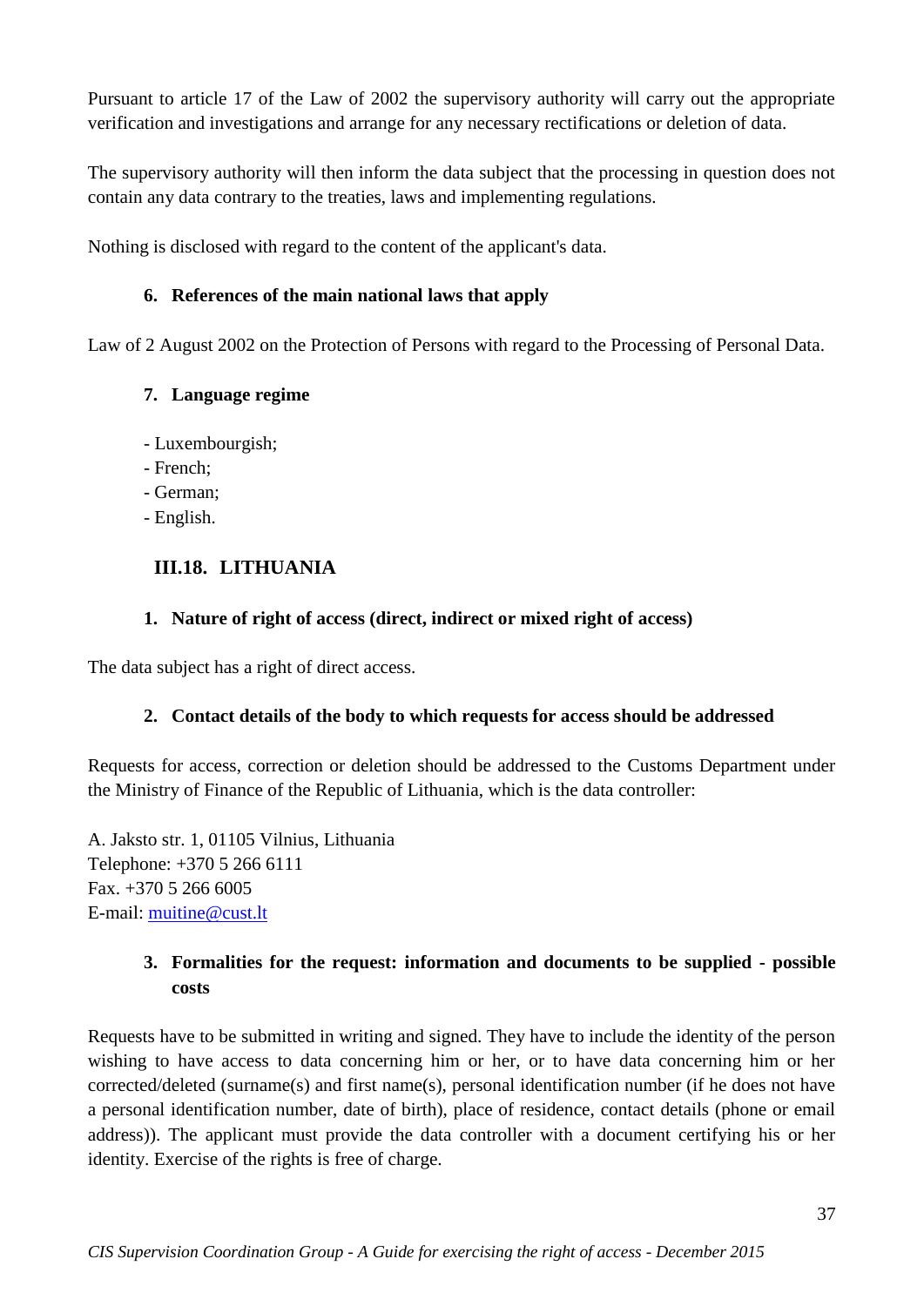Pursuant to article 17 of the Law of 2002 the supervisory authority will carry out the appropriate verification and investigations and arrange for any necessary rectifications or deletion of data.

The supervisory authority will then inform the data subject that the processing in question does not contain any data contrary to the treaties, laws and implementing regulations.

Nothing is disclosed with regard to the content of the applicant's data.

### 6. References of the main national laws that apply

Law of 2 August 2002 on the Protection of Persons with regard to the Processing of Personal Data.

### 7. Language regime

- Luxembourgish;
- French;
- German;
- English.

## III.18. LITHUANIA

### 1. Nature of right of access (direct, indirect or mixed right of access)

The data subject has a right of direct access.

### 2. Contact details of the body to which requests for access should be addressed

Requests for access, correction or deletion should be addressed to the Customs Department under the Ministry of Finance of the Republic of Lithuania, which is the data controller:

A. Jaksto str. 1, 01105 Vilnius, Lithuania
Telephone: +370 5 266 6111
Fax. +370 5 266 6005
E-mail: muitine@cust.lt

### 3. Formalities for the request: information and documents to be supplied - possible costs

Requests have to be submitted in writing and signed. They have to include the identity of the person wishing to have access to data concerning him or her, or to have data concerning him or her corrected/deleted (surname(s) and first name(s), personal identification number (if he does not have a personal identification number, date of birth), place of residence, contact details (phone or email address)). The applicant must provide the data controller with a document certifying his or her identity. Exercise of the rights is free of charge.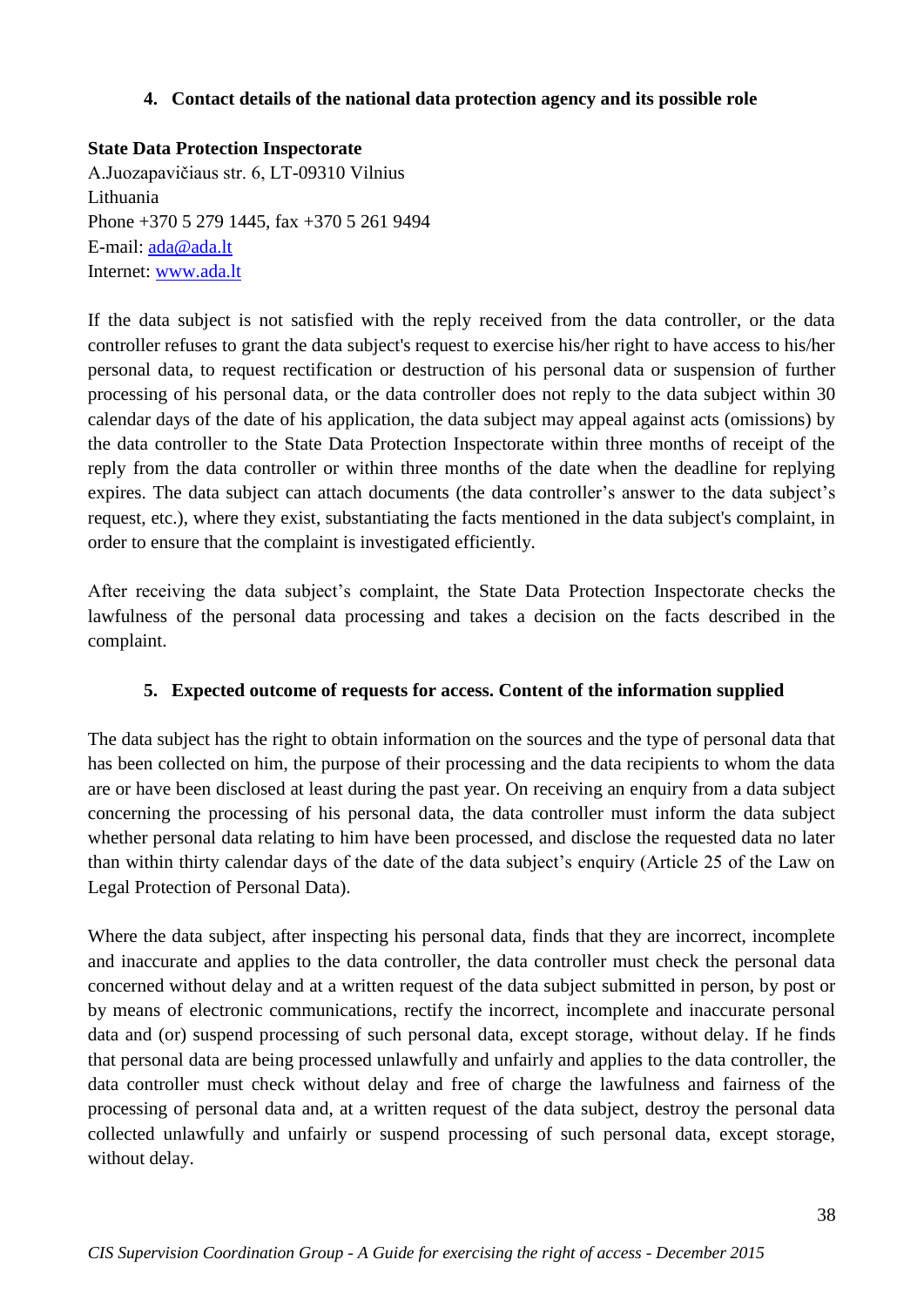## 4. Contact details of the national data protection agency and its possible role

**State Data Protection Inspectorate**
A.Juozapavičiaus str. 6, LT-09310 Vilnius
Lithuania
Phone +370 5 279 1445, fax +370 5 261 9494
E-mail: ada@ada.lt
Internet: www.ada.lt

If the data subject is not satisfied with the reply received from the data controller, or the data controller refuses to grant the data subject's request to exercise his/her right to have access to his/her personal data, to request rectification or destruction of his personal data or suspension of further processing of his personal data, or the data controller does not reply to the data subject within 30 calendar days of the date of his application, the data subject may appeal against acts (omissions) by the data controller to the State Data Protection Inspectorate within three months of receipt of the reply from the data controller or within three months of the date when the deadline for replying expires. The data subject can attach documents (the data controller's answer to the data subject's request, etc.), where they exist, substantiating the facts mentioned in the data subject's complaint, in order to ensure that the complaint is investigated efficiently.

After receiving the data subject's complaint, the State Data Protection Inspectorate checks the lawfulness of the personal data processing and takes a decision on the facts described in the complaint.

## 5. Expected outcome of requests for access. Content of the information supplied

The data subject has the right to obtain information on the sources and the type of personal data that has been collected on him, the purpose of their processing and the data recipients to whom the data are or have been disclosed at least during the past year. On receiving an enquiry from a data subject concerning the processing of his personal data, the data controller must inform the data subject whether personal data relating to him have been processed, and disclose the requested data no later than within thirty calendar days of the date of the data subject's enquiry (Article 25 of the Law on Legal Protection of Personal Data).

Where the data subject, after inspecting his personal data, finds that they are incorrect, incomplete and inaccurate and applies to the data controller, the data controller must check the personal data concerned without delay and at a written request of the data subject submitted in person, by post or by means of electronic communications, rectify the incorrect, incomplete and inaccurate personal data and (or) suspend processing of such personal data, except storage, without delay. If he finds that personal data are being processed unlawfully and unfairly and applies to the data controller, the data controller must check without delay and free of charge the lawfulness and fairness of the processing of personal data and, at a written request of the data subject, destroy the personal data collected unlawfully and unfairly or suspend processing of such personal data, except storage, without delay.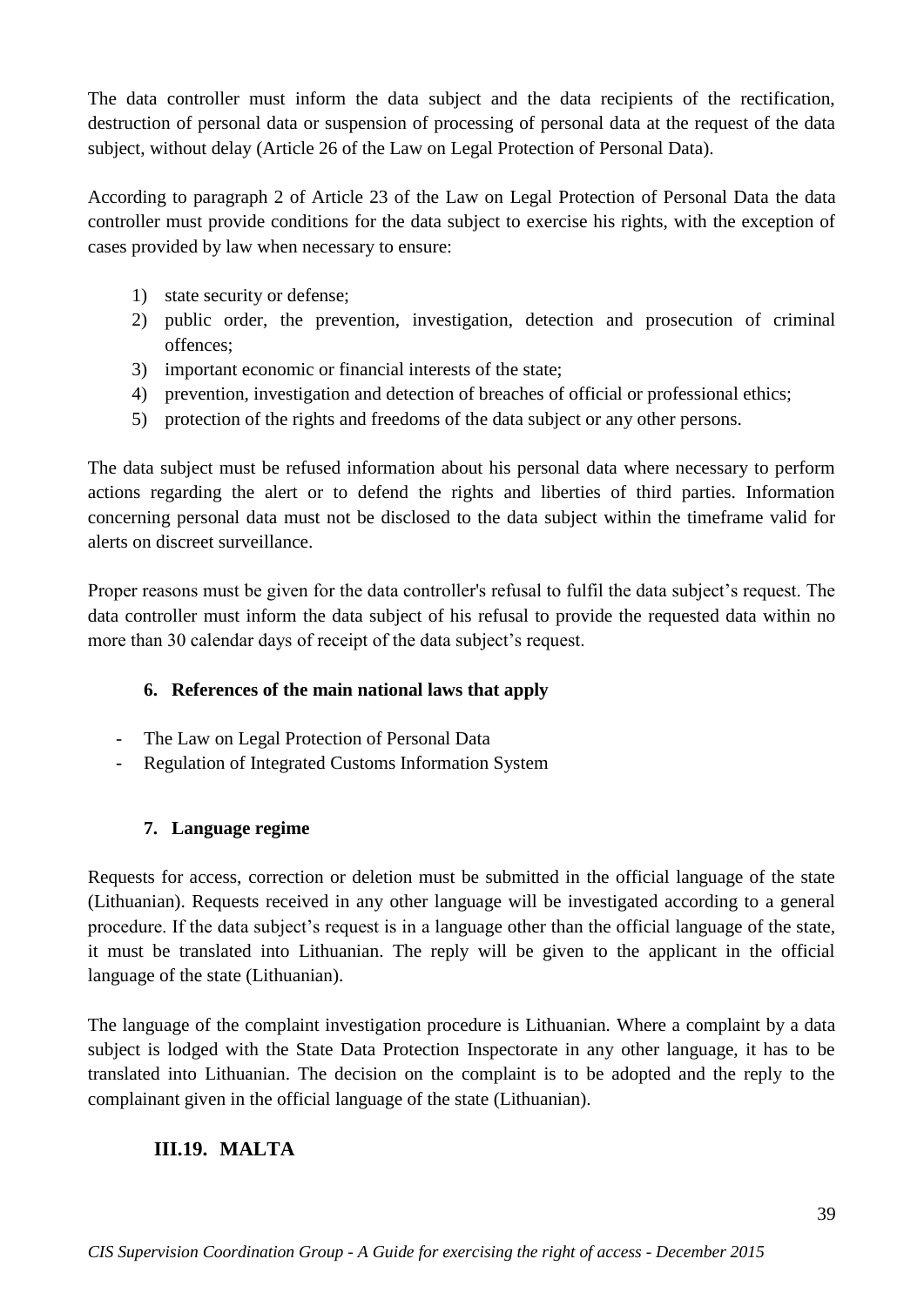The data controller must inform the data subject and the data recipients of the rectification, destruction of personal data or suspension of processing of personal data at the request of the data subject, without delay (Article 26 of the Law on Legal Protection of Personal Data).

According to paragraph 2 of Article 23 of the Law on Legal Protection of Personal Data the data controller must provide conditions for the data subject to exercise his rights, with the exception of cases provided by law when necessary to ensure:

1) state security or defense;
2) public order, the prevention, investigation, detection and prosecution of criminal offences;
3) important economic or financial interests of the state;
4) prevention, investigation and detection of breaches of official or professional ethics;
5) protection of the rights and freedoms of the data subject or any other persons.

The data subject must be refused information about his personal data where necessary to perform actions regarding the alert or to defend the rights and liberties of third parties. Information concerning personal data must not be disclosed to the data subject within the timeframe valid for alerts on discreet surveillance.

Proper reasons must be given for the data controller's refusal to fulfil the data subject's request. The data controller must inform the data subject of his refusal to provide the requested data within no more than 30 calendar days of receipt of the data subject's request.

### 6. References of the main national laws that apply

- The Law on Legal Protection of Personal Data
- Regulation of Integrated Customs Information System

### 7. Language regime

Requests for access, correction or deletion must be submitted in the official language of the state (Lithuanian). Requests received in any other language will be investigated according to a general procedure. If the data subject's request is in a language other than the official language of the state, it must be translated into Lithuanian. The reply will be given to the applicant in the official language of the state (Lithuanian).

The language of the complaint investigation procedure is Lithuanian. Where a complaint by a data subject is lodged with the State Data Protection Inspectorate in any other language, it has to be translated into Lithuanian. The decision on the complaint is to be adopted and the reply to the complainant given in the official language of the state (Lithuanian).

## III.19. MALTA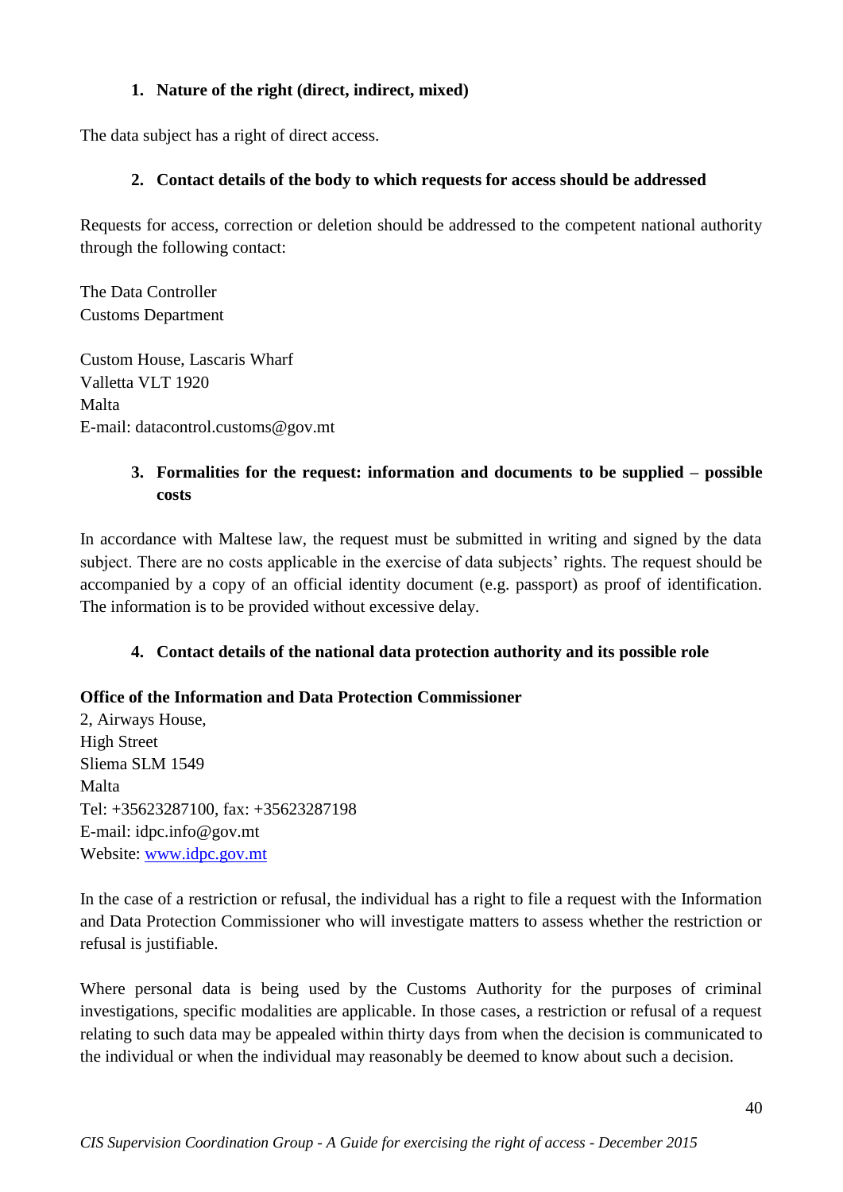### 1. Nature of the right (direct, indirect, mixed)

The data subject has a right of direct access.

### 2. Contact details of the body to which requests for access should be addressed

Requests for access, correction or deletion should be addressed to the competent national authority through the following contact:

The Data Controller
Customs Department

Custom House, Lascaris Wharf
Valletta VLT 1920
Malta
E-mail: datacontrol.customs@gov.mt

### 3. Formalities for the request: information and documents to be supplied – possible costs

In accordance with Maltese law, the request must be submitted in writing and signed by the data subject. There are no costs applicable in the exercise of data subjects' rights. The request should be accompanied by a copy of an official identity document (e.g. passport) as proof of identification. The information is to be provided without excessive delay.

### 4. Contact details of the national data protection authority and its possible role

**Office of the Information and Data Protection Commissioner**
2, Airways House,
High Street
Sliema SLM 1549
Malta
Tel: +35623287100, fax: +35623287198
E-mail: idpc.info@gov.mt
Website: [www.idpc.gov.mt](http://www.idpc.gov.mt)

In the case of a restriction or refusal, the individual has a right to file a request with the Information and Data Protection Commissioner who will investigate matters to assess whether the restriction or refusal is justifiable.

Where personal data is being used by the Customs Authority for the purposes of criminal investigations, specific modalities are applicable. In those cases, a restriction or refusal of a request relating to such data may be appealed within thirty days from when the decision is communicated to the individual or when the individual may reasonably be deemed to know about such a decision.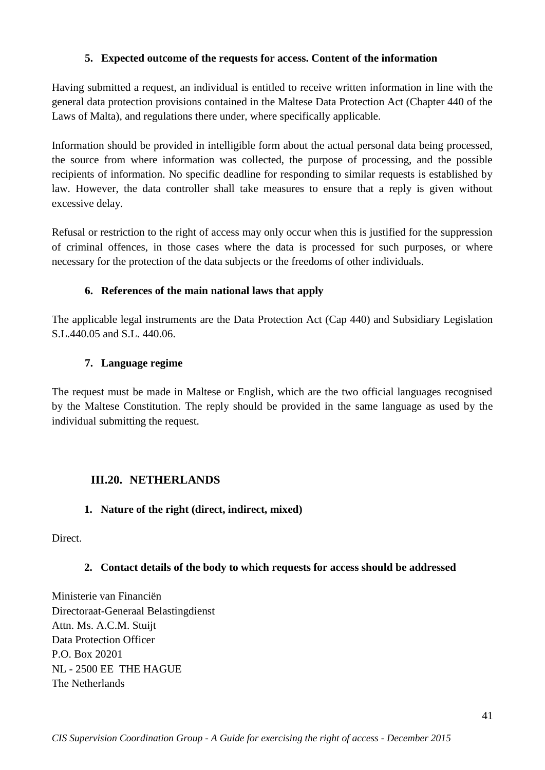#### 5. Expected outcome of the requests for access. Content of the information

Having submitted a request, an individual is entitled to receive written information in line with the general data protection provisions contained in the Maltese Data Protection Act (Chapter 440 of the Laws of Malta), and regulations there under, where specifically applicable.

Information should be provided in intelligible form about the actual personal data being processed, the source from where information was collected, the purpose of processing, and the possible recipients of information. No specific deadline for responding to similar requests is established by law. However, the data controller shall take measures to ensure that a reply is given without excessive delay.

Refusal or restriction to the right of access may only occur when this is justified for the suppression of criminal offences, in those cases where the data is processed for such purposes, or where necessary for the protection of the data subjects or the freedoms of other individuals.

#### 6. References of the main national laws that apply

The applicable legal instruments are the Data Protection Act (Cap 440) and Subsidiary Legislation S.L.440.05 and S.L. 440.06.

#### 7. Language regime

The request must be made in Maltese or English, which are the two official languages recognised by the Maltese Constitution. The reply should be provided in the same language as used by the individual submitting the request.

### III.20. NETHERLANDS

#### 1. Nature of the right (direct, indirect, mixed)

Direct.

#### 2. Contact details of the body to which requests for access should be addressed

Ministerie van Financiën  
Directoraat-Generaal Belastingdienst  
Attn. Ms. A.C.M. Stuijt  
Data Protection Officer  
P.O. Box 20201  
NL - 2500 EE THE HAGUE  
The Netherlands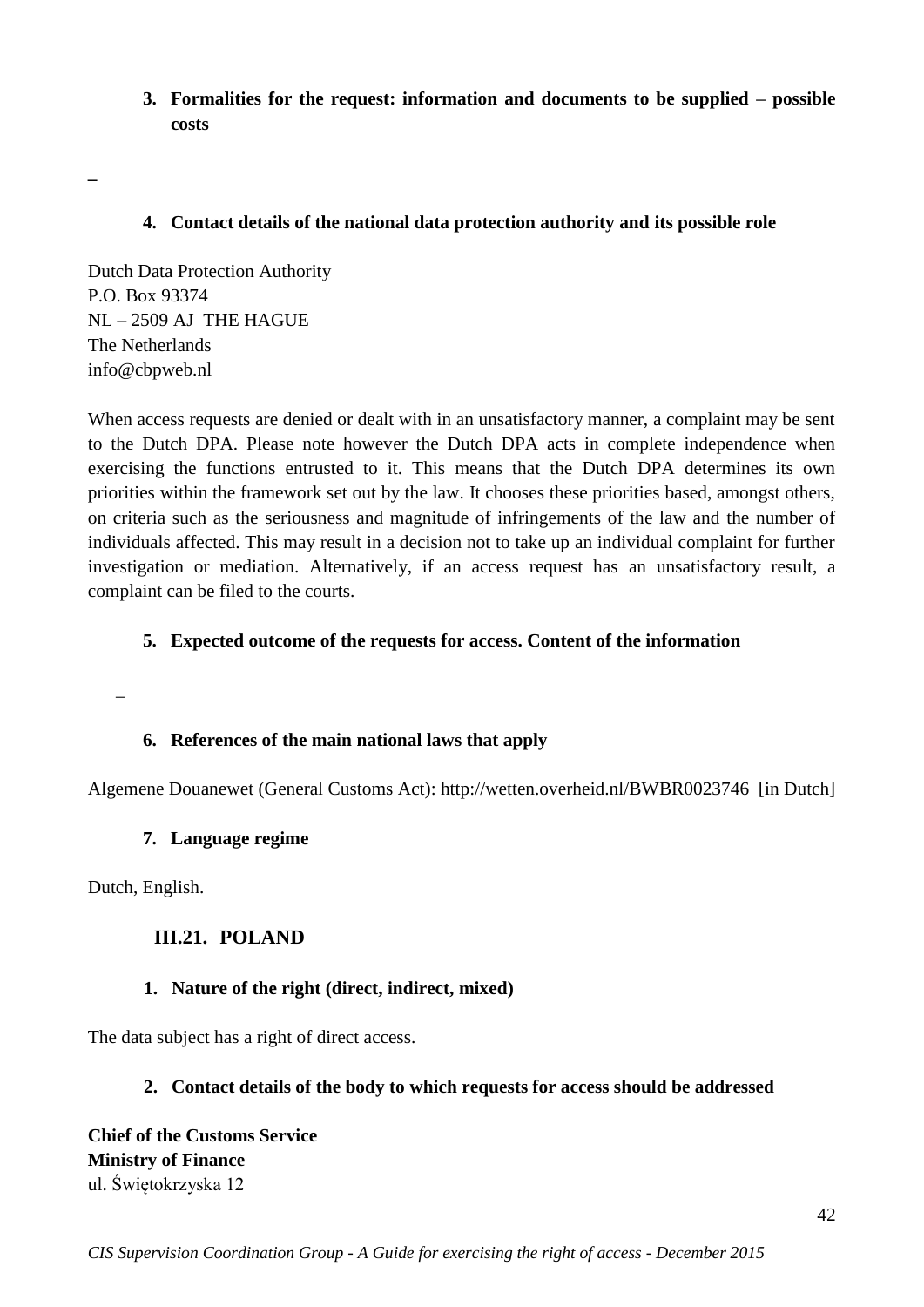**3. Formalities for the request: information and documents to be supplied – possible costs**

–

**4. Contact details of the national data protection authority and its possible role**

Dutch Data Protection Authority
P.O. Box 93374
NL – 2509 AJ THE HAGUE
The Netherlands
info@cbpweb.nl

When access requests are denied or dealt with in an unsatisfactory manner, a complaint may be sent to the Dutch DPA. Please note however the Dutch DPA acts in complete independence when exercising the functions entrusted to it. This means that the Dutch DPA determines its own priorities within the framework set out by the law. It chooses these priorities based, amongst others, on criteria such as the seriousness and magnitude of infringements of the law and the number of individuals affected. This may result in a decision not to take up an individual complaint for further investigation or mediation. Alternatively, if an access request has an unsatisfactory result, a complaint can be filed to the courts.

**5. Expected outcome of the requests for access. Content of the information**

–

**6. References of the main national laws that apply**

Algemene Douanewet (General Customs Act): http://wetten.overheid.nl/BWBR0023746 [in Dutch]

**7. Language regime**

Dutch, English.

## III.21. POLAND

**1. Nature of the right (direct, indirect, mixed)**

The data subject has a right of direct access.

**2. Contact details of the body to which requests for access should be addressed**

**Chief of the Customs Service**
**Ministry of Finance**
ul. Świętokrzyska 12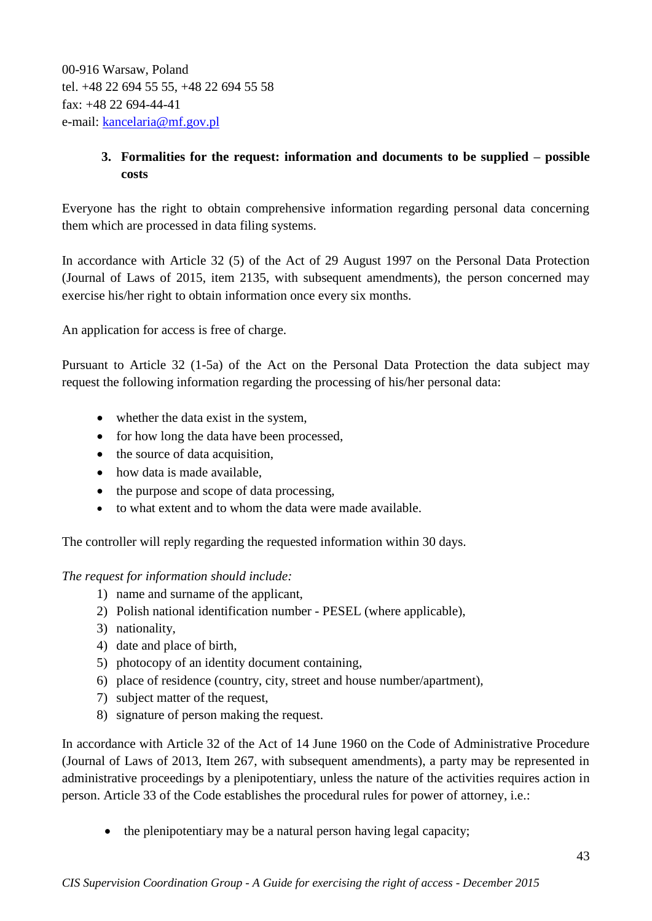00-916 Warsaw, Poland
tel. +48 22 694 55 55, +48 22 694 55 58
fax: +48 22 694-44-41
e-mail: kancelaria@mf.gov.pl

### 3. Formalities for the request: information and documents to be supplied – possible costs

Everyone has the right to obtain comprehensive information regarding personal data concerning them which are processed in data filing systems.

In accordance with Article 32 (5) of the Act of 29 August 1997 on the Personal Data Protection (Journal of Laws of 2015, item 2135, with subsequent amendments), the person concerned may exercise his/her right to obtain information once every six months.

An application for access is free of charge.

Pursuant to Article 32 (1-5a) of the Act on the Personal Data Protection the data subject may request the following information regarding the processing of his/her personal data:

- whether the data exist in the system,
- for how long the data have been processed,
- the source of data acquisition,
- how data is made available,
- the purpose and scope of data processing,
- to what extent and to whom the data were made available.

The controller will reply regarding the requested information within 30 days.

*The request for information should include:*

1) name and surname of the applicant,
2) Polish national identification number - PESEL (where applicable),
3) nationality,
4) date and place of birth,
5) photocopy of an identity document containing,
6) place of residence (country, city, street and house number/apartment),
7) subject matter of the request,
8) signature of person making the request.

In accordance with Article 32 of the Act of 14 June 1960 on the Code of Administrative Procedure (Journal of Laws of 2013, Item 267, with subsequent amendments), a party may be represented in administrative proceedings by a plenipotentiary, unless the nature of the activities requires action in person. Article 33 of the Code establishes the procedural rules for power of attorney, i.e.:

- the plenipotentiary may be a natural person having legal capacity;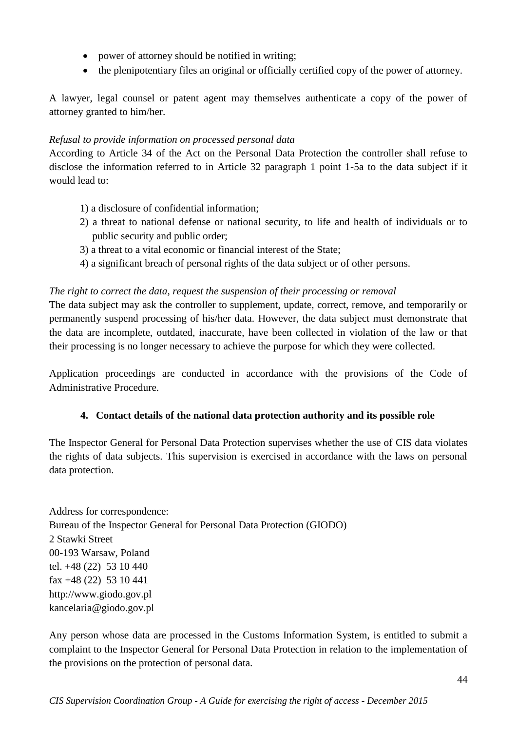- power of attorney should be notified in writing;
- the plenipotentiary files an original or officially certified copy of the power of attorney.

A lawyer, legal counsel or patent agent may themselves authenticate a copy of the power of attorney granted to him/her.

*Refusal to provide information on processed personal data*

According to Article 34 of the Act on the Personal Data Protection the controller shall refuse to disclose the information referred to in Article 32 paragraph 1 point 1-5a to the data subject if it would lead to:

1) a disclosure of confidential information;
2) a threat to national defense or national security, to life and health of individuals or to public security and public order;
3) a threat to a vital economic or financial interest of the State;
4) a significant breach of personal rights of the data subject or of other persons.

*The right to correct the data, request the suspension of their processing or removal*

The data subject may ask the controller to supplement, update, correct, remove, and temporarily or permanently suspend processing of his/her data. However, the data subject must demonstrate that the data are incomplete, outdated, inaccurate, have been collected in violation of the law or that their processing is no longer necessary to achieve the purpose for which they were collected.

Application proceedings are conducted in accordance with the provisions of the Code of Administrative Procedure.

## 4. Contact details of the national data protection authority and its possible role

The Inspector General for Personal Data Protection supervises whether the use of CIS data violates the rights of data subjects. This supervision is exercised in accordance with the laws on personal data protection.

Address for correspondence:
Bureau of the Inspector General for Personal Data Protection (GIODO)
2 Stawki Street
00-193 Warsaw, Poland
tel. +48 (22) 53 10 440
fax +48 (22) 53 10 441
http://www.giodo.gov.pl
kancelaria@giodo.gov.pl

Any person whose data are processed in the Customs Information System, is entitled to submit a complaint to the Inspector General for Personal Data Protection in relation to the implementation of the provisions on the protection of personal data.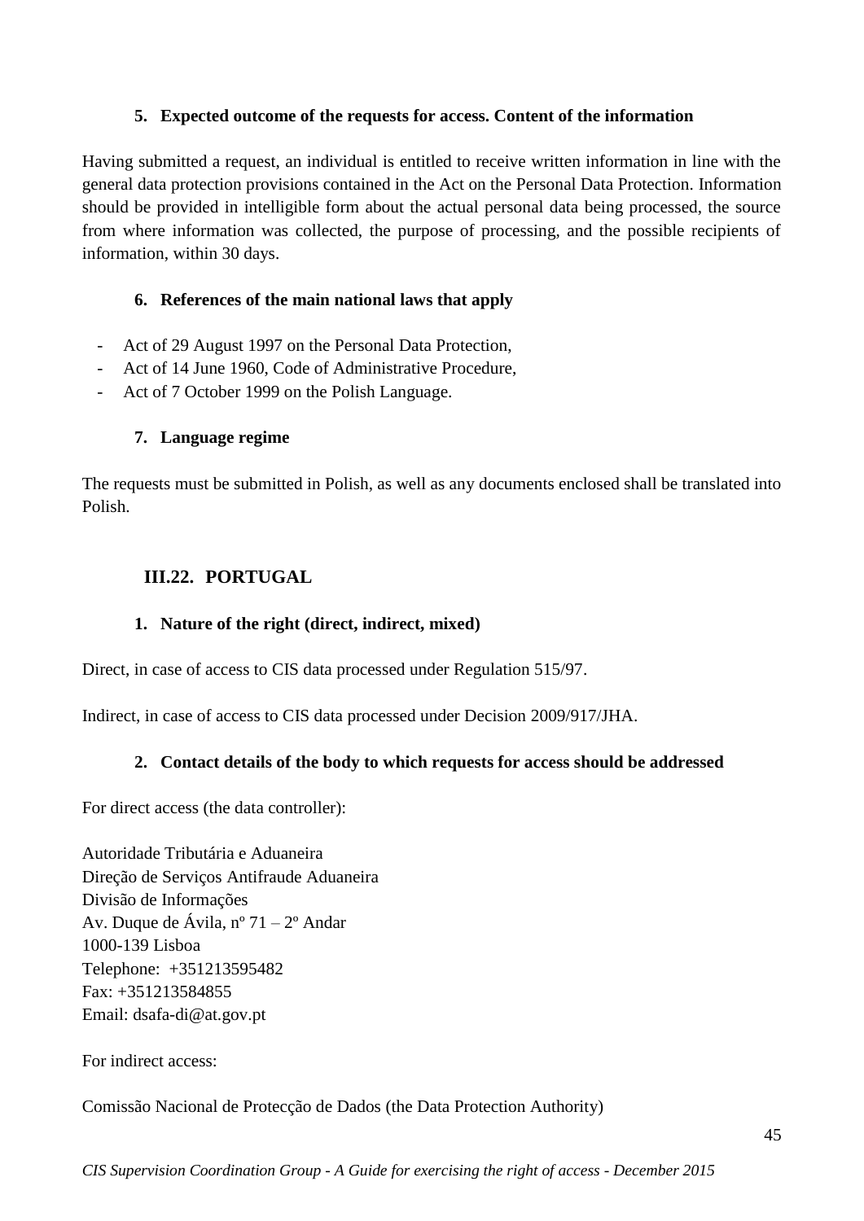### 5. Expected outcome of the requests for access. Content of the information

Having submitted a request, an individual is entitled to receive written information in line with the general data protection provisions contained in the Act on the Personal Data Protection. Information should be provided in intelligible form about the actual personal data being processed, the source from where information was collected, the purpose of processing, and the possible recipients of information, within 30 days.

### 6. References of the main national laws that apply

- Act of 29 August 1997 on the Personal Data Protection,
- Act of 14 June 1960, Code of Administrative Procedure,
- Act of 7 October 1999 on the Polish Language.

### 7. Language regime

The requests must be submitted in Polish, as well as any documents enclosed shall be translated into Polish.

## III.22. PORTUGAL

### 1. Nature of the right (direct, indirect, mixed)

Direct, in case of access to CIS data processed under Regulation 515/97.

Indirect, in case of access to CIS data processed under Decision 2009/917/JHA.

### 2. Contact details of the body to which requests for access should be addressed

For direct access (the data controller):

Autoridade Tributária e Aduaneira
Direção de Serviços Antifraude Aduaneira
Divisão de Informações
Av. Duque de Ávila, nº 71 – 2º Andar
1000-139 Lisboa
Telephone: +351213595482
Fax: +351213584855
Email: dsafa-di@at.gov.pt

For indirect access:

Comissão Nacional de Protecção de Dados (the Data Protection Authority)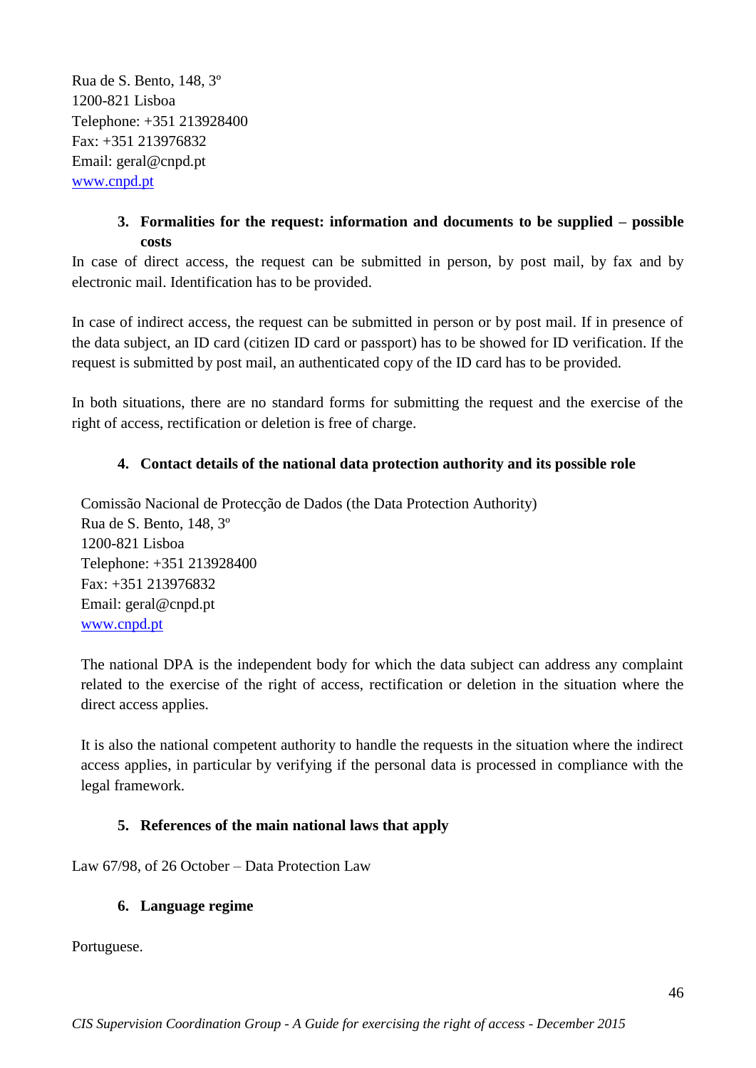Rua de S. Bento, 148, 3º
1200-821 Lisboa
Telephone: +351 213928400
Fax: +351 213976832
Email: geral@cnpd.pt
[www.cnpd.pt](http://www.cnpd.pt)

### 3. Formalities for the request: information and documents to be supplied – possible costs

In case of direct access, the request can be submitted in person, by post mail, by fax and by electronic mail. Identification has to be provided.

In case of indirect access, the request can be submitted in person or by post mail. If in presence of the data subject, an ID card (citizen ID card or passport) has to be showed for ID verification. If the request is submitted by post mail, an authenticated copy of the ID card has to be provided.

In both situations, there are no standard forms for submitting the request and the exercise of the right of access, rectification or deletion is free of charge.

### 4. Contact details of the national data protection authority and its possible role

Comissão Nacional de Protecção de Dados (the Data Protection Authority)
Rua de S. Bento, 148, 3º
1200-821 Lisboa
Telephone: +351 213928400
Fax: +351 213976832
Email: geral@cnpd.pt
[www.cnpd.pt](http://www.cnpd.pt)

The national DPA is the independent body for which the data subject can address any complaint related to the exercise of the right of access, rectification or deletion in the situation where the direct access applies.

It is also the national competent authority to handle the requests in the situation where the indirect access applies, in particular by verifying if the personal data is processed in compliance with the legal framework.

### 5. References of the main national laws that apply

Law 67/98, of 26 October – Data Protection Law

### 6. Language regime

Portuguese.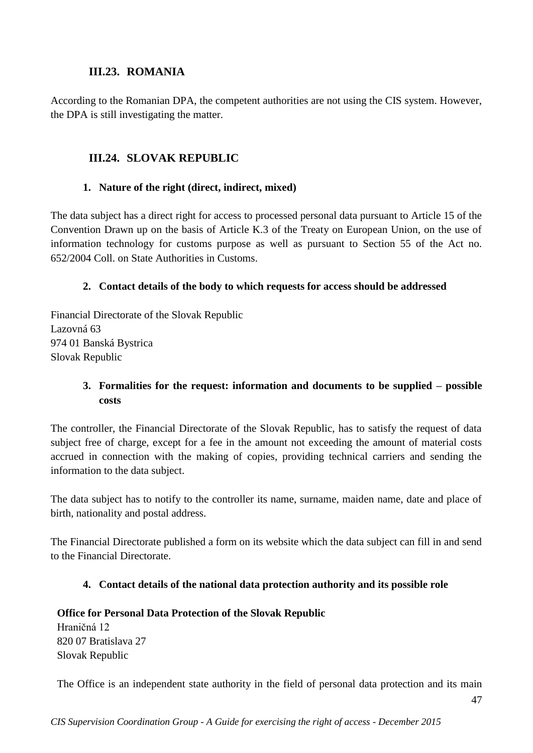## III.23. ROMANIA

According to the Romanian DPA, the competent authorities are not using the CIS system. However, the DPA is still investigating the matter.

## III.24. SLOVAK REPUBLIC

### 1. Nature of the right (direct, indirect, mixed)

The data subject has a direct right for access to processed personal data pursuant to Article 15 of the Convention Drawn up on the basis of Article K.3 of the Treaty on European Union, on the use of information technology for customs purpose as well as pursuant to Section 55 of the Act no. 652/2004 Coll. on State Authorities in Customs.

### 2. Contact details of the body to which requests for access should be addressed

Financial Directorate of the Slovak Republic
Lazovná 63
974 01 Banská Bystrica
Slovak Republic

### 3. Formalities for the request: information and documents to be supplied – possible costs

The controller, the Financial Directorate of the Slovak Republic, has to satisfy the request of data subject free of charge, except for a fee in the amount not exceeding the amount of material costs accrued in connection with the making of copies, providing technical carriers and sending the information to the data subject.

The data subject has to notify to the controller its name, surname, maiden name, date and place of birth, nationality and postal address.

The Financial Directorate published a form on its website which the data subject can fill in and send to the Financial Directorate.

### 4. Contact details of the national data protection authority and its possible role

**Office for Personal Data Protection of the Slovak Republic**
Hraničná 12
820 07 Bratislava 27
Slovak Republic

The Office is an independent state authority in the field of personal data protection and its main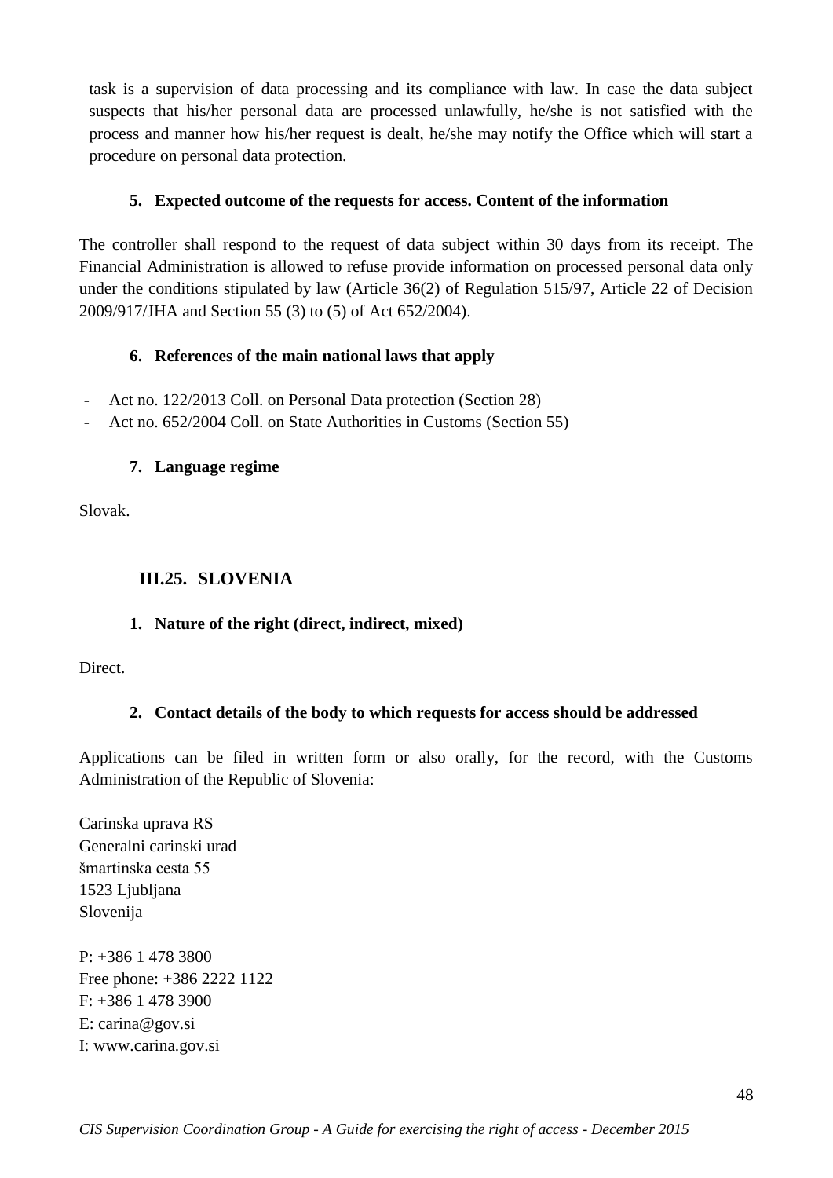task is a supervision of data processing and its compliance with law. In case the data subject suspects that his/her personal data are processed unlawfully, he/she is not satisfied with the process and manner how his/her request is dealt, he/she may notify the Office which will start a procedure on personal data protection.

#### 5. Expected outcome of the requests for access. Content of the information

The controller shall respond to the request of data subject within 30 days from its receipt. The Financial Administration is allowed to refuse provide information on processed personal data only under the conditions stipulated by law (Article 36(2) of Regulation 515/97, Article 22 of Decision 2009/917/JHA and Section 55 (3) to (5) of Act 652/2004).

#### 6. References of the main national laws that apply

- Act no. 122/2013 Coll. on Personal Data protection (Section 28)
- Act no. 652/2004 Coll. on State Authorities in Customs (Section 55)

#### 7. Language regime

Slovak.

### III.25. SLOVENIA

#### 1. Nature of the right (direct, indirect, mixed)

Direct.

#### 2. Contact details of the body to which requests for access should be addressed

Applications can be filed in written form or also orally, for the record, with the Customs Administration of the Republic of Slovenia:

Carinska uprava RS
Generalni carinski urad
šmartinska cesta 55
1523 Ljubljana
Slovenija

P: +386 1 478 3800
Free phone: +386 2222 1122
F: +386 1 478 3900
E: carina@gov.si
I: www.carina.gov.si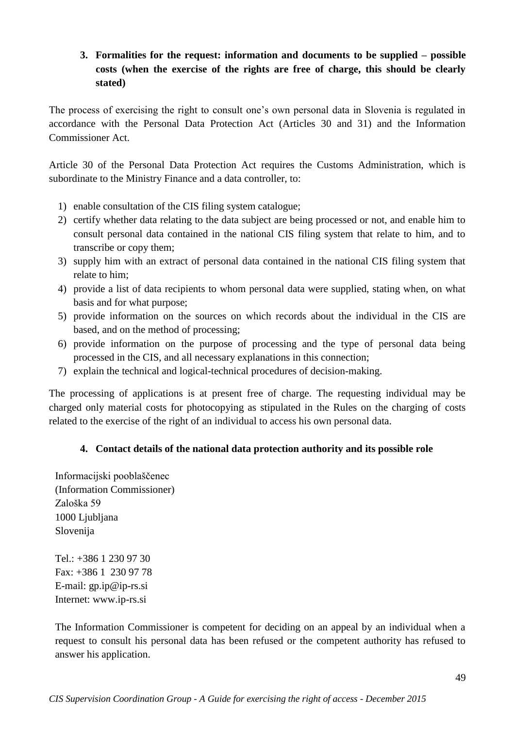### 3. Formalities for the request: information and documents to be supplied – possible costs (when the exercise of the rights are free of charge, this should be clearly stated)

The process of exercising the right to consult one's own personal data in Slovenia is regulated in accordance with the Personal Data Protection Act (Articles 30 and 31) and the Information Commissioner Act.

Article 30 of the Personal Data Protection Act requires the Customs Administration, which is subordinate to the Ministry Finance and a data controller, to:

1) enable consultation of the CIS filing system catalogue;
2) certify whether data relating to the data subject are being processed or not, and enable him to consult personal data contained in the national CIS filing system that relate to him, and to transcribe or copy them;
3) supply him with an extract of personal data contained in the national CIS filing system that relate to him;
4) provide a list of data recipients to whom personal data were supplied, stating when, on what basis and for what purpose;
5) provide information on the sources on which records about the individual in the CIS are based, and on the method of processing;
6) provide information on the purpose of processing and the type of personal data being processed in the CIS, and all necessary explanations in this connection;
7) explain the technical and logical-technical procedures of decision-making.

The processing of applications is at present free of charge. The requesting individual may be charged only material costs for photocopying as stipulated in the Rules on the charging of costs related to the exercise of the right of an individual to access his own personal data.

### 4. Contact details of the national data protection authority and its possible role

Informacijski pooblaščenec  
(Information Commissioner)  
Zaloška 59  
1000 Ljubljana  
Slovenija

Tel.: +386 1 230 97 30  
Fax: +386 1 230 97 78  
E-mail: gp.ip@ip-rs.si  
Internet: www.ip-rs.si

The Information Commissioner is competent for deciding on an appeal by an individual when a request to consult his personal data has been refused or the competent authority has refused to answer his application.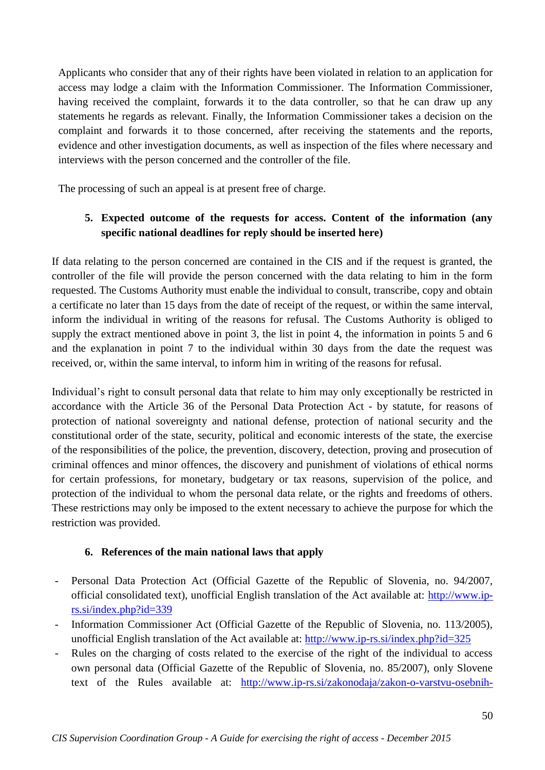Applicants who consider that any of their rights have been violated in relation to an application for access may lodge a claim with the Information Commissioner. The Information Commissioner, having received the complaint, forwards it to the data controller, so that he can draw up any statements he regards as relevant. Finally, the Information Commissioner takes a decision on the complaint and forwards it to those concerned, after receiving the statements and the reports, evidence and other investigation documents, as well as inspection of the files where necessary and interviews with the person concerned and the controller of the file.

The processing of such an appeal is at present free of charge.

### 5. Expected outcome of the requests for access. Content of the information (any specific national deadlines for reply should be inserted here)

If data relating to the person concerned are contained in the CIS and if the request is granted, the controller of the file will provide the person concerned with the data relating to him in the form requested. The Customs Authority must enable the individual to consult, transcribe, copy and obtain a certificate no later than 15 days from the date of receipt of the request, or within the same interval, inform the individual in writing of the reasons for refusal. The Customs Authority is obliged to supply the extract mentioned above in point 3, the list in point 4, the information in points 5 and 6 and the explanation in point 7 to the individual within 30 days from the date the request was received, or, within the same interval, to inform him in writing of the reasons for refusal.

Individual's right to consult personal data that relate to him may only exceptionally be restricted in accordance with the Article 36 of the Personal Data Protection Act - by statute, for reasons of protection of national sovereignty and national defense, protection of national security and the constitutional order of the state, security, political and economic interests of the state, the exercise of the responsibilities of the police, the prevention, discovery, detection, proving and prosecution of criminal offences and minor offences, the discovery and punishment of violations of ethical norms for certain professions, for monetary, budgetary or tax reasons, supervision of the police, and protection of the individual to whom the personal data relate, or the rights and freedoms of others. These restrictions may only be imposed to the extent necessary to achieve the purpose for which the restriction was provided.

### 6. References of the main national laws that apply

- Personal Data Protection Act (Official Gazette of the Republic of Slovenia, no. 94/2007, official consolidated text), unofficial English translation of the Act available at: http://www.ip-rs.si/index.php?id=339
- Information Commissioner Act (Official Gazette of the Republic of Slovenia, no. 113/2005), unofficial English translation of the Act available at: http://www.ip-rs.si/index.php?id=325
- Rules on the charging of costs related to the exercise of the right of the individual to access own personal data (Official Gazette of the Republic of Slovenia, no. 85/2007), only Slovene text of the Rules available at: http://www.ip-rs.si/zakonodaja/zakon-o-varstvu-osebnih-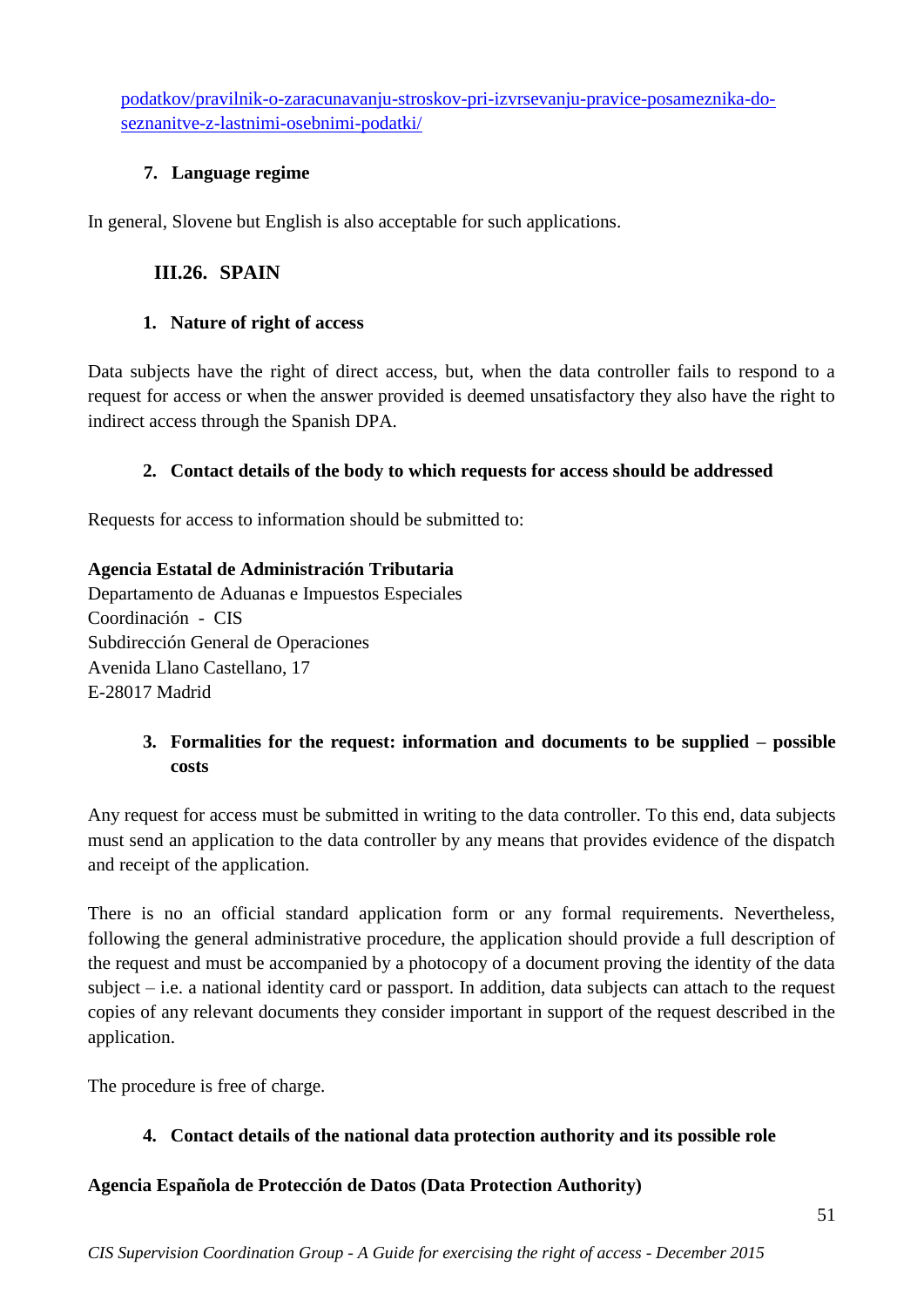podatkov/pravilnik-o-zaracunavanju-stroskov-pri-izvrsevanju-pravice-posameznika-do-seznanitve-z-lastnimi-osebnimi-podatki/

#### 7. Language regime

In general, Slovene but English is also acceptable for such applications.

### III.26. SPAIN

#### 1. Nature of right of access

Data subjects have the right of direct access, but, when the data controller fails to respond to a request for access or when the answer provided is deemed unsatisfactory they also have the right to indirect access through the Spanish DPA.

#### 2. Contact details of the body to which requests for access should be addressed

Requests for access to information should be submitted to:

**Agencia Estatal de Administración Tributaria**
Departamento de Aduanas e Impuestos Especiales
Coordinación - CIS
Subdirección General de Operaciones
Avenida Llano Castellano, 17
E-28017 Madrid

#### 3. Formalities for the request: information and documents to be supplied – possible costs

Any request for access must be submitted in writing to the data controller. To this end, data subjects must send an application to the data controller by any means that provides evidence of the dispatch and receipt of the application.

There is no an official standard application form or any formal requirements. Nevertheless, following the general administrative procedure, the application should provide a full description of the request and must be accompanied by a photocopy of a document proving the identity of the data subject – i.e. a national identity card or passport. In addition, data subjects can attach to the request copies of any relevant documents they consider important in support of the request described in the application.

The procedure is free of charge.

#### 4. Contact details of the national data protection authority and its possible role

**Agencia Española de Protección de Datos (Data Protection Authority)**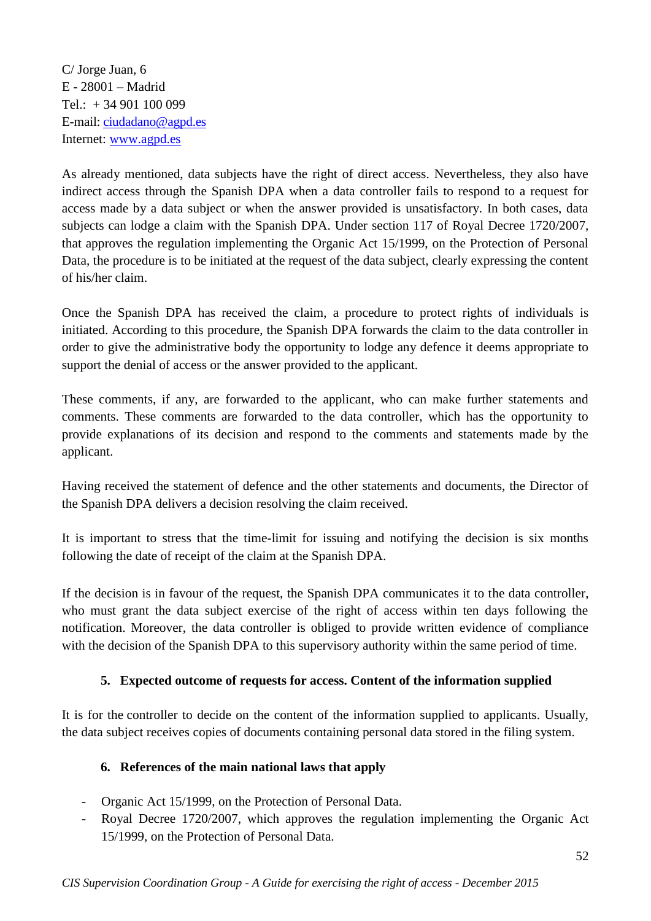C/ Jorge Juan, 6
E - 28001 – Madrid
Tel.: + 34 901 100 099
E-mail: ciudadano@agpd.es
Internet: www.agpd.es

As already mentioned, data subjects have the right of direct access. Nevertheless, they also have indirect access through the Spanish DPA when a data controller fails to respond to a request for access made by a data subject or when the answer provided is unsatisfactory. In both cases, data subjects can lodge a claim with the Spanish DPA. Under section 117 of Royal Decree 1720/2007, that approves the regulation implementing the Organic Act 15/1999, on the Protection of Personal Data, the procedure is to be initiated at the request of the data subject, clearly expressing the content of his/her claim.

Once the Spanish DPA has received the claim, a procedure to protect rights of individuals is initiated. According to this procedure, the Spanish DPA forwards the claim to the data controller in order to give the administrative body the opportunity to lodge any defence it deems appropriate to support the denial of access or the answer provided to the applicant.

These comments, if any, are forwarded to the applicant, who can make further statements and comments. These comments are forwarded to the data controller, which has the opportunity to provide explanations of its decision and respond to the comments and statements made by the applicant.

Having received the statement of defence and the other statements and documents, the Director of the Spanish DPA delivers a decision resolving the claim received.

It is important to stress that the time-limit for issuing and notifying the decision is six months following the date of receipt of the claim at the Spanish DPA.

If the decision is in favour of the request, the Spanish DPA communicates it to the data controller, who must grant the data subject exercise of the right of access within ten days following the notification. Moreover, the data controller is obliged to provide written evidence of compliance with the decision of the Spanish DPA to this supervisory authority within the same period of time.

### 5. Expected outcome of requests for access. Content of the information supplied

It is for the controller to decide on the content of the information supplied to applicants. Usually, the data subject receives copies of documents containing personal data stored in the filing system.

### 6. References of the main national laws that apply

- Organic Act 15/1999, on the Protection of Personal Data.
- Royal Decree 1720/2007, which approves the regulation implementing the Organic Act 15/1999, on the Protection of Personal Data.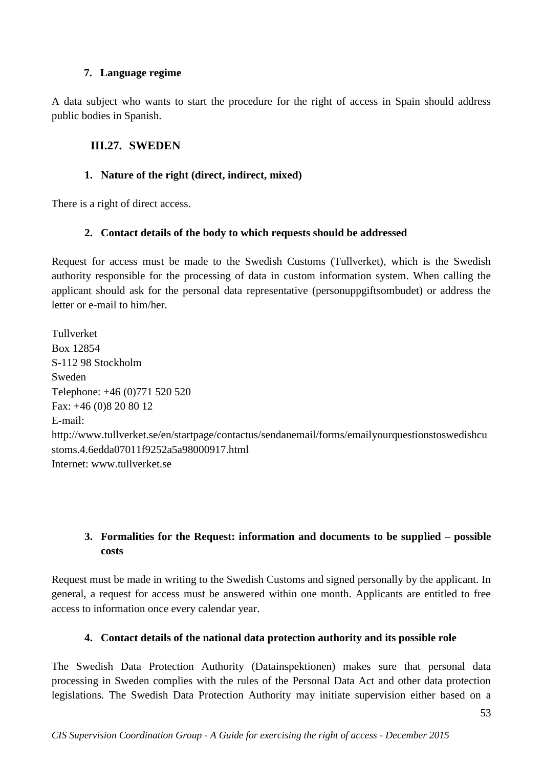### 7. Language regime

A data subject who wants to start the procedure for the right of access in Spain should address public bodies in Spanish.

## III.27. SWEDEN

### 1. Nature of the right (direct, indirect, mixed)

There is a right of direct access.

### 2. Contact details of the body to which requests should be addressed

Request for access must be made to the Swedish Customs (Tullverket), which is the Swedish authority responsible for the processing of data in custom information system. When calling the applicant should ask for the personal data representative (personuppgiftsombudet) or address the letter or e-mail to him/her.

Tullverket  
Box 12854  
S-112 98 Stockholm  
Sweden  
Telephone: +46 (0)771 520 520  
Fax: +46 (0)8 20 80 12  
E-mail:  
http://www.tullverket.se/en/startpage/contactus/sendanemail/forms/emailyourquestionstoswedishcustoms.4.6edda07011f9252a5a98000917.html  
Internet: www.tullverket.se

### 3. Formalities for the Request: information and documents to be supplied – possible costs

Request must be made in writing to the Swedish Customs and signed personally by the applicant. In general, a request for access must be answered within one month. Applicants are entitled to free access to information once every calendar year.

### 4. Contact details of the national data protection authority and its possible role

The Swedish Data Protection Authority (Datainspektionen) makes sure that personal data processing in Sweden complies with the rules of the Personal Data Act and other data protection legislations. The Swedish Data Protection Authority may initiate supervision either based on a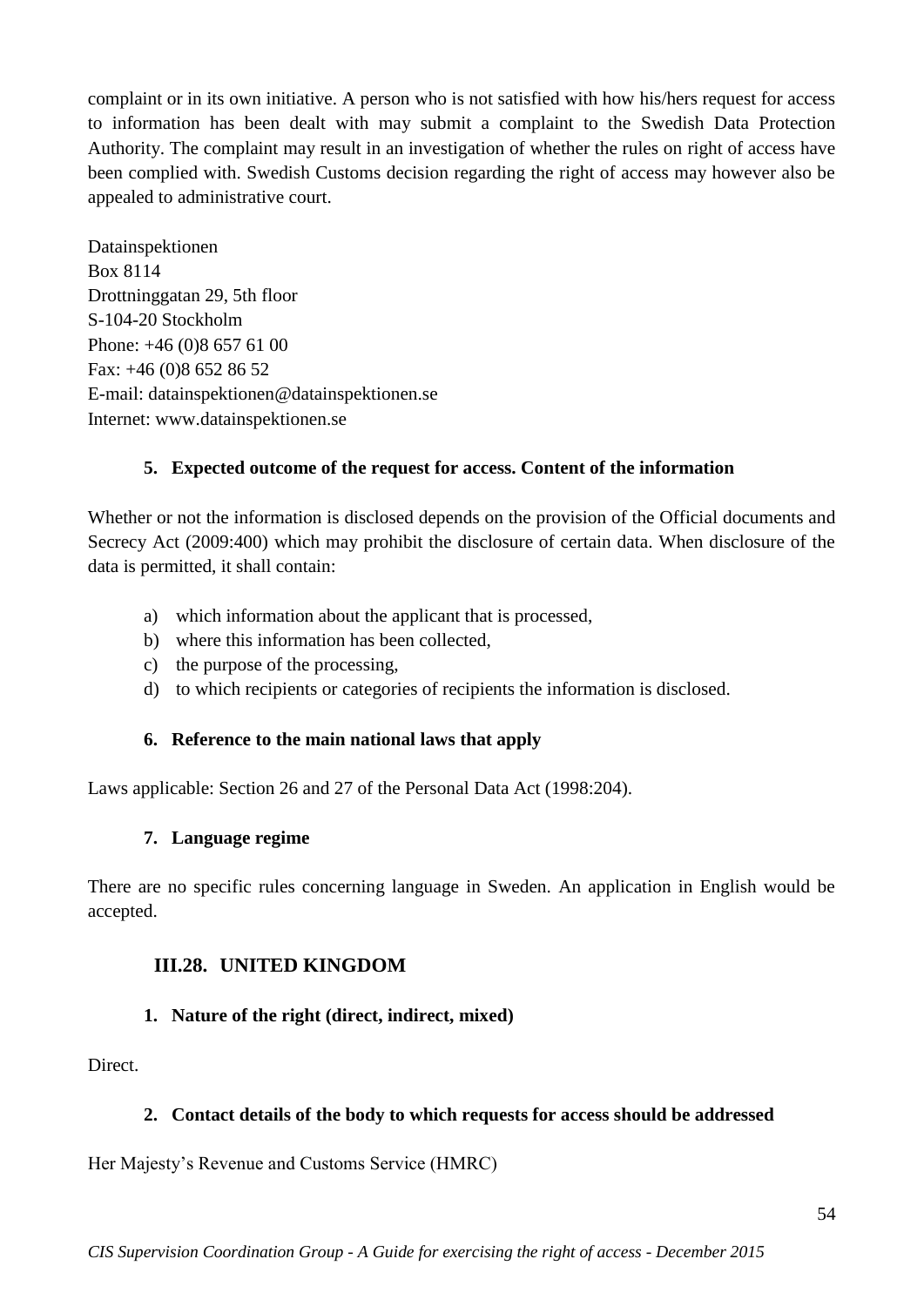complaint or in its own initiative. A person who is not satisfied with how his/hers request for access to information has been dealt with may submit a complaint to the Swedish Data Protection Authority. The complaint may result in an investigation of whether the rules on right of access have been complied with. Swedish Customs decision regarding the right of access may however also be appealed to administrative court.

Datainspektionen
Box 8114
Drottninggatan 29, 5th floor
S-104-20 Stockholm
Phone: +46 (0)8 657 61 00
Fax: +46 (0)8 652 86 52
E-mail: datainspektionen@datainspektionen.se
Internet: www.datainspektionen.se

#### 5. Expected outcome of the request for access. Content of the information

Whether or not the information is disclosed depends on the provision of the Official documents and Secrecy Act (2009:400) which may prohibit the disclosure of certain data. When disclosure of the data is permitted, it shall contain:

a) which information about the applicant that is processed,
b) where this information has been collected,
c) the purpose of the processing,
d) to which recipients or categories of recipients the information is disclosed.

#### 6. Reference to the main national laws that apply

Laws applicable: Section 26 and 27 of the Personal Data Act (1998:204).

#### 7. Language regime

There are no specific rules concerning language in Sweden. An application in English would be accepted.

### III.28. UNITED KINGDOM

#### 1. Nature of the right (direct, indirect, mixed)

Direct.

#### 2. Contact details of the body to which requests for access should be addressed

Her Majesty's Revenue and Customs Service (HMRC)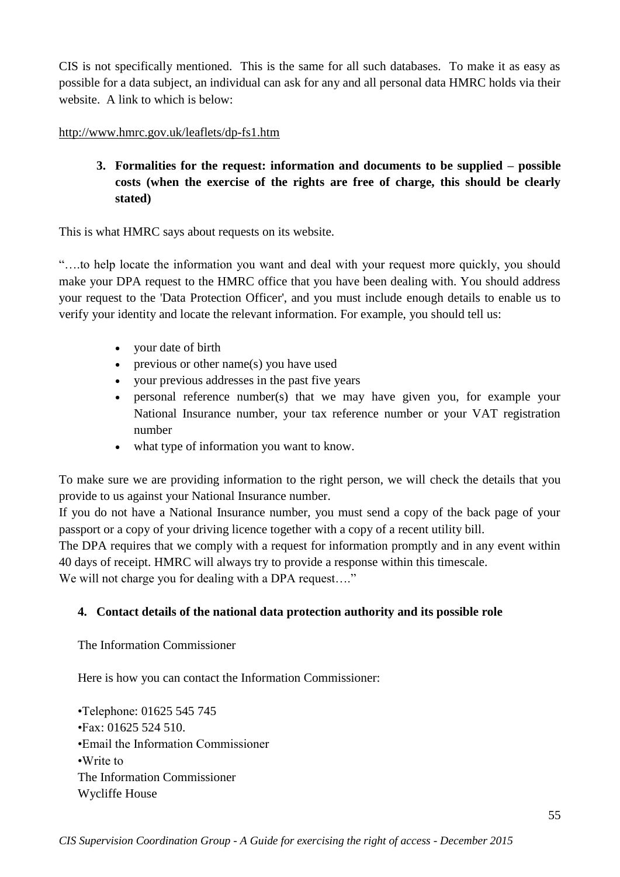CIS is not specifically mentioned. This is the same for all such databases. To make it as easy as possible for a data subject, an individual can ask for any and all personal data HMRC holds via their website. A link to which is below:

http://www.hmrc.gov.uk/leaflets/dp-fs1.htm

**3. Formalities for the request: information and documents to be supplied – possible costs (when the exercise of the rights are free of charge, this should be clearly stated)**

This is what HMRC says about requests on its website.

"….to help locate the information you want and deal with your request more quickly, you should make your DPA request to the HMRC office that you have been dealing with. You should address your request to the 'Data Protection Officer', and you must include enough details to enable us to verify your identity and locate the relevant information. For example, you should tell us:

- your date of birth
- previous or other name(s) you have used
- your previous addresses in the past five years
- personal reference number(s) that we may have given you, for example your National Insurance number, your tax reference number or your VAT registration number
- what type of information you want to know.

To make sure we are providing information to the right person, we will check the details that you provide to us against your National Insurance number.

If you do not have a National Insurance number, you must send a copy of the back page of your passport or a copy of your driving licence together with a copy of a recent utility bill.

The DPA requires that we comply with a request for information promptly and in any event within 40 days of receipt. HMRC will always try to provide a response within this timescale.

We will not charge you for dealing with a DPA request…."

**4. Contact details of the national data protection authority and its possible role**

The Information Commissioner

Here is how you can contact the Information Commissioner:

•Telephone: 01625 545 745
•Fax: 01625 524 510.
•Email the Information Commissioner
•Write to
The Information Commissioner
Wycliffe House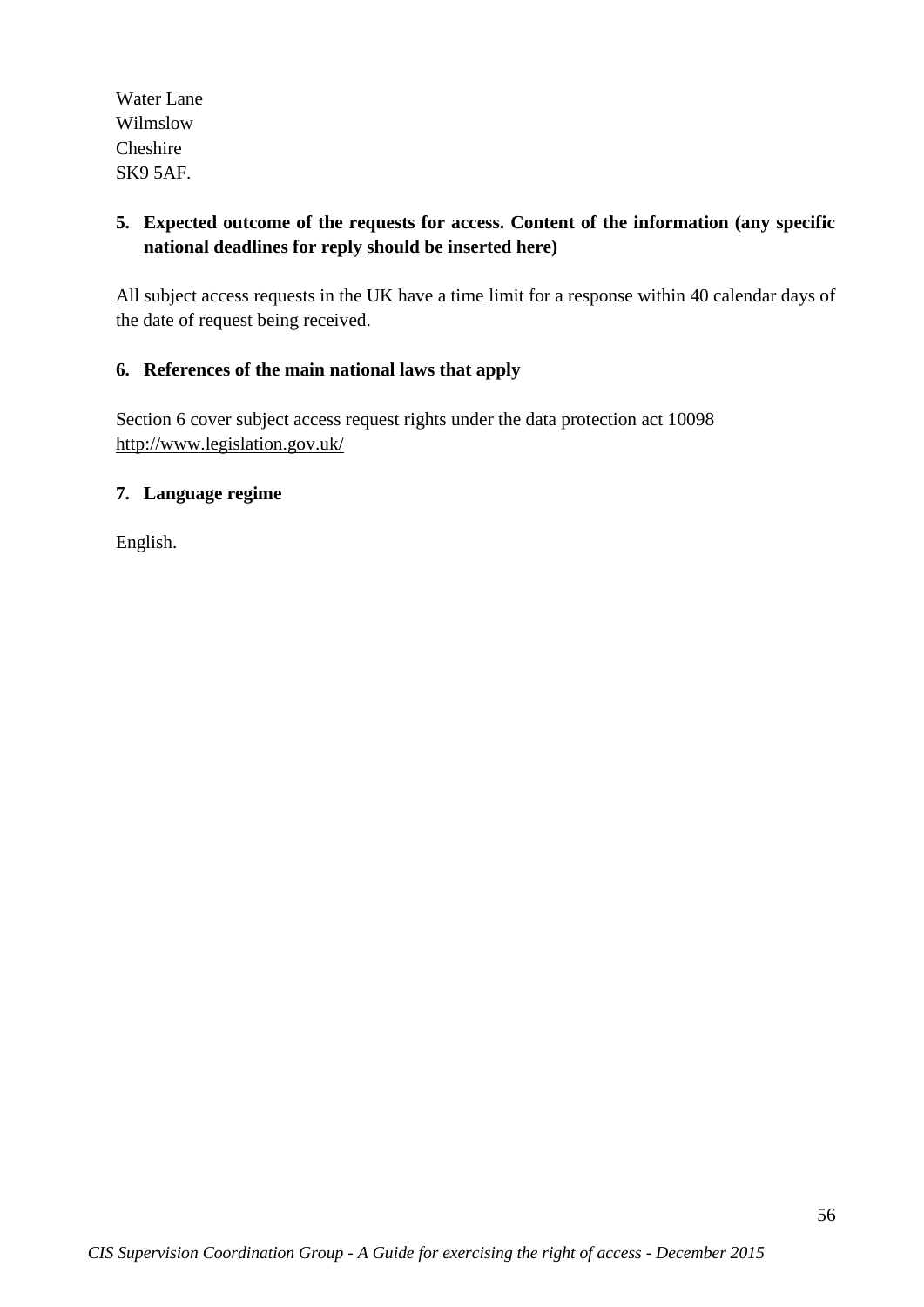Water Lane
Wilmslow
Cheshire
SK9 5AF.

**5. Expected outcome of the requests for access. Content of the information (any specific national deadlines for reply should be inserted here)**

All subject access requests in the UK have a time limit for a response within 40 calendar days of the date of request being received.

**6. References of the main national laws that apply**

Section 6 cover subject access request rights under the data protection act 10098
http://www.legislation.gov.uk/

**7. Language regime**

English.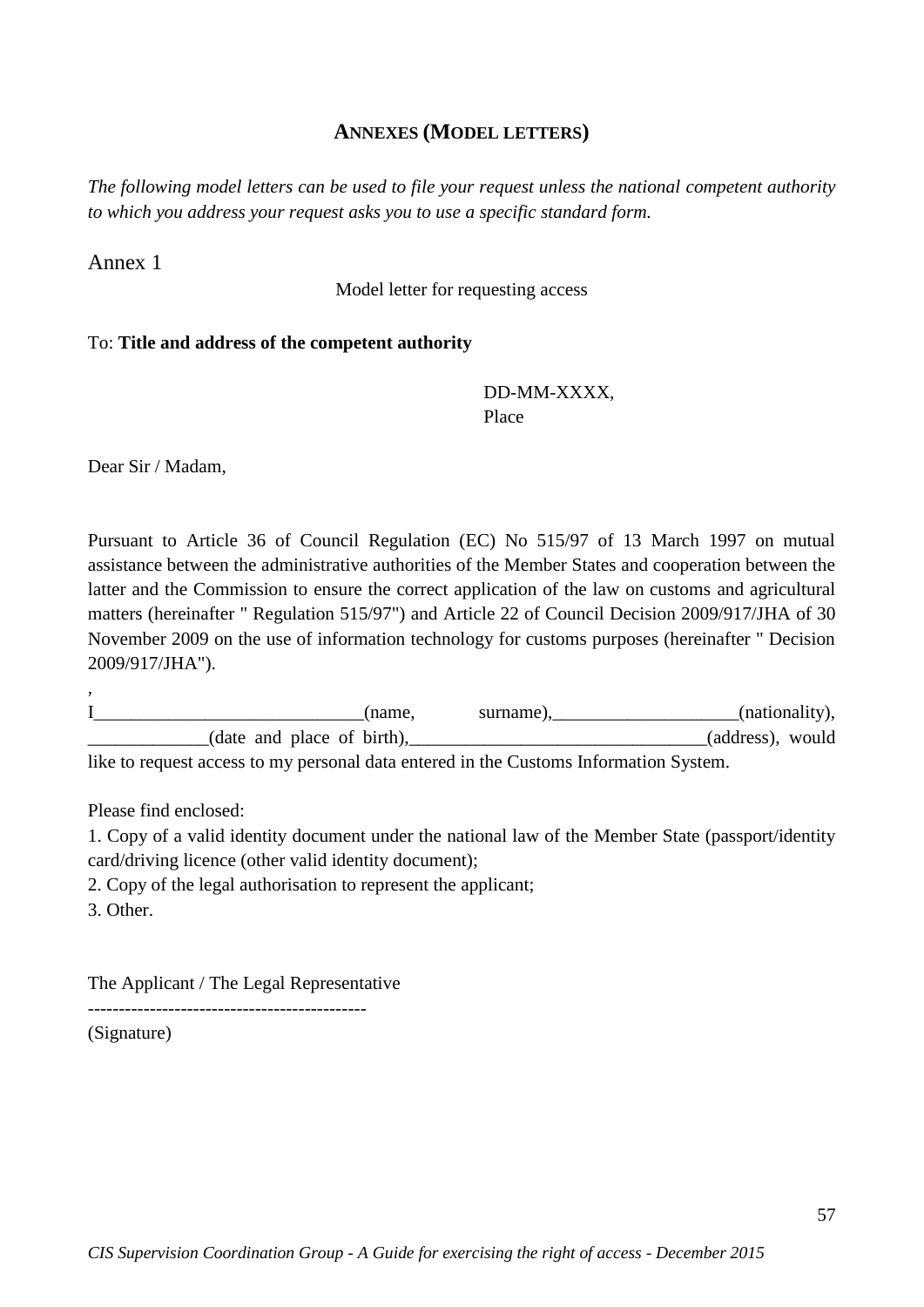## ANNEXES (MODEL LETTERS)

*The following model letters can be used to file your request unless the national competent authority to which you address your request asks you to use a specific standard form.*

Annex 1

Model letter for requesting access

To: **Title and address of the competent authority**

DD-MM-XXXX,
Place

Dear Sir / Madam,

Pursuant to Article 36 of Council Regulation (EC) No 515/97 of 13 March 1997 on mutual assistance between the administrative authorities of the Member States and cooperation between the latter and the Commission to ensure the correct application of the law on customs and agricultural matters (hereinafter " Regulation 515/97") and Article 22 of Council Decision 2009/917/JHA of 30 November 2009 on the use of information technology for customs purposes (hereinafter " Decision 2009/917/JHA").

,

I_____________________________(name, surname),____________________(nationality), _____________(date and place of birth),________________________________(address), would like to request access to my personal data entered in the Customs Information System.

Please find enclosed:

1. Copy of a valid identity document under the national law of the Member State (passport/identity card/driving licence (other valid identity document);
2. Copy of the legal authorisation to represent the applicant;
3. Other.

The Applicant / The Legal Representative

--------------------------------------------

(Signature)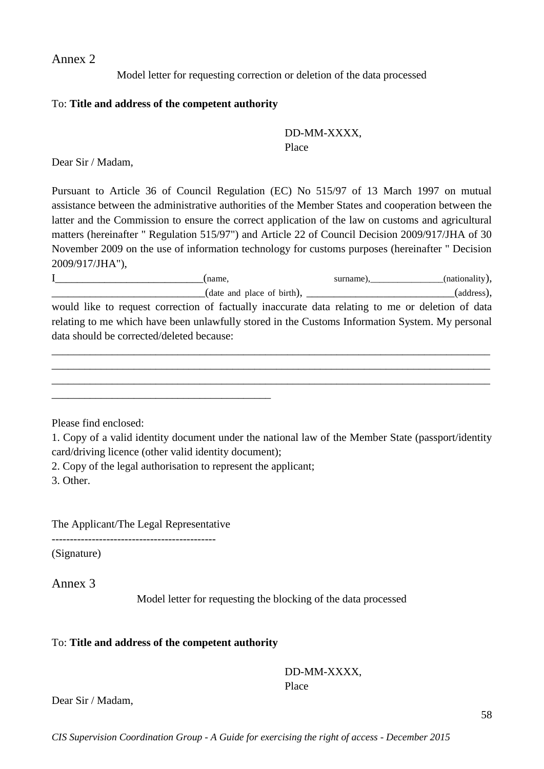# Annex 2

Model letter for requesting correction or deletion of the data processed

To: **Title and address of the competent authority**

DD-MM-XXXX,
Place

Dear Sir / Madam,

Pursuant to Article 36 of Council Regulation (EC) No 515/97 of 13 March 1997 on mutual assistance between the administrative authorities of the Member States and cooperation between the latter and the Commission to ensure the correct application of the law on customs and agricultural matters (hereinafter " Regulation 515/97") and Article 22 of Council Decision 2009/917/JHA of 30 November 2009 on the use of information technology for customs purposes (hereinafter " Decision 2009/917/JHA"),

I____________________________(name, surname),_______________(nationality), _____________________________(date and place of birth), _____________________________(address), would like to request correction of factually inaccurate data relating to me or deletion of data relating to me which have been unlawfully stored in the Customs Information System. My personal data should be corrected/deleted because:

_____________________________________________________________________________________
_____________________________________________________________________________________
_____________________________________________________________________________________
__________________________________________

Please find enclosed:

1. Copy of a valid identity document under the national law of the Member State (passport/identity card/driving licence (other valid identity document);
2. Copy of the legal authorisation to represent the applicant;
3. Other.

The Applicant/The Legal Representative

---------------------------------------------
(Signature)

# Annex 3

Model letter for requesting the blocking of the data processed

To: **Title and address of the competent authority**

DD-MM-XXXX,
Place

Dear Sir / Madam,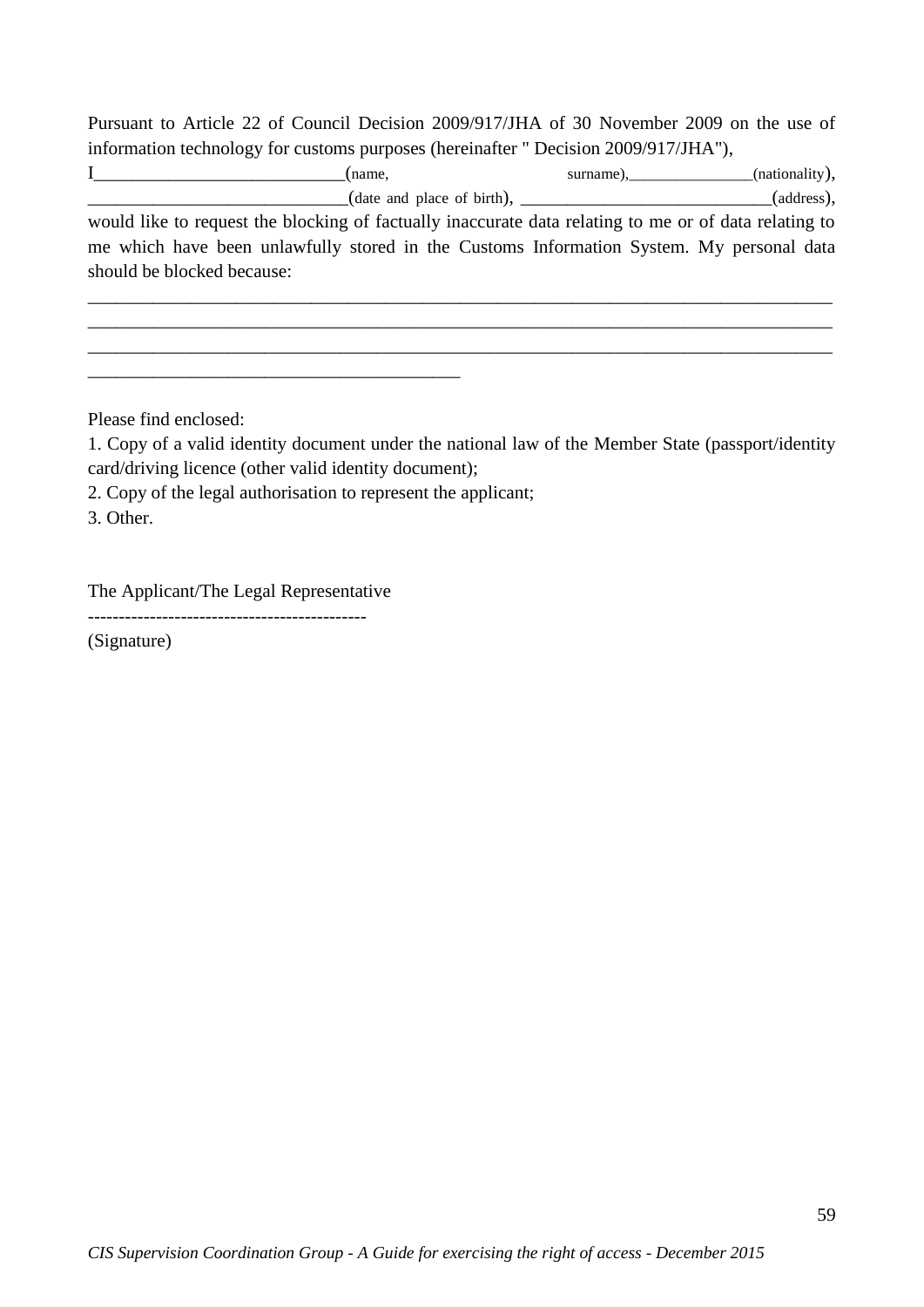Pursuant to Article 22 of Council Decision 2009/917/JHA of 30 November 2009 on the use of information technology for customs purposes (hereinafter " Decision 2009/917/JHA"),

I____________________________(name, surname),_______________(nationality), _____________________________(date and place of birth), _____________________________(address), would like to request the blocking of factually inaccurate data relating to me or of data relating to me which have been unlawfully stored in the Customs Information System. My personal data should be blocked because:

_____________________________________________________________________________________
_____________________________________________________________________________________
_____________________________________________________________________________________
__________________________________________

Please find enclosed:

1. Copy of a valid identity document under the national law of the Member State (passport/identity card/driving licence (other valid identity document);
2. Copy of the legal authorisation to represent the applicant;
3. Other.

The Applicant/The Legal Representative

--------------------------------------------

(Signature)